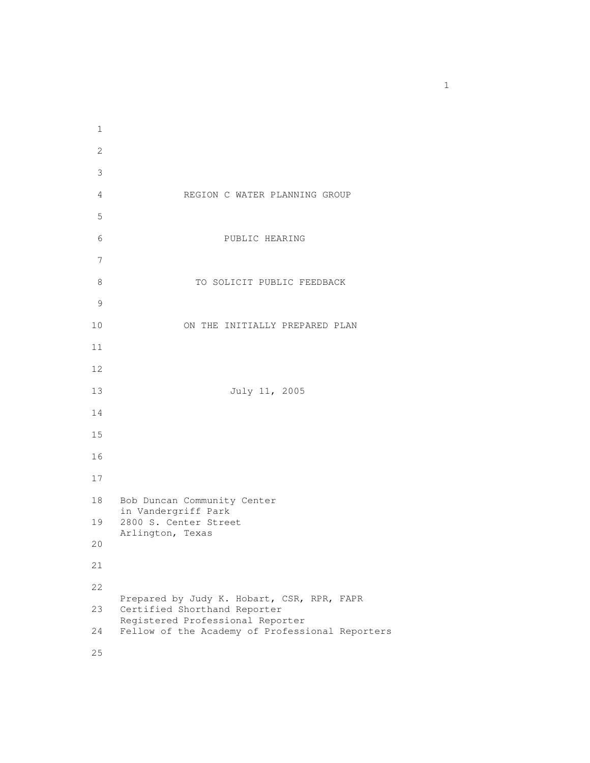REGION C WATER PLANNING GROUP

PUBLIC HEARING

TO SOLICIT PUBLIC FEEDBACK

ON THE INITIALLY PREPARED PLAN

July 11, 2005

Bob Duncan Community Center
in Vandergriff Park
2800 S. Center Street
Arlington, Texas

Prepared by Judy K. Hobart, CSR, RPR, FAPR
Certified Shorthand Reporter
Registered Professional Reporter
Fellow of the Academy of Professional Reporters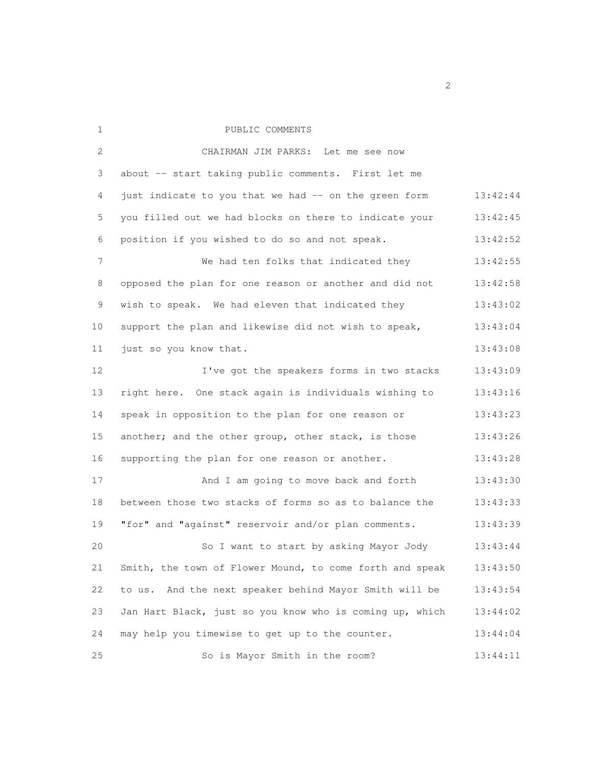PUBLIC COMMENTS

CHAIRMAN JIM PARKS: Let me see now about -- start taking public comments. First let me just indicate to you that we had -- on the green form you filled out we had blocks on there to indicate your position if you wished to do so and not speak.

We had ten folks that indicated they opposed the plan for one reason or another and did not wish to speak. We had eleven that indicated they support the plan and likewise did not wish to speak, just so you know that.

I've got the speakers forms in two stacks right here. One stack again is individuals wishing to speak in opposition to the plan for one reason or another; and the other group, other stack, is those supporting the plan for one reason or another.

And I am going to move back and forth between those two stacks of forms so as to balance the "for" and "against" reservoir and/or plan comments.

So I want to start by asking Mayor Jody Smith, the town of Flower Mound, to come forth and speak to us. And the next speaker behind Mayor Smith will be Jan Hart Black, just so you know who is coming up, which may help you timewise to get up to the counter.

So is Mayor Smith in the room?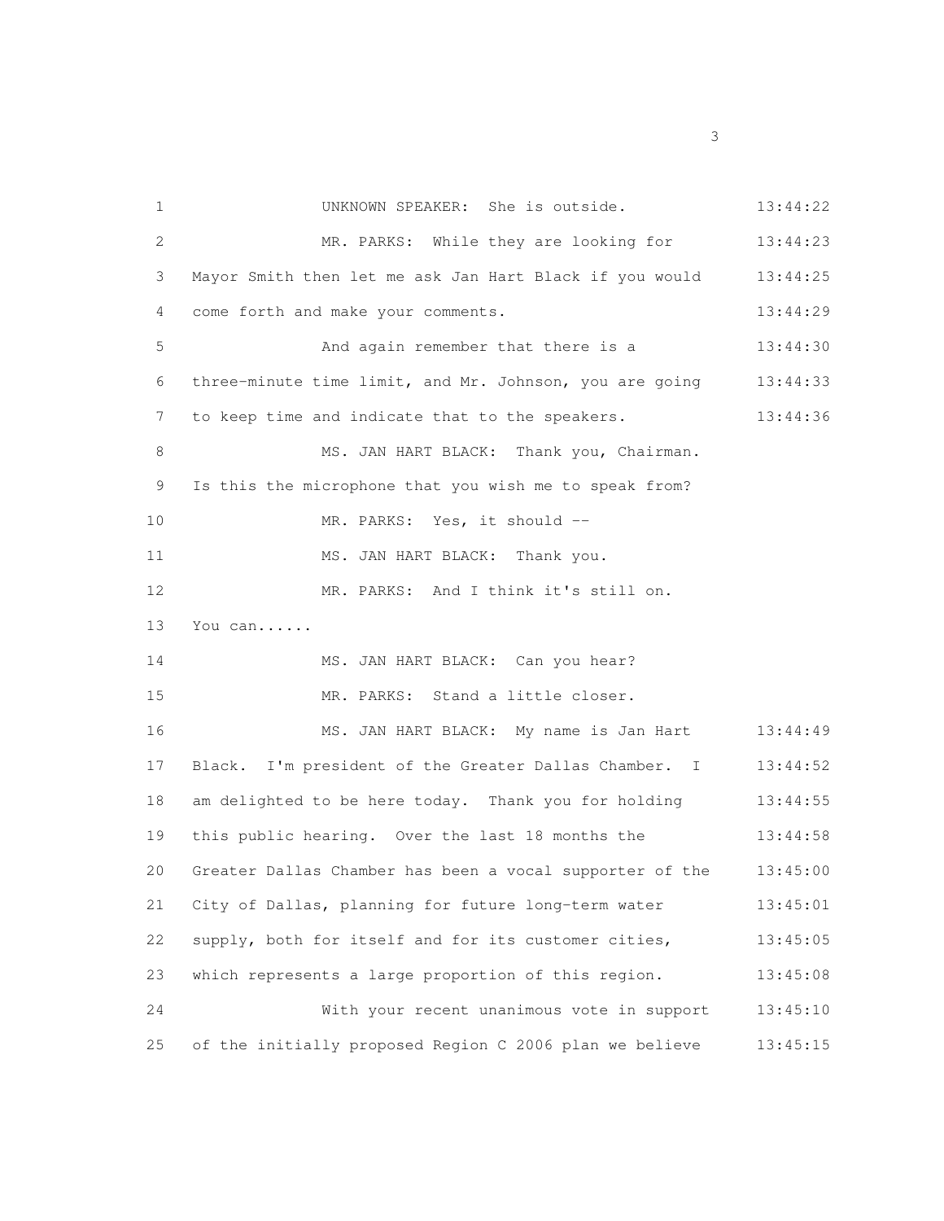UNKNOWN SPEAKER: She is outside.

MR. PARKS: While they are looking for Mayor Smith then let me ask Jan Hart Black if you would come forth and make your comments.

And again remember that there is a three-minute time limit, and Mr. Johnson, you are going to keep time and indicate that to the speakers.

MS. JAN HART BLACK: Thank you, Chairman. Is this the microphone that you wish me to speak from?

MR. PARKS: Yes, it should --

MS. JAN HART BLACK: Thank you.

MR. PARKS: And I think it's still on. You can......

MS. JAN HART BLACK: Can you hear?

MR. PARKS: Stand a little closer.

MS. JAN HART BLACK: My name is Jan Hart Black. I'm president of the Greater Dallas Chamber. I am delighted to be here today. Thank you for holding this public hearing. Over the last 18 months the Greater Dallas Chamber has been a vocal supporter of the City of Dallas, planning for future long-term water supply, both for itself and for its customer cities, which represents a large proportion of this region.

With your recent unanimous vote in support of the initially proposed Region C 2006 plan we believe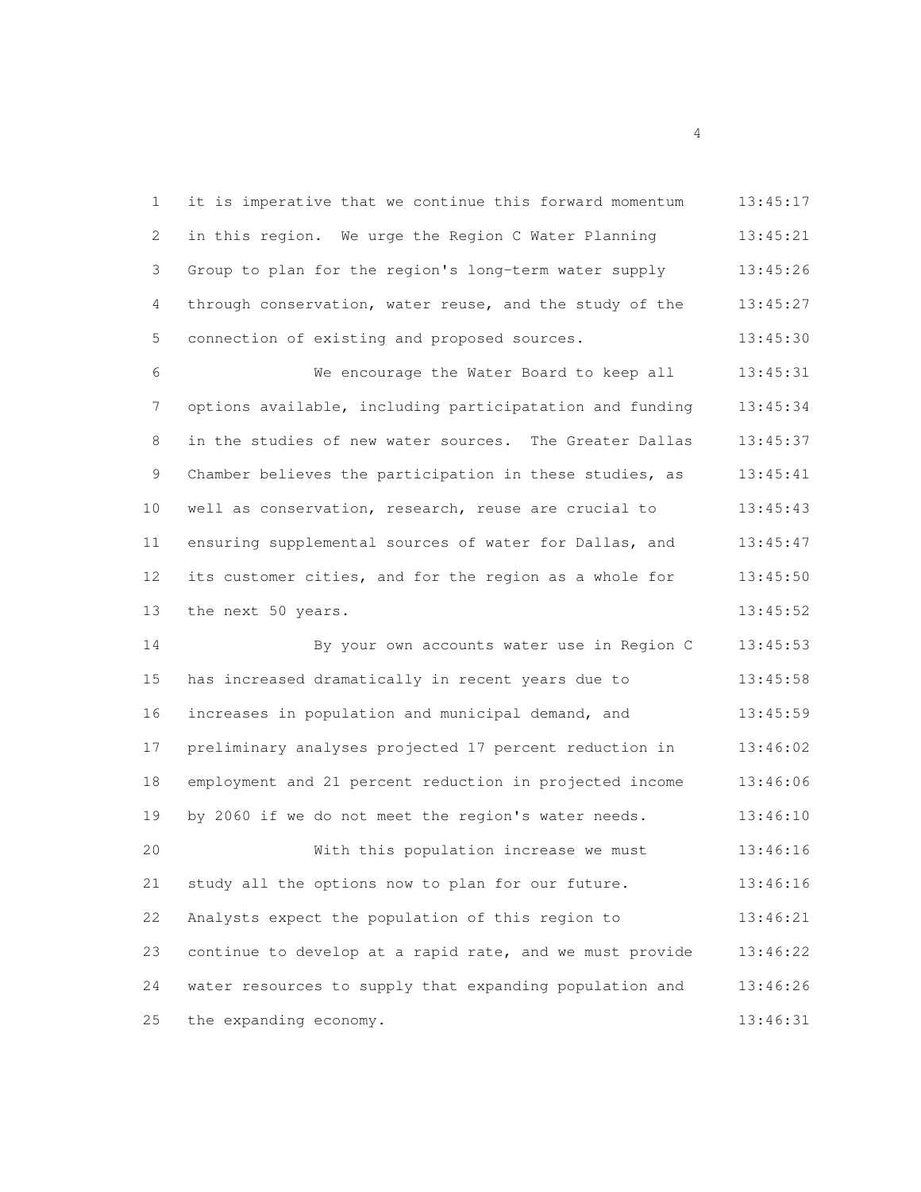it is imperative that we continue this forward momentum in this region. We urge the Region C Water Planning Group to plan for the region's long-term water supply through conservation, water reuse, and the study of the connection of existing and proposed sources.

We encourage the Water Board to keep all options available, including participatation and funding in the studies of new water sources. The Greater Dallas Chamber believes the participation in these studies, as well as conservation, research, reuse are crucial to ensuring supplemental sources of water for Dallas, and its customer cities, and for the region as a whole for the next 50 years.

By your own accounts water use in Region C has increased dramatically in recent years due to increases in population and municipal demand, and preliminary analyses projected 17 percent reduction in employment and 21 percent reduction in projected income by 2060 if we do not meet the region's water needs.

With this population increase we must study all the options now to plan for our future. Analysts expect the population of this region to continue to develop at a rapid rate, and we must provide water resources to supply that expanding population and the expanding economy.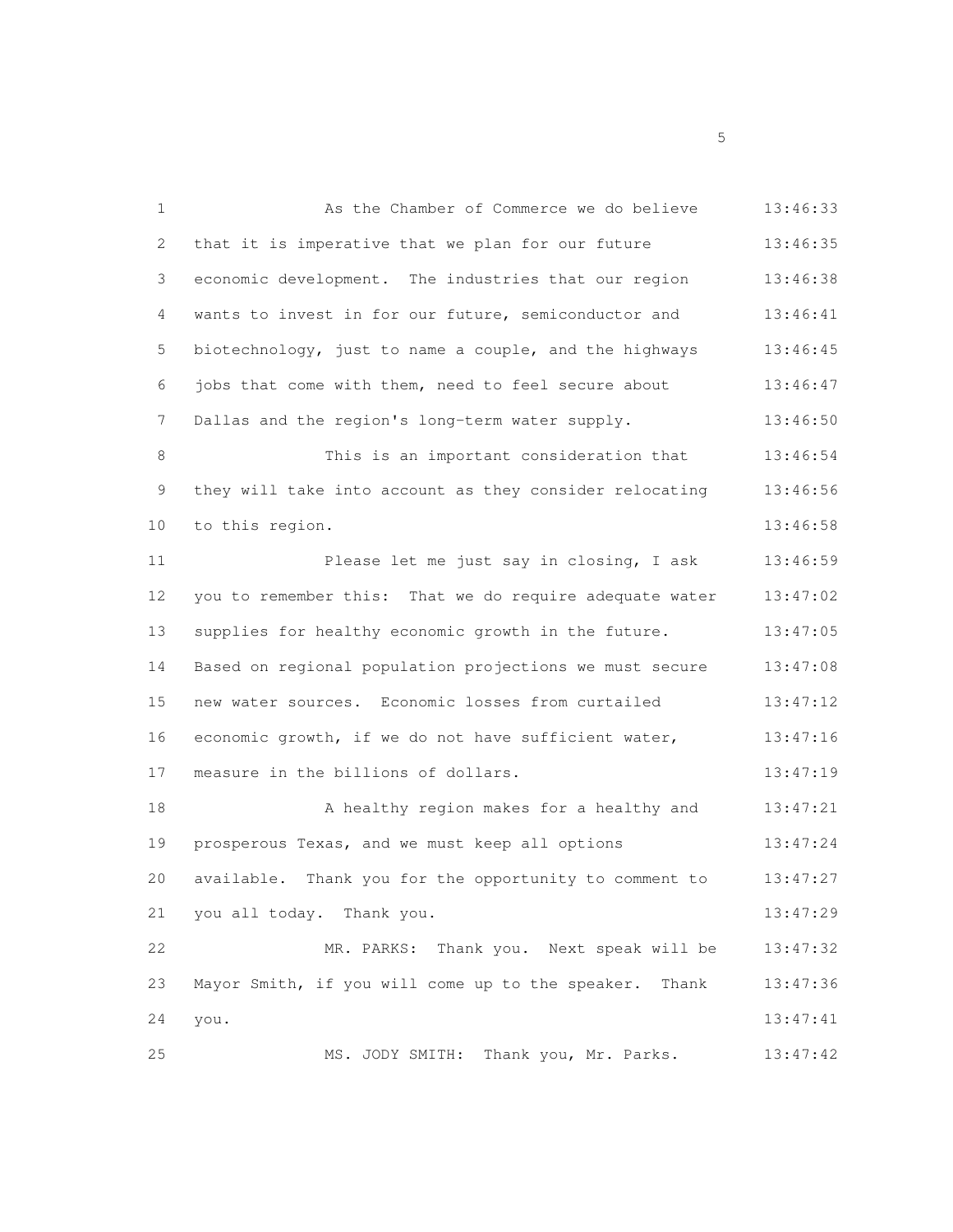As the Chamber of Commerce we do believe that it is imperative that we plan for our future economic development. The industries that our region wants to invest in for our future, semiconductor and biotechnology, just to name a couple, and the highways jobs that come with them, need to feel secure about Dallas and the region's long-term water supply.

This is an important consideration that they will take into account as they consider relocating to this region.

Please let me just say in closing, I ask you to remember this: That we do require adequate water supplies for healthy economic growth in the future. Based on regional population projections we must secure new water sources. Economic losses from curtailed economic growth, if we do not have sufficient water, measure in the billions of dollars.

A healthy region makes for a healthy and prosperous Texas, and we must keep all options available. Thank you for the opportunity to comment to you all today. Thank you.

MR. PARKS: Thank you. Next speak will be Mayor Smith, if you will come up to the speaker. Thank you.

MS. JODY SMITH: Thank you, Mr. Parks.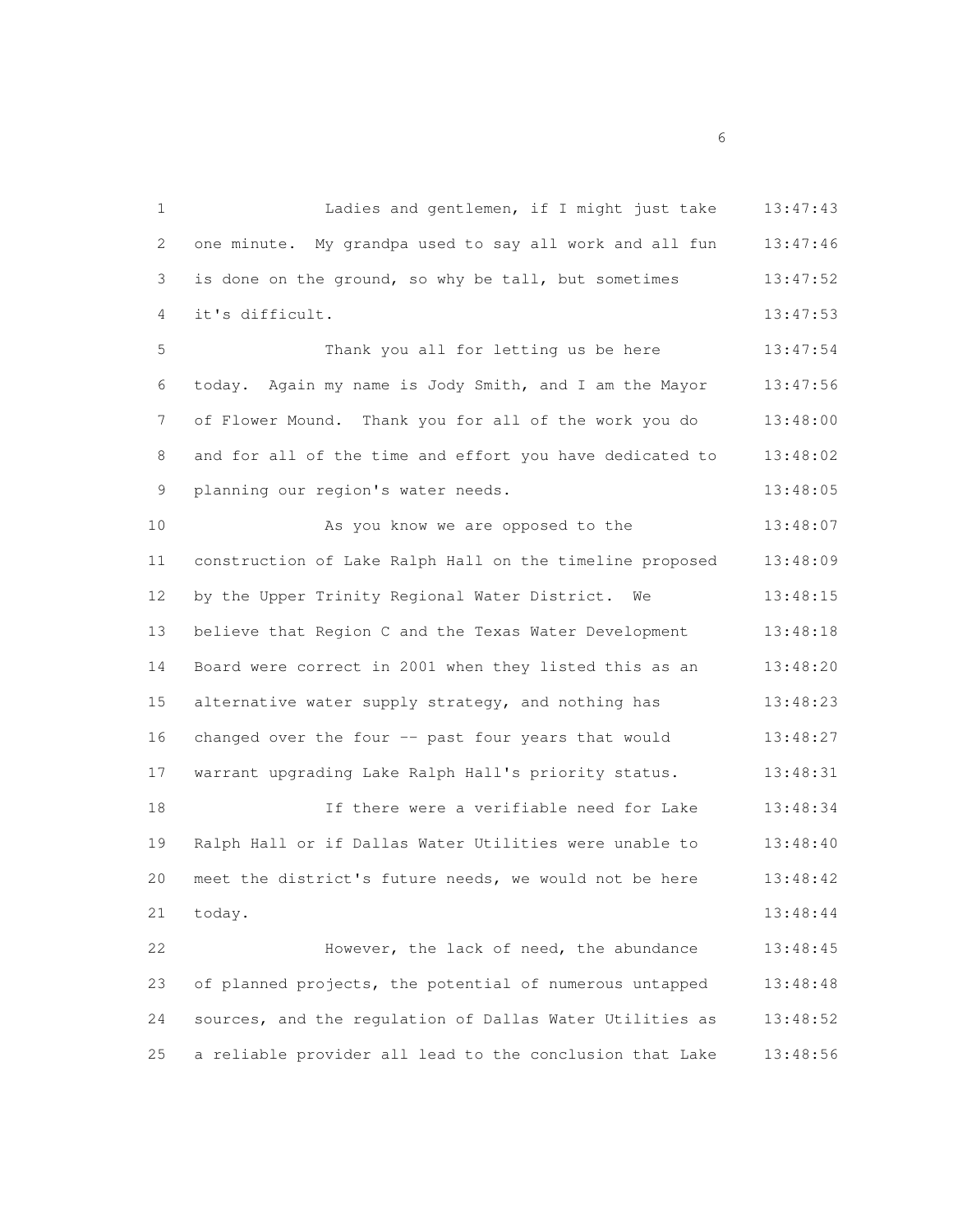Ladies and gentlemen, if I might just take one minute. My grandpa used to say all work and all fun is done on the ground, so why be tall, but sometimes it's difficult.

Thank you all for letting us be here today. Again my name is Jody Smith, and I am the Mayor of Flower Mound. Thank you for all of the work you do and for all of the time and effort you have dedicated to planning our region's water needs.

As you know we are opposed to the construction of Lake Ralph Hall on the timeline proposed by the Upper Trinity Regional Water District. We believe that Region C and the Texas Water Development Board were correct in 2001 when they listed this as an alternative water supply strategy, and nothing has changed over the four -- past four years that would warrant upgrading Lake Ralph Hall's priority status.

If there were a verifiable need for Lake Ralph Hall or if Dallas Water Utilities were unable to meet the district's future needs, we would not be here today.

However, the lack of need, the abundance of planned projects, the potential of numerous untapped sources, and the regulation of Dallas Water Utilities as a reliable provider all lead to the conclusion that Lake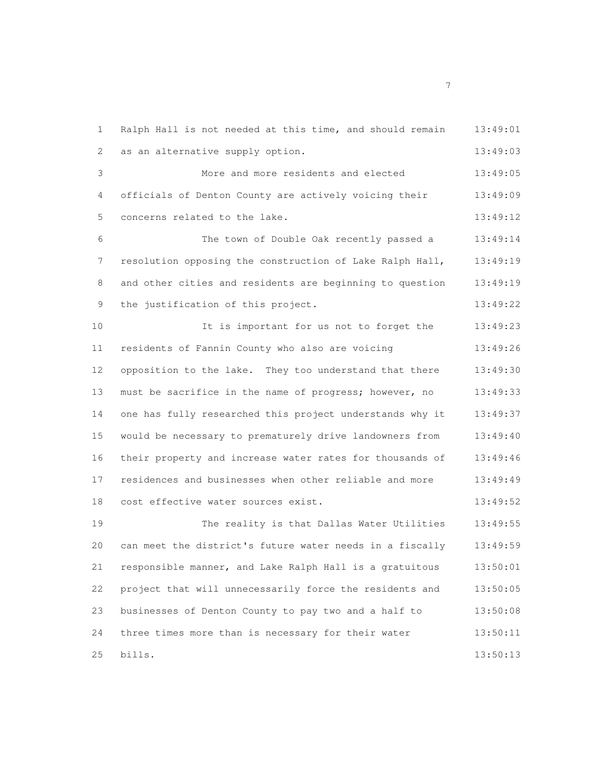Ralph Hall is not needed at this time, and should remain as an alternative supply option.

More and more residents and elected officials of Denton County are actively voicing their concerns related to the lake.

The town of Double Oak recently passed a resolution opposing the construction of Lake Ralph Hall, and other cities and residents are beginning to question the justification of this project.

It is important for us not to forget the residents of Fannin County who also are voicing opposition to the lake. They too understand that there must be sacrifice in the name of progress; however, no one has fully researched this project understands why it would be necessary to prematurely drive landowners from their property and increase water rates for thousands of residences and businesses when other reliable and more cost effective water sources exist.

The reality is that Dallas Water Utilities can meet the district's future water needs in a fiscally responsible manner, and Lake Ralph Hall is a gratuitous project that will unnecessarily force the residents and businesses of Denton County to pay two and a half to three times more than is necessary for their water bills.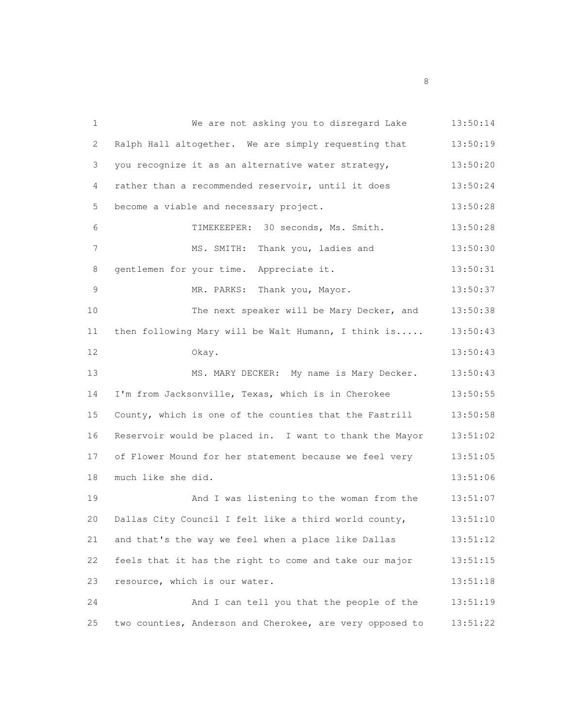We are not asking you to disregard Lake Ralph Hall altogether. We are simply requesting that you recognize it as an alternative water strategy, rather than a recommended reservoir, until it does become a viable and necessary project.

TIMEKEEPER: 30 seconds, Ms. Smith.

MS. SMITH: Thank you, ladies and gentlemen for your time. Appreciate it.

MR. PARKS: Thank you, Mayor.

The next speaker will be Mary Decker, and then following Mary will be Walt Humann, I think is.....

Okay.

MS. MARY DECKER: My name is Mary Decker. I'm from Jacksonville, Texas, which is in Cherokee County, which is one of the counties that the Fastrill Reservoir would be placed in. I want to thank the Mayor of Flower Mound for her statement because we feel very much like she did.

And I was listening to the woman from the Dallas City Council I felt like a third world county, and that's the way we feel when a place like Dallas feels that it has the right to come and take our major resource, which is our water.

And I can tell you that the people of the two counties, Anderson and Cherokee, are very opposed to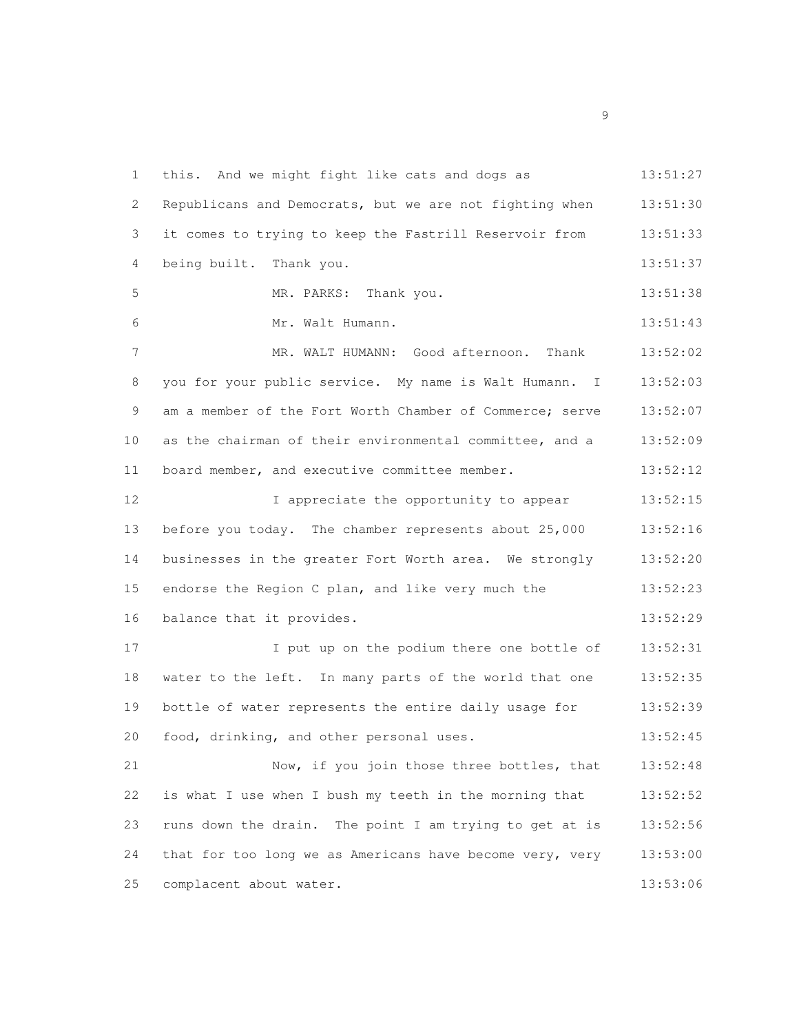1 this. And we might fight like cats and dogs as 13:51:27
2 Republicans and Democrats, but we are not fighting when 13:51:30
3 it comes to trying to keep the Fastrill Reservoir from 13:51:33
4 being built. Thank you. 13:51:37
5 MR. PARKS: Thank you. 13:51:38
6 Mr. Walt Humann. 13:51:43
7 MR. WALT HUMANN: Good afternoon. Thank 13:52:02
8 you for your public service. My name is Walt Humann. I 13:52:03
9 am a member of the Fort Worth Chamber of Commerce; serve 13:52:07
10 as the chairman of their environmental committee, and a 13:52:09
11 board member, and executive committee member. 13:52:12
12 I appreciate the opportunity to appear 13:52:15
13 before you today. The chamber represents about 25,000 13:52:16
14 businesses in the greater Fort Worth area. We strongly 13:52:20
15 endorse the Region C plan, and like very much the 13:52:23
16 balance that it provides. 13:52:29
17 I put up on the podium there one bottle of 13:52:31
18 water to the left. In many parts of the world that one 13:52:35
19 bottle of water represents the entire daily usage for 13:52:39
20 food, drinking, and other personal uses. 13:52:45
21 Now, if you join those three bottles, that 13:52:48
22 is what I use when I bush my teeth in the morning that 13:52:52
23 runs down the drain. The point I am trying to get at is 13:52:56
24 that for too long we as Americans have become very, very 13:53:00
25 complacent about water. 13:53:06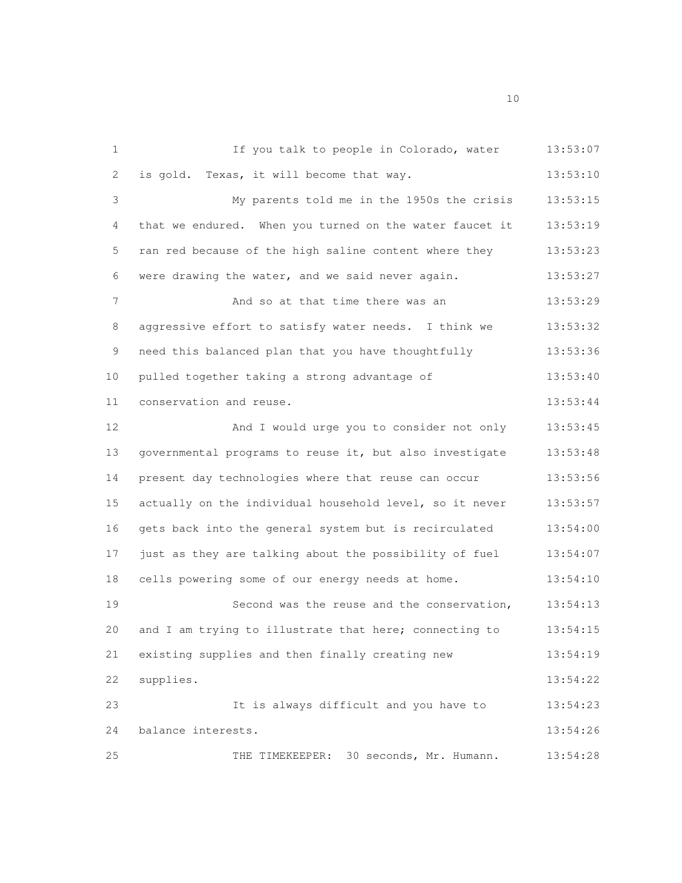If you talk to people in Colorado, water is gold. Texas, it will become that way.

My parents told me in the 1950s the crisis that we endured. When you turned on the water faucet it ran red because of the high saline content where they were drawing the water, and we said never again.

And so at that time there was an aggressive effort to satisfy water needs. I think we need this balanced plan that you have thoughtfully pulled together taking a strong advantage of conservation and reuse.

And I would urge you to consider not only governmental programs to reuse it, but also investigate present day technologies where that reuse can occur actually on the individual household level, so it never gets back into the general system but is recirculated just as they are talking about the possibility of fuel cells powering some of our energy needs at home.

Second was the reuse and the conservation, and I am trying to illustrate that here; connecting to existing supplies and then finally creating new supplies.

It is always difficult and you have to balance interests.

THE TIMEKEEPER: 30 seconds, Mr. Humann.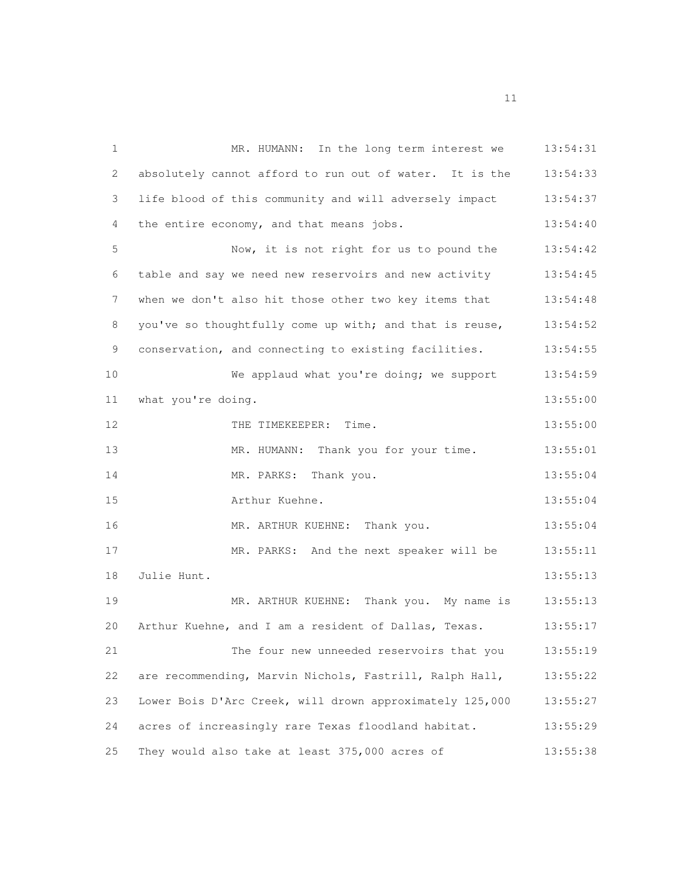1 MR. HUMANN: In the long term interest we 13:54:31
2 absolutely cannot afford to run out of water. It is the 13:54:33
3 life blood of this community and will adversely impact 13:54:37
4 the entire economy, and that means jobs. 13:54:40
5 Now, it is not right for us to pound the 13:54:42
6 table and say we need new reservoirs and new activity 13:54:45
7 when we don't also hit those other two key items that 13:54:48
8 you've so thoughtfully come up with; and that is reuse, 13:54:52
9 conservation, and connecting to existing facilities. 13:54:55
10 We applaud what you're doing; we support 13:54:59
11 what you're doing. 13:55:00
12 THE TIMEKEEPER: Time. 13:55:00
13 MR. HUMANN: Thank you for your time. 13:55:01
14 MR. PARKS: Thank you. 13:55:04
15 Arthur Kuehne. 13:55:04
16 MR. ARTHUR KUEHNE: Thank you. 13:55:04
17 MR. PARKS: And the next speaker will be 13:55:11
18 Julie Hunt. 13:55:13
19 MR. ARTHUR KUEHNE: Thank you. My name is 13:55:13
20 Arthur Kuehne, and I am a resident of Dallas, Texas. 13:55:17
21 The four new unneeded reservoirs that you 13:55:19
22 are recommending, Marvin Nichols, Fastrill, Ralph Hall, 13:55:22
23 Lower Bois D'Arc Creek, will drown approximately 125,000 13:55:27
24 acres of increasingly rare Texas floodland habitat. 13:55:29
25 They would also take at least 375,000 acres of 13:55:38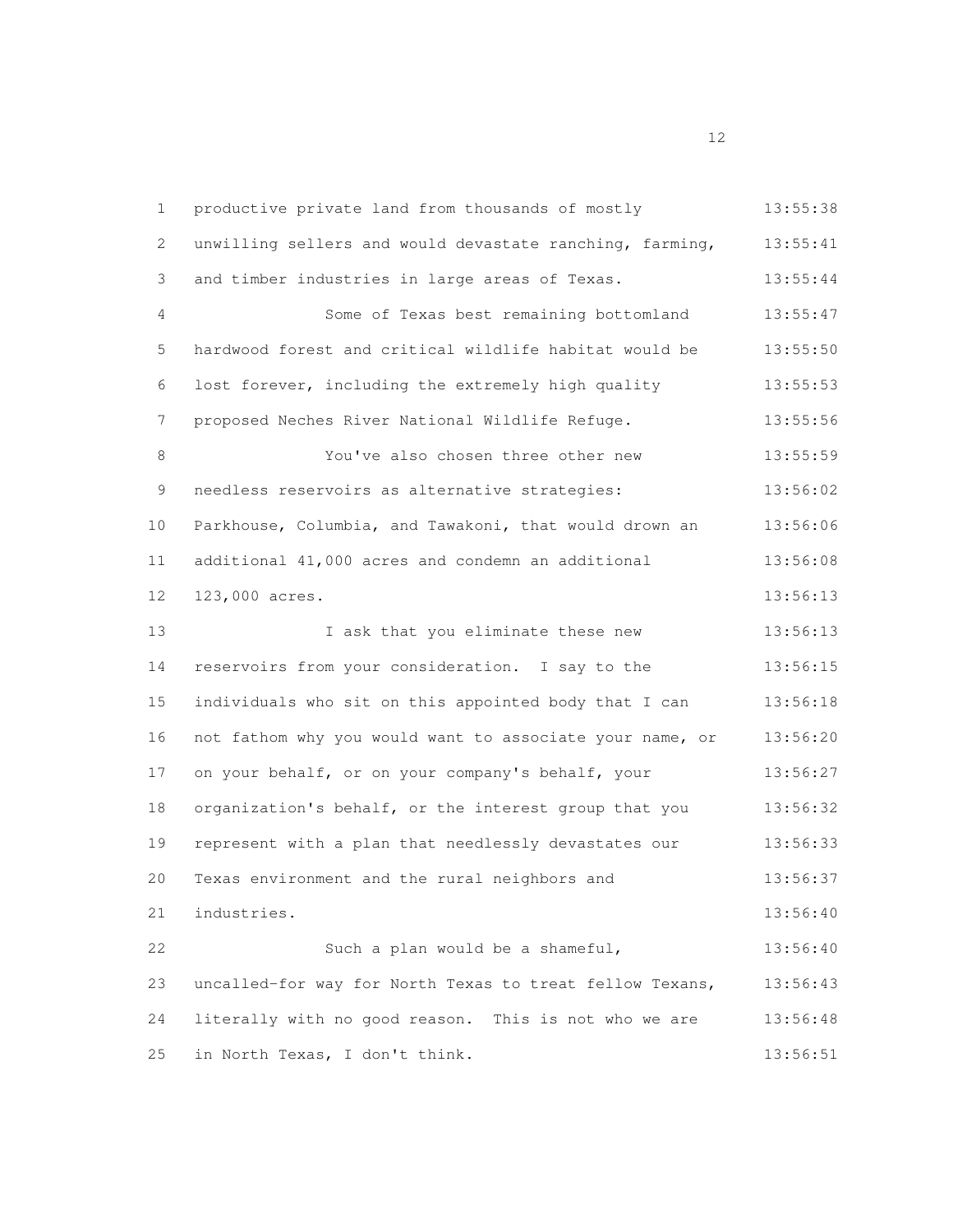productive private land from thousands of mostly unwilling sellers and would devastate ranching, farming, and timber industries in large areas of Texas.

Some of Texas best remaining bottomland hardwood forest and critical wildlife habitat would be lost forever, including the extremely high quality proposed Neches River National Wildlife Refuge.

You've also chosen three other new needless reservoirs as alternative strategies: Parkhouse, Columbia, and Tawakoni, that would drown an additional 41,000 acres and condemn an additional 123,000 acres.

I ask that you eliminate these new reservoirs from your consideration. I say to the individuals who sit on this appointed body that I can not fathom why you would want to associate your name, or on your behalf, or on your company's behalf, your organization's behalf, or the interest group that you represent with a plan that needlessly devastates our Texas environment and the rural neighbors and industries.

Such a plan would be a shameful, uncalled-for way for North Texas to treat fellow Texans, literally with no good reason. This is not who we are in North Texas, I don't think.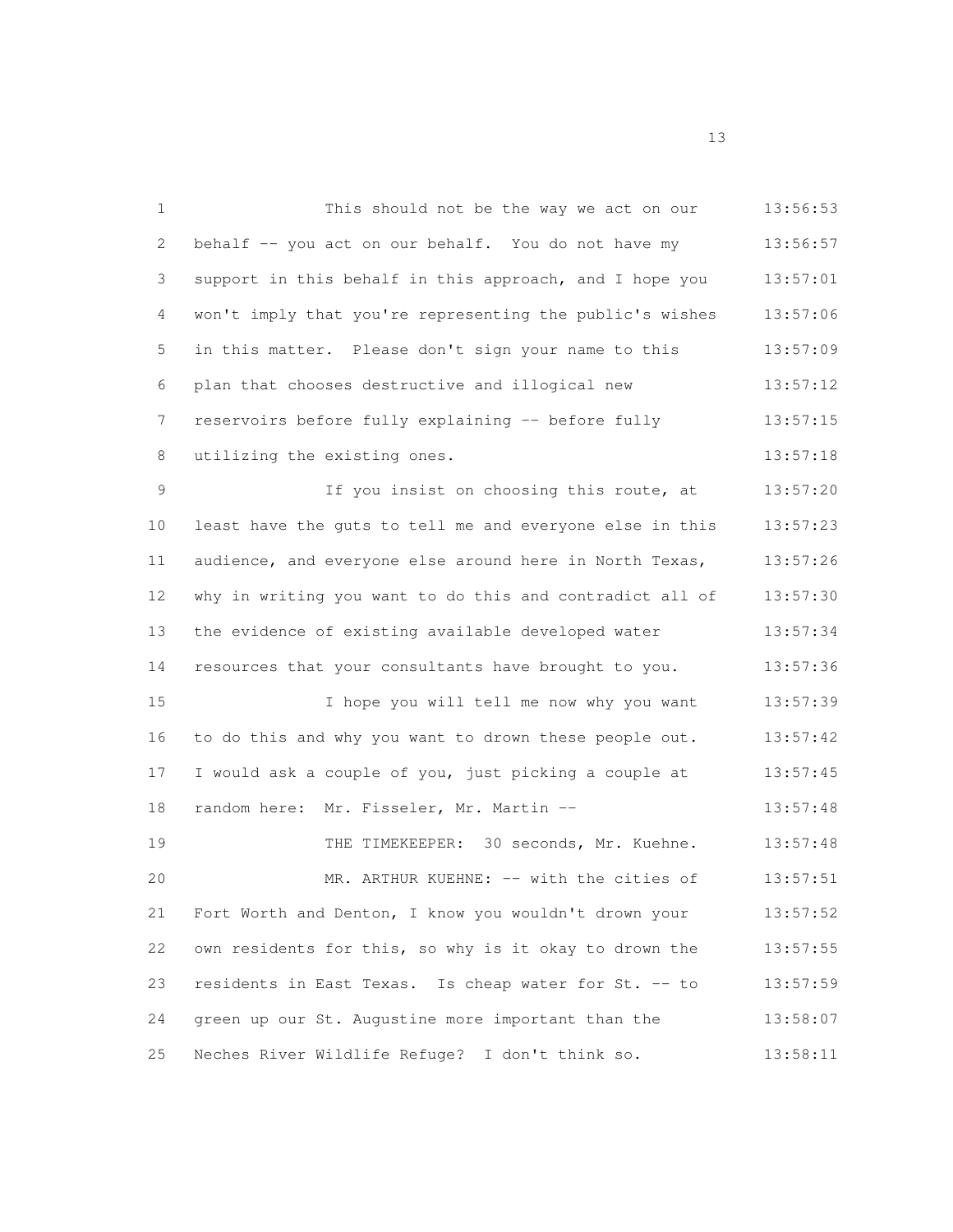This should not be the way we act on our behalf -- you act on our behalf. You do not have my support in this behalf in this approach, and I hope you won't imply that you're representing the public's wishes in this matter. Please don't sign your name to this plan that chooses destructive and illogical new reservoirs before fully explaining -- before fully utilizing the existing ones.

If you insist on choosing this route, at least have the guts to tell me and everyone else in this audience, and everyone else around here in North Texas, why in writing you want to do this and contradict all of the evidence of existing available developed water resources that your consultants have brought to you.

I hope you will tell me now why you want to do this and why you want to drown these people out. I would ask a couple of you, just picking a couple at random here: Mr. Fisseler, Mr. Martin --

THE TIMEKEEPER: 30 seconds, Mr. Kuehne.

MR. ARTHUR KUEHNE: -- with the cities of Fort Worth and Denton, I know you wouldn't drown your own residents for this, so why is it okay to drown the residents in East Texas. Is cheap water for St. -- to green up our St. Augustine more important than the Neches River Wildlife Refuge? I don't think so.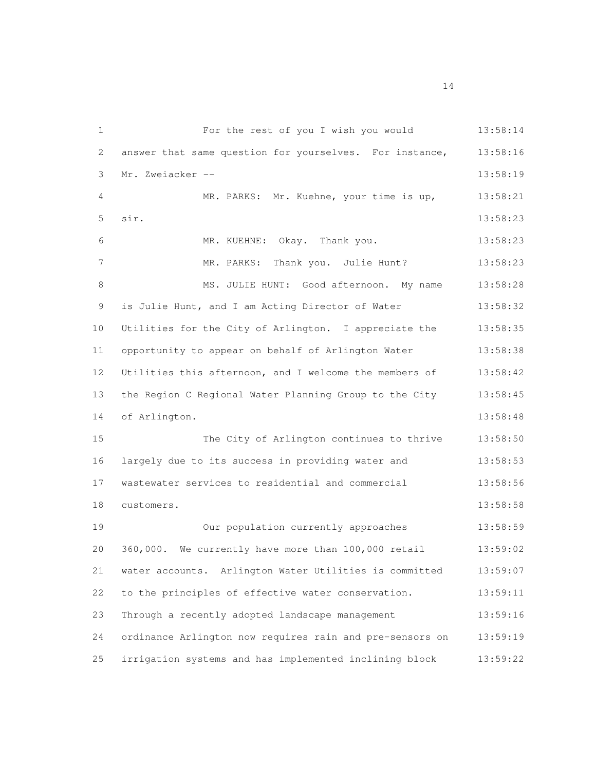For the rest of you I wish you would answer that same question for yourselves. For instance, Mr. Zweiacker --

MR. PARKS: Mr. Kuehne, your time is up, sir.

MR. KUEHNE: Okay. Thank you.

MR. PARKS: Thank you. Julie Hunt?

MS. JULIE HUNT: Good afternoon. My name is Julie Hunt, and I am Acting Director of Water Utilities for the City of Arlington. I appreciate the opportunity to appear on behalf of Arlington Water Utilities this afternoon, and I welcome the members of the Region C Regional Water Planning Group to the City of Arlington.

The City of Arlington continues to thrive largely due to its success in providing water and wastewater services to residential and commercial customers.

Our population currently approaches 360,000. We currently have more than 100,000 retail water accounts. Arlington Water Utilities is committed to the principles of effective water conservation. Through a recently adopted landscape management ordinance Arlington now requires rain and pre-sensors on irrigation systems and has implemented inclining block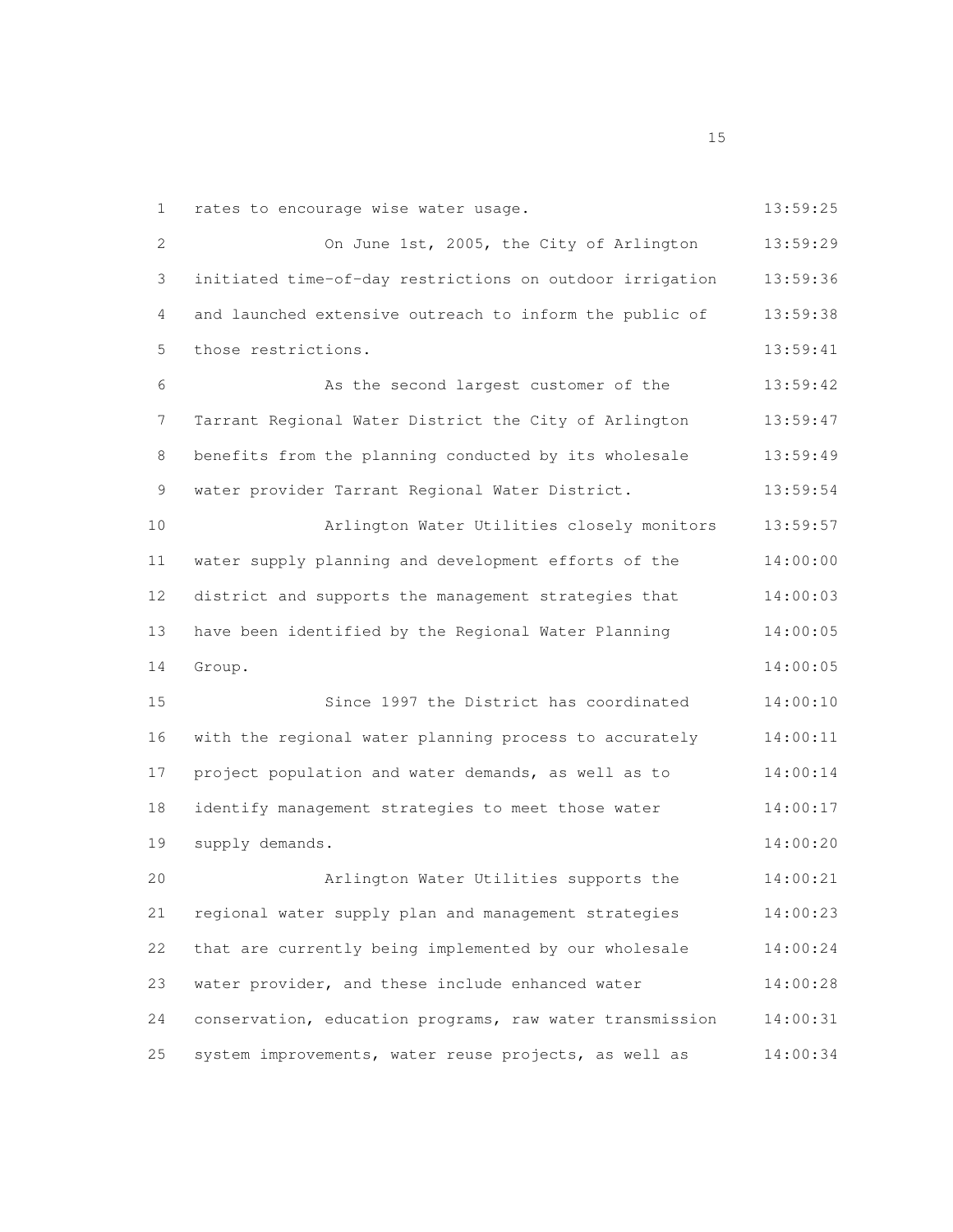rates to encourage wise water usage.

On June 1st, 2005, the City of Arlington initiated time-of-day restrictions on outdoor irrigation and launched extensive outreach to inform the public of those restrictions.

As the second largest customer of the Tarrant Regional Water District the City of Arlington benefits from the planning conducted by its wholesale water provider Tarrant Regional Water District.

Arlington Water Utilities closely monitors water supply planning and development efforts of the district and supports the management strategies that have been identified by the Regional Water Planning Group.

Since 1997 the District has coordinated with the regional water planning process to accurately project population and water demands, as well as to identify management strategies to meet those water supply demands.

Arlington Water Utilities supports the regional water supply plan and management strategies that are currently being implemented by our wholesale water provider, and these include enhanced water conservation, education programs, raw water transmission system improvements, water reuse projects, as well as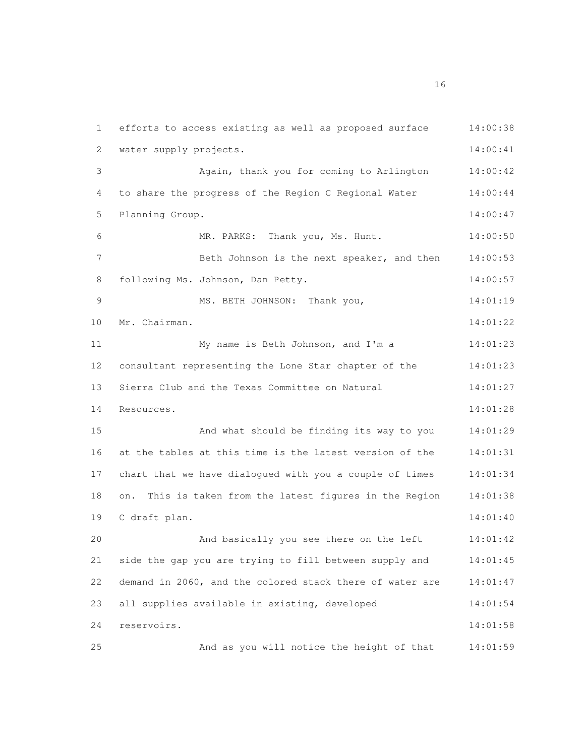efforts to access existing as well as proposed surface water supply projects.

Again, thank you for coming to Arlington to share the progress of the Region C Regional Water Planning Group.

MR. PARKS: Thank you, Ms. Hunt.

Beth Johnson is the next speaker, and then following Ms. Johnson, Dan Petty.

MS. BETH JOHNSON: Thank you, Mr. Chairman.

My name is Beth Johnson, and I'm a consultant representing the Lone Star chapter of the Sierra Club and the Texas Committee on Natural Resources.

And what should be finding its way to you at the tables at this time is the latest version of the chart that we have dialogued with you a couple of times on. This is taken from the latest figures in the Region C draft plan.

And basically you see there on the left side the gap you are trying to fill between supply and demand in 2060, and the colored stack there of water are all supplies available in existing, developed reservoirs.

And as you will notice the height of that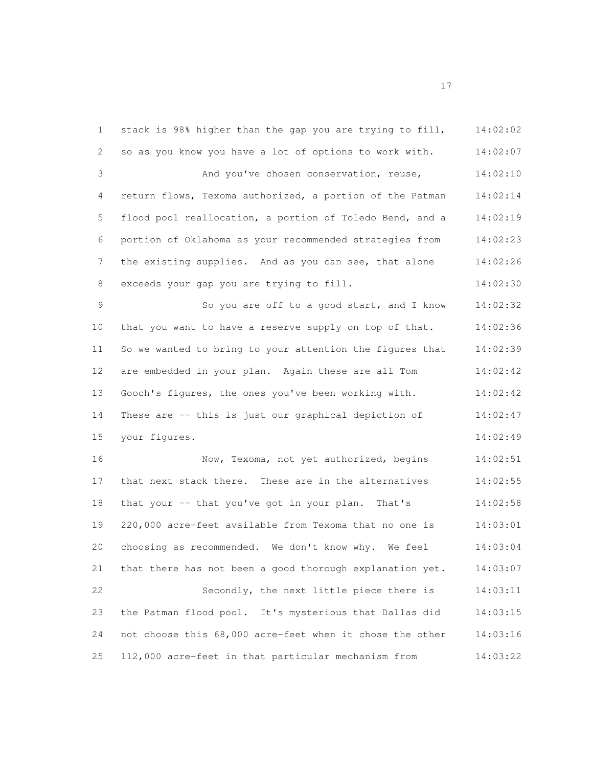stack is 98% higher than the gap you are trying to fill, so as you know you have a lot of options to work with.

And you've chosen conservation, reuse, return flows, Texoma authorized, a portion of the Patman flood pool reallocation, a portion of Toledo Bend, and a portion of Oklahoma as your recommended strategies from the existing supplies. And as you can see, that alone exceeds your gap you are trying to fill.

So you are off to a good start, and I know that you want to have a reserve supply on top of that. So we wanted to bring to your attention the figures that are embedded in your plan. Again these are all Tom Gooch's figures, the ones you've been working with. These are -- this is just our graphical depiction of your figures.

Now, Texoma, not yet authorized, begins that next stack there. These are in the alternatives that your -- that you've got in your plan. That's 220,000 acre-feet available from Texoma that no one is choosing as recommended. We don't know why. We feel that there has not been a good thorough explanation yet.

Secondly, the next little piece there is the Patman flood pool. It's mysterious that Dallas did not choose this 68,000 acre-feet when it chose the other 112,000 acre-feet in that particular mechanism from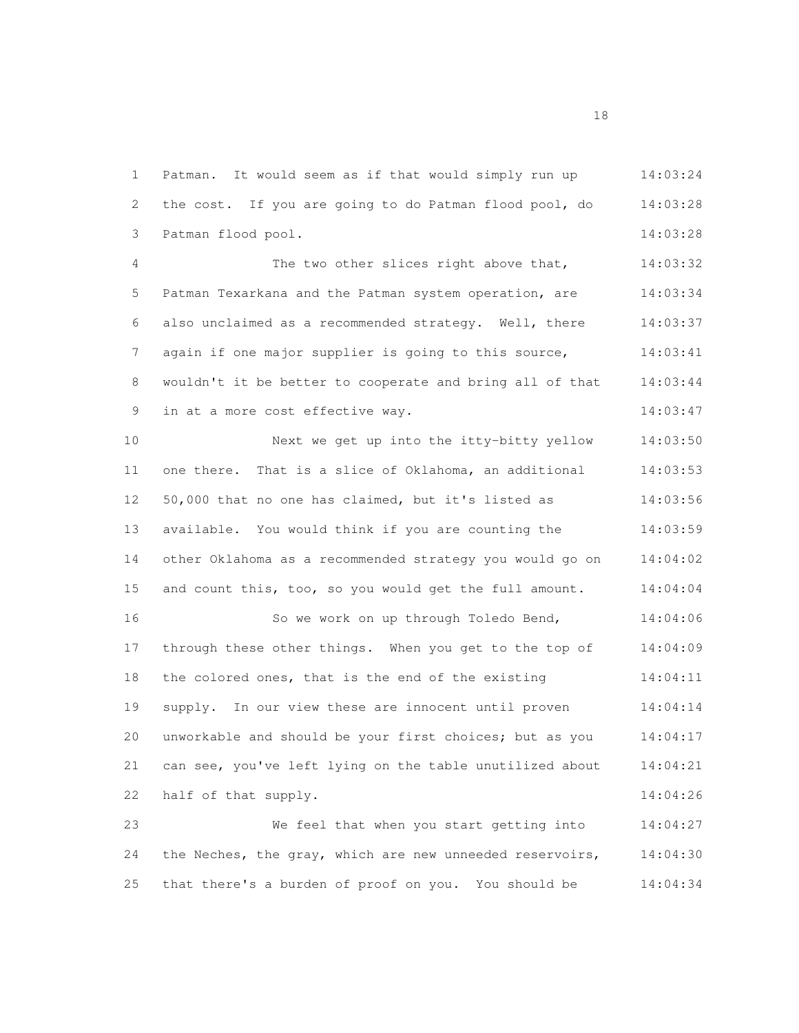Patman. It would seem as if that would simply run up the cost. If you are going to do Patman flood pool, do Patman flood pool.

The two other slices right above that, Patman Texarkana and the Patman system operation, are also unclaimed as a recommended strategy. Well, there again if one major supplier is going to this source, wouldn't it be better to cooperate and bring all of that in at a more cost effective way.

Next we get up into the itty-bitty yellow one there. That is a slice of Oklahoma, an additional 50,000 that no one has claimed, but it's listed as available. You would think if you are counting the other Oklahoma as a recommended strategy you would go on and count this, too, so you would get the full amount.

So we work on up through Toledo Bend, through these other things. When you get to the top of the colored ones, that is the end of the existing supply. In our view these are innocent until proven unworkable and should be your first choices; but as you can see, you've left lying on the table unutilized about half of that supply.

We feel that when you start getting into the Neches, the gray, which are new unneeded reservoirs, that there's a burden of proof on you. You should be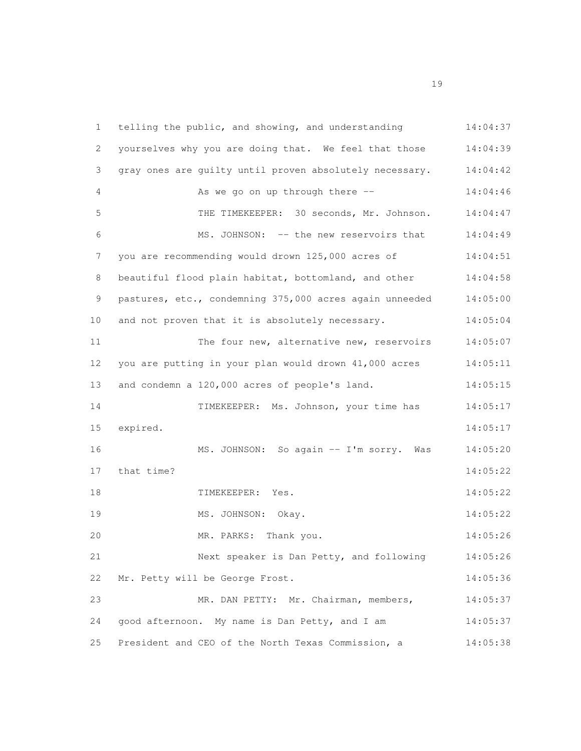1 telling the public, and showing, and understanding 14:04:37
2 yourselves why you are doing that. We feel that those 14:04:39
3 gray ones are guilty until proven absolutely necessary. 14:04:42
4 As we go on up through there -- 14:04:46
5 THE TIMEKEEPER: 30 seconds, Mr. Johnson. 14:04:47
6 MS. JOHNSON: -- the new reservoirs that 14:04:49
7 you are recommending would drown 125,000 acres of 14:04:51
8 beautiful flood plain habitat, bottomland, and other 14:04:58
9 pastures, etc., condemning 375,000 acres again unneeded 14:05:00
10 and not proven that it is absolutely necessary. 14:05:04
11 The four new, alternative new, reservoirs 14:05:07
12 you are putting in your plan would drown 41,000 acres 14:05:11
13 and condemn a 120,000 acres of people's land. 14:05:15
14 TIMEKEEPER: Ms. Johnson, your time has 14:05:17
15 expired. 14:05:17
16 MS. JOHNSON: So again -- I'm sorry. Was 14:05:20
17 that time? 14:05:22
18 TIMEKEEPER: Yes. 14:05:22
19 MS. JOHNSON: Okay. 14:05:22
20 MR. PARKS: Thank you. 14:05:26
21 Next speaker is Dan Petty, and following 14:05:26
22 Mr. Petty will be George Frost. 14:05:36
23 MR. DAN PETTY: Mr. Chairman, members, 14:05:37
24 good afternoon. My name is Dan Petty, and I am 14:05:37
25 President and CEO of the North Texas Commission, a 14:05:38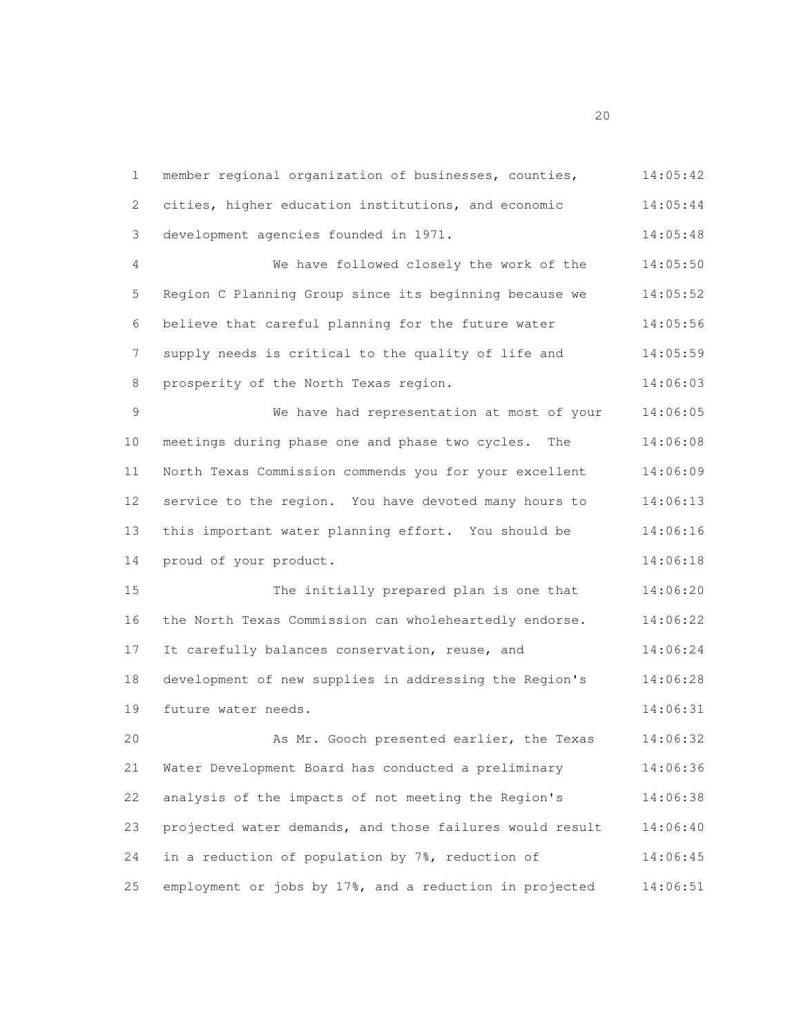member regional organization of businesses, counties, cities, higher education institutions, and economic development agencies founded in 1971.

We have followed closely the work of the Region C Planning Group since its beginning because we believe that careful planning for the future water supply needs is critical to the quality of life and prosperity of the North Texas region.

We have had representation at most of your meetings during phase one and phase two cycles. The North Texas Commission commends you for your excellent service to the region. You have devoted many hours to this important water planning effort. You should be proud of your product.

The initially prepared plan is one that the North Texas Commission can wholeheartedly endorse. It carefully balances conservation, reuse, and development of new supplies in addressing the Region's future water needs.

As Mr. Gooch presented earlier, the Texas Water Development Board has conducted a preliminary analysis of the impacts of not meeting the Region's projected water demands, and those failures would result in a reduction of population by 7%, reduction of employment or jobs by 17%, and a reduction in projected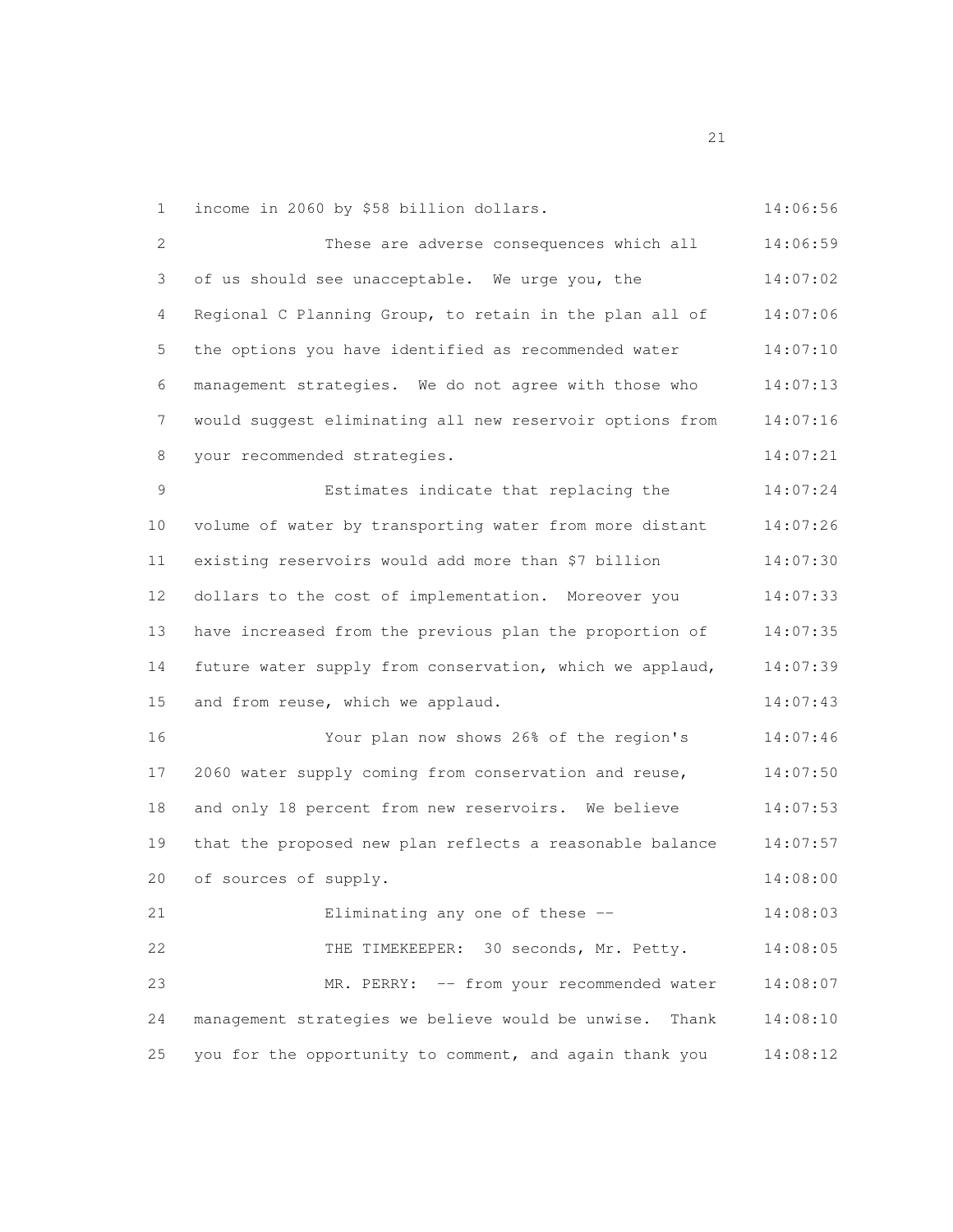income in 2060 by $58 billion dollars.

These are adverse consequences which all of us should see unacceptable. We urge you, the Regional C Planning Group, to retain in the plan all of the options you have identified as recommended water management strategies. We do not agree with those who would suggest eliminating all new reservoir options from your recommended strategies.

Estimates indicate that replacing the volume of water by transporting water from more distant existing reservoirs would add more than $7 billion dollars to the cost of implementation. Moreover you have increased from the previous plan the proportion of future water supply from conservation, which we applaud, and from reuse, which we applaud.

Your plan now shows 26% of the region's 2060 water supply coming from conservation and reuse, and only 18 percent from new reservoirs. We believe that the proposed new plan reflects a reasonable balance of sources of supply.

Eliminating any one of these --

THE TIMEKEEPER: 30 seconds, Mr. Petty.

MR. PERRY: -- from your recommended water management strategies we believe would be unwise. Thank you for the opportunity to comment, and again thank you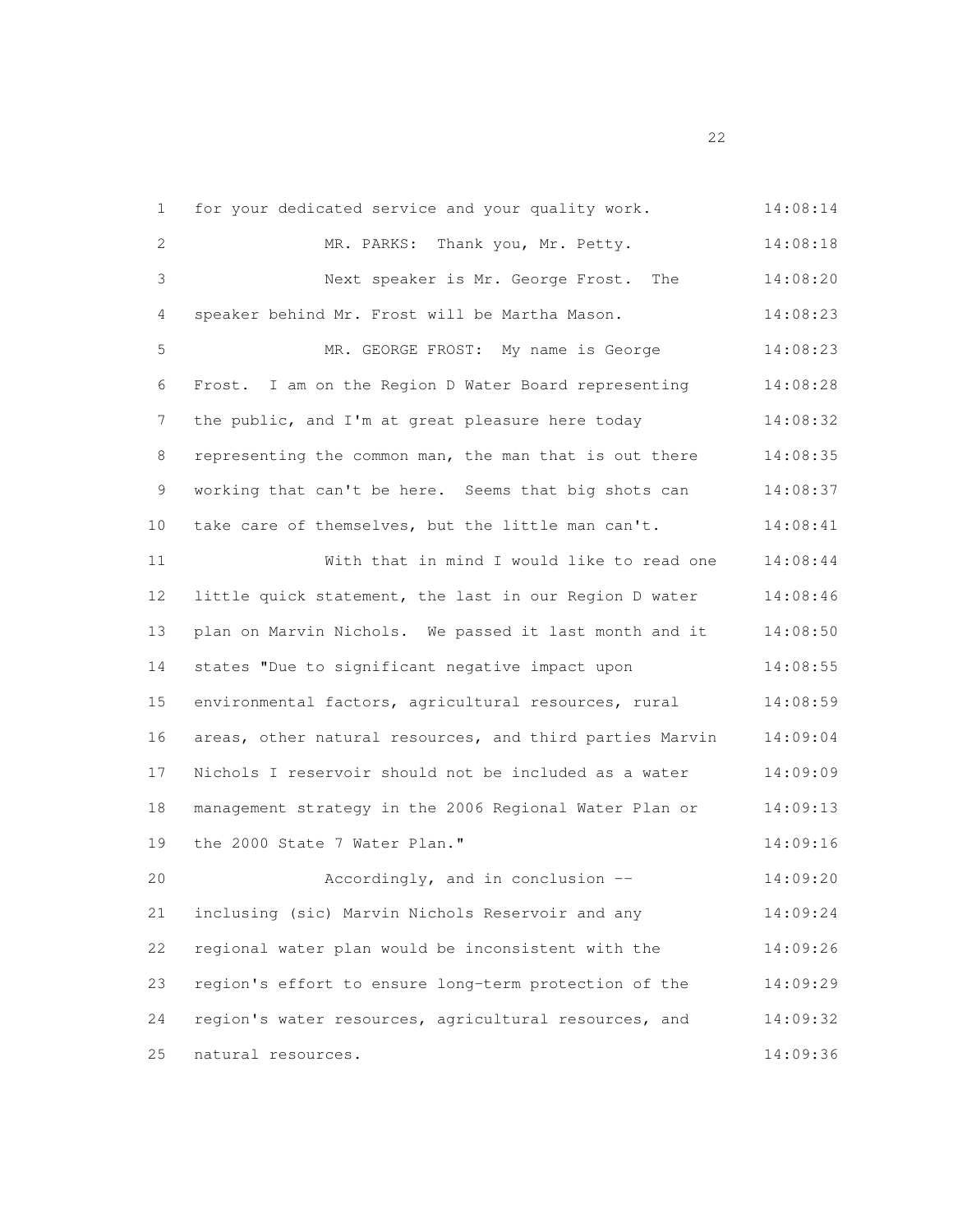1 for your dedicated service and your quality work. 14:08:14

2 MR. PARKS: Thank you, Mr. Petty. 14:08:18

3 Next speaker is Mr. George Frost. The 14:08:20

4 speaker behind Mr. Frost will be Martha Mason. 14:08:23

5 MR. GEORGE FROST: My name is George 14:08:23

6 Frost. I am on the Region D Water Board representing 14:08:28

7 the public, and I'm at great pleasure here today 14:08:32

8 representing the common man, the man that is out there 14:08:35

9 working that can't be here. Seems that big shots can 14:08:37

10 take care of themselves, but the little man can't. 14:08:41

11 With that in mind I would like to read one 14:08:44

12 little quick statement, the last in our Region D water 14:08:46

13 plan on Marvin Nichols. We passed it last month and it 14:08:50

14 states "Due to significant negative impact upon 14:08:55

15 environmental factors, agricultural resources, rural 14:08:59

16 areas, other natural resources, and third parties Marvin 14:09:04

17 Nichols I reservoir should not be included as a water 14:09:09

18 management strategy in the 2006 Regional Water Plan or 14:09:13

19 the 2000 State 7 Water Plan." 14:09:16

20 Accordingly, and in conclusion -- 14:09:20

21 inclusing (sic) Marvin Nichols Reservoir and any 14:09:24

22 regional water plan would be inconsistent with the 14:09:26

23 region's effort to ensure long-term protection of the 14:09:29

24 region's water resources, agricultural resources, and 14:09:32

25 natural resources. 14:09:36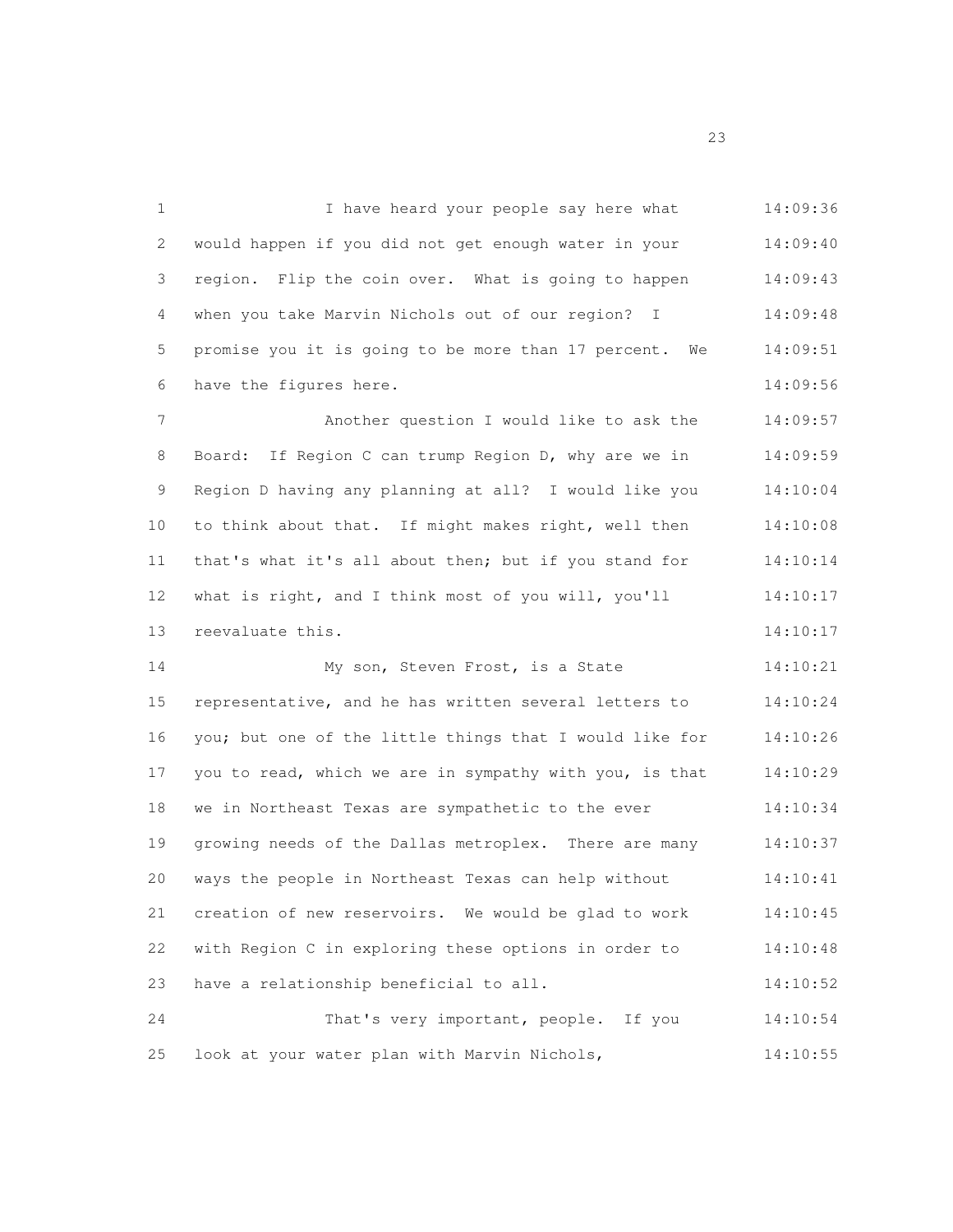I have heard your people say here what would happen if you did not get enough water in your region. Flip the coin over. What is going to happen when you take Marvin Nichols out of our region? I promise you it is going to be more than 17 percent. We have the figures here.

Another question I would like to ask the Board: If Region C can trump Region D, why are we in Region D having any planning at all? I would like you to think about that. If might makes right, well then that's what it's all about then; but if you stand for what is right, and I think most of you will, you'll reevaluate this.

My son, Steven Frost, is a State representative, and he has written several letters to you; but one of the little things that I would like for you to read, which we are in sympathy with you, is that we in Northeast Texas are sympathetic to the ever growing needs of the Dallas metroplex. There are many ways the people in Northeast Texas can help without creation of new reservoirs. We would be glad to work with Region C in exploring these options in order to have a relationship beneficial to all.

That's very important, people. If you look at your water plan with Marvin Nichols,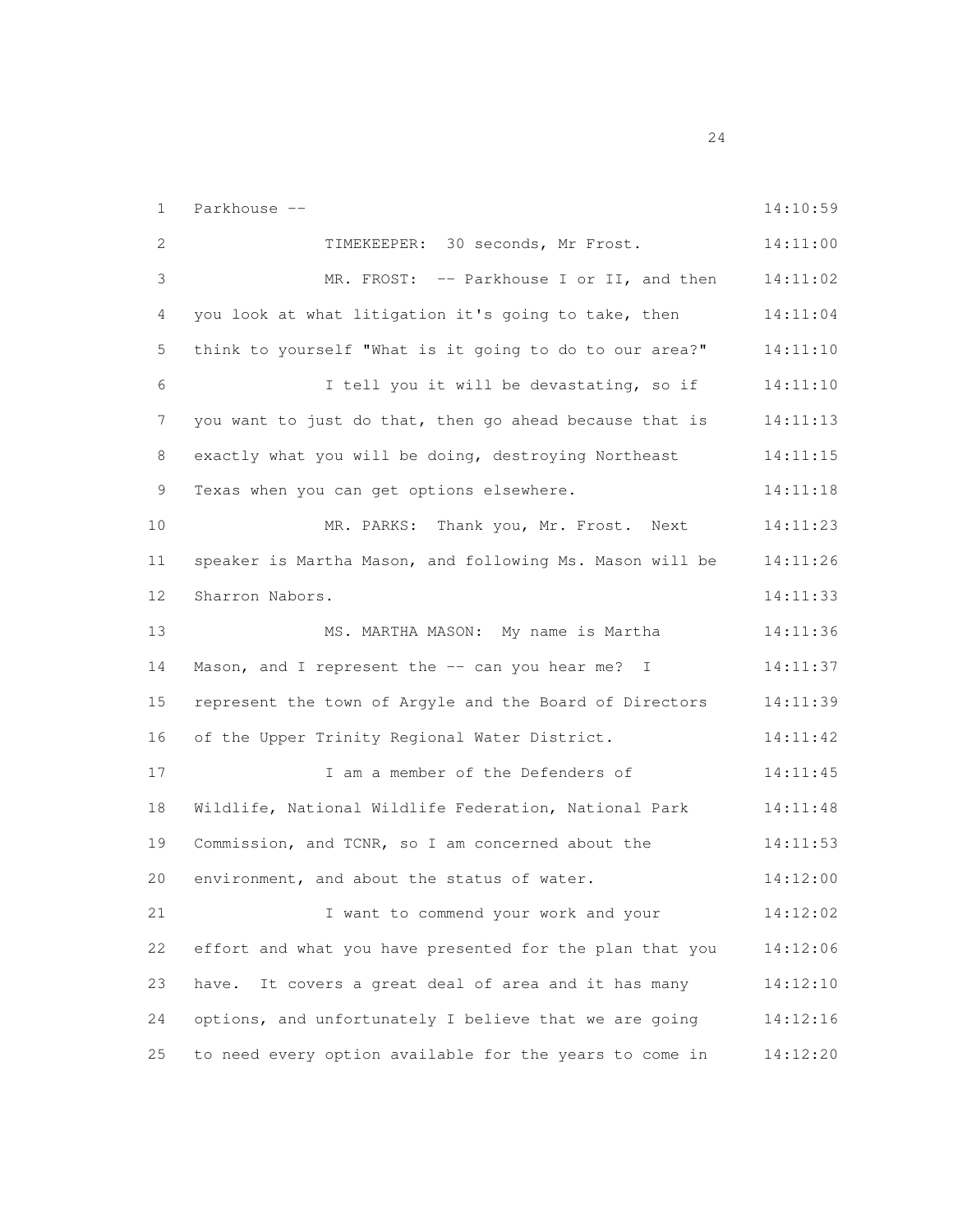| | | |
|---|---|---|
| 1 | Parkhouse -- | 14:10:59 |
| 2 | TIMEKEEPER: 30 seconds, Mr Frost. | 14:11:00 |
| 3 | MR. FROST: -- Parkhouse I or II, and then | 14:11:02 |
| 4 | you look at what litigation it's going to take, then | 14:11:04 |
| 5 | think to yourself "What is it going to do to our area?" | 14:11:10 |
| 6 | I tell you it will be devastating, so if | 14:11:10 |
| 7 | you want to just do that, then go ahead because that is | 14:11:13 |
| 8 | exactly what you will be doing, destroying Northeast | 14:11:15 |
| 9 | Texas when you can get options elsewhere. | 14:11:18 |
| 10 | MR. PARKS: Thank you, Mr. Frost. Next | 14:11:23 |
| 11 | speaker is Martha Mason, and following Ms. Mason will be | 14:11:26 |
| 12 | Sharron Nabors. | 14:11:33 |
| 13 | MS. MARTHA MASON: My name is Martha | 14:11:36 |
| 14 | Mason, and I represent the -- can you hear me? I | 14:11:37 |
| 15 | represent the town of Argyle and the Board of Directors | 14:11:39 |
| 16 | of the Upper Trinity Regional Water District. | 14:11:42 |
| 17 | I am a member of the Defenders of | 14:11:45 |
| 18 | Wildlife, National Wildlife Federation, National Park | 14:11:48 |
| 19 | Commission, and TCNR, so I am concerned about the | 14:11:53 |
| 20 | environment, and about the status of water. | 14:12:00 |
| 21 | I want to commend your work and your | 14:12:02 |
| 22 | effort and what you have presented for the plan that you | 14:12:06 |
| 23 | have. It covers a great deal of area and it has many | 14:12:10 |
| 24 | options, and unfortunately I believe that we are going | 14:12:16 |
| 25 | to need every option available for the years to come in | 14:12:20 |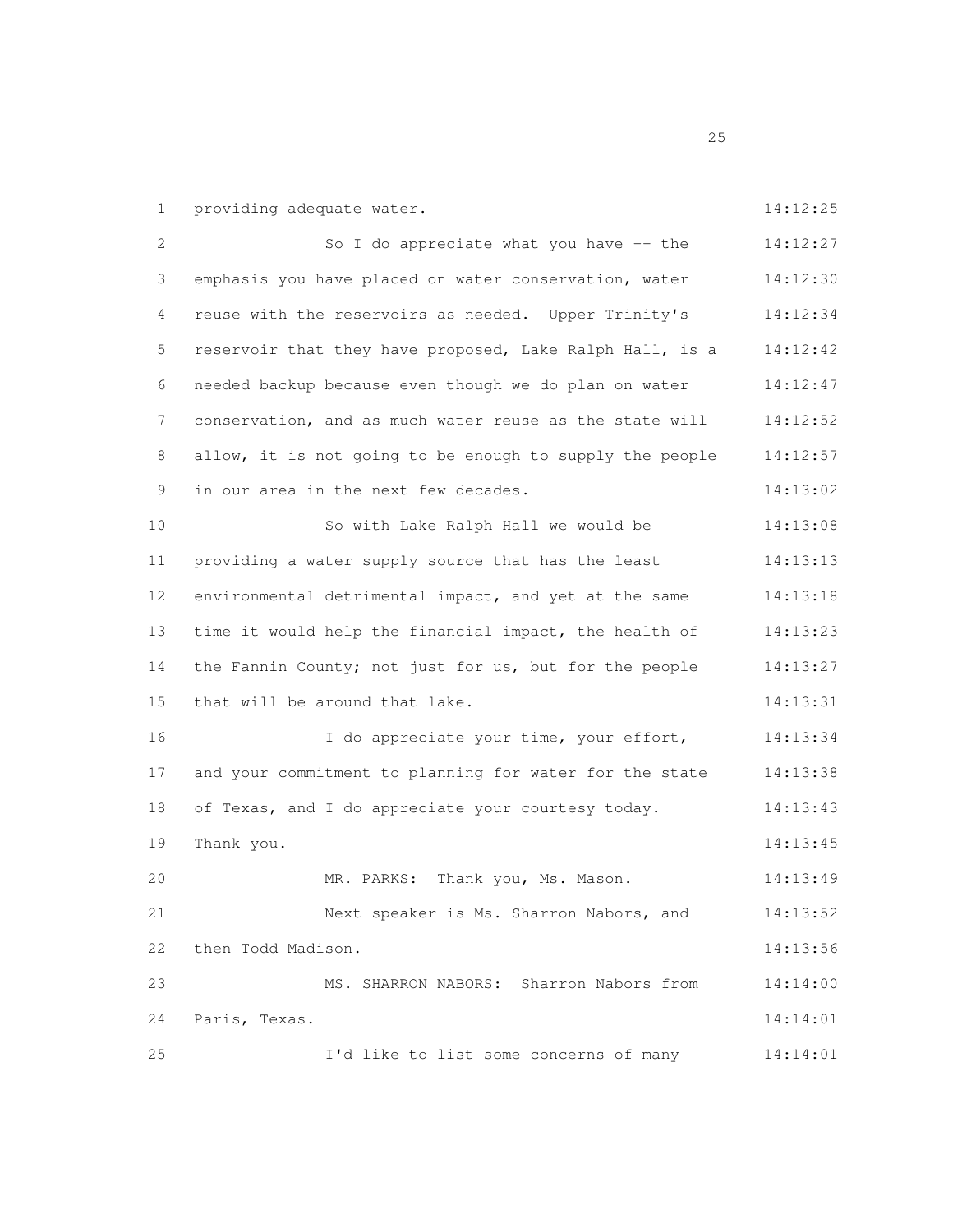1 providing adequate water. 14:12:25

2 So I do appreciate what you have -- the 14:12:27

3 emphasis you have placed on water conservation, water 14:12:30

4 reuse with the reservoirs as needed. Upper Trinity's 14:12:34

5 reservoir that they have proposed, Lake Ralph Hall, is a 14:12:42

6 needed backup because even though we do plan on water 14:12:47

7 conservation, and as much water reuse as the state will 14:12:52

8 allow, it is not going to be enough to supply the people 14:12:57

9 in our area in the next few decades. 14:13:02

10 So with Lake Ralph Hall we would be 14:13:08

11 providing a water supply source that has the least 14:13:13

12 environmental detrimental impact, and yet at the same 14:13:18

13 time it would help the financial impact, the health of 14:13:23

14 the Fannin County; not just for us, but for the people 14:13:27

15 that will be around that lake. 14:13:31

16 I do appreciate your time, your effort, 14:13:34

17 and your commitment to planning for water for the state 14:13:38

18 of Texas, and I do appreciate your courtesy today. 14:13:43

19 Thank you. 14:13:45

20 MR. PARKS: Thank you, Ms. Mason. 14:13:49

21 Next speaker is Ms. Sharron Nabors, and 14:13:52

22 then Todd Madison. 14:13:56

23 MS. SHARRON NABORS: Sharron Nabors from 14:14:00

24 Paris, Texas. 14:14:01

25 I'd like to list some concerns of many 14:14:01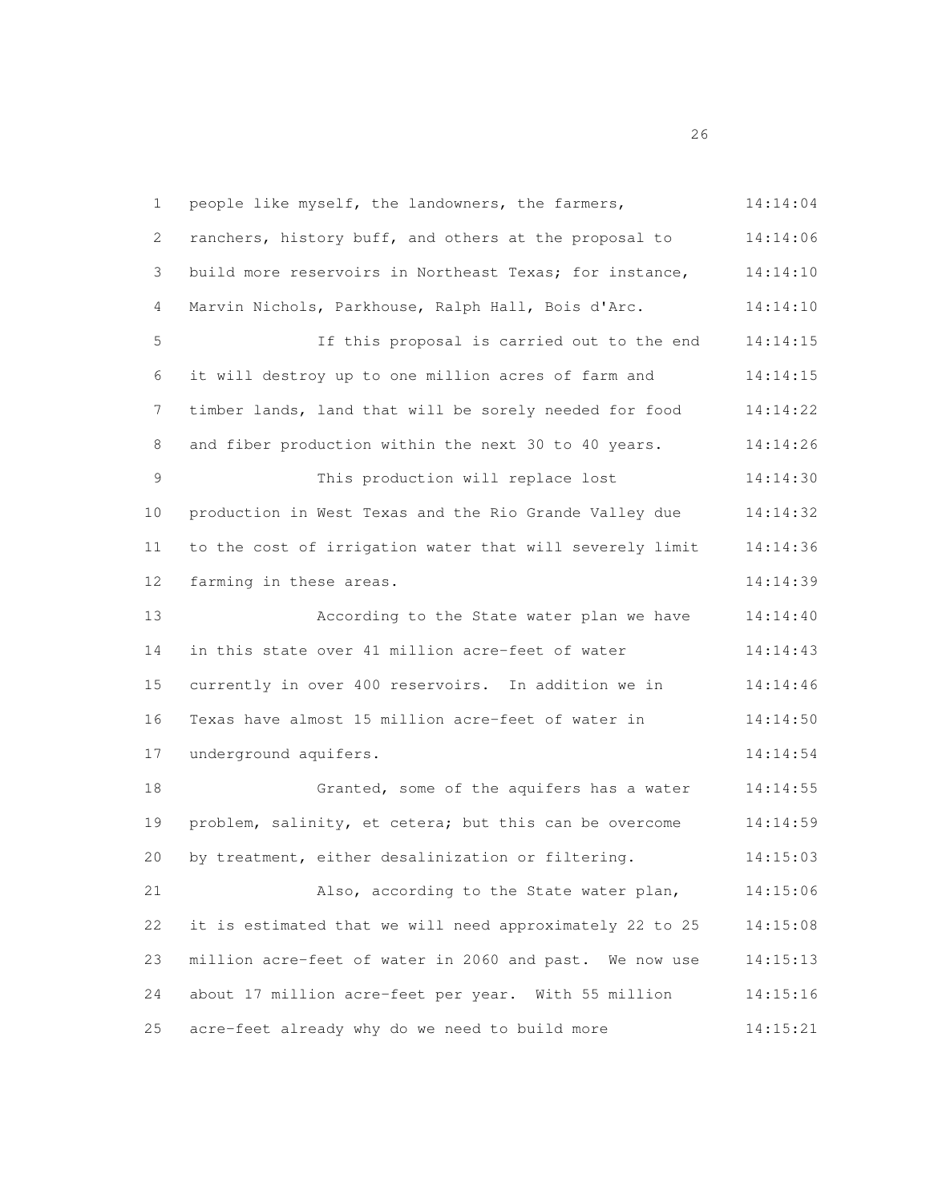people like myself, the landowners, the farmers, ranchers, history buff, and others at the proposal to build more reservoirs in Northeast Texas; for instance, Marvin Nichols, Parkhouse, Ralph Hall, Bois d'Arc.

If this proposal is carried out to the end it will destroy up to one million acres of farm and timber lands, land that will be sorely needed for food and fiber production within the next 30 to 40 years.

This production will replace lost production in West Texas and the Rio Grande Valley due to the cost of irrigation water that will severely limit farming in these areas.

According to the State water plan we have in this state over 41 million acre-feet of water currently in over 400 reservoirs. In addition we in Texas have almost 15 million acre-feet of water in underground aquifers.

Granted, some of the aquifers has a water problem, salinity, et cetera; but this can be overcome by treatment, either desalinization or filtering.

Also, according to the State water plan, it is estimated that we will need approximately 22 to 25 million acre-feet of water in 2060 and past. We now use about 17 million acre-feet per year. With 55 million acre-feet already why do we need to build more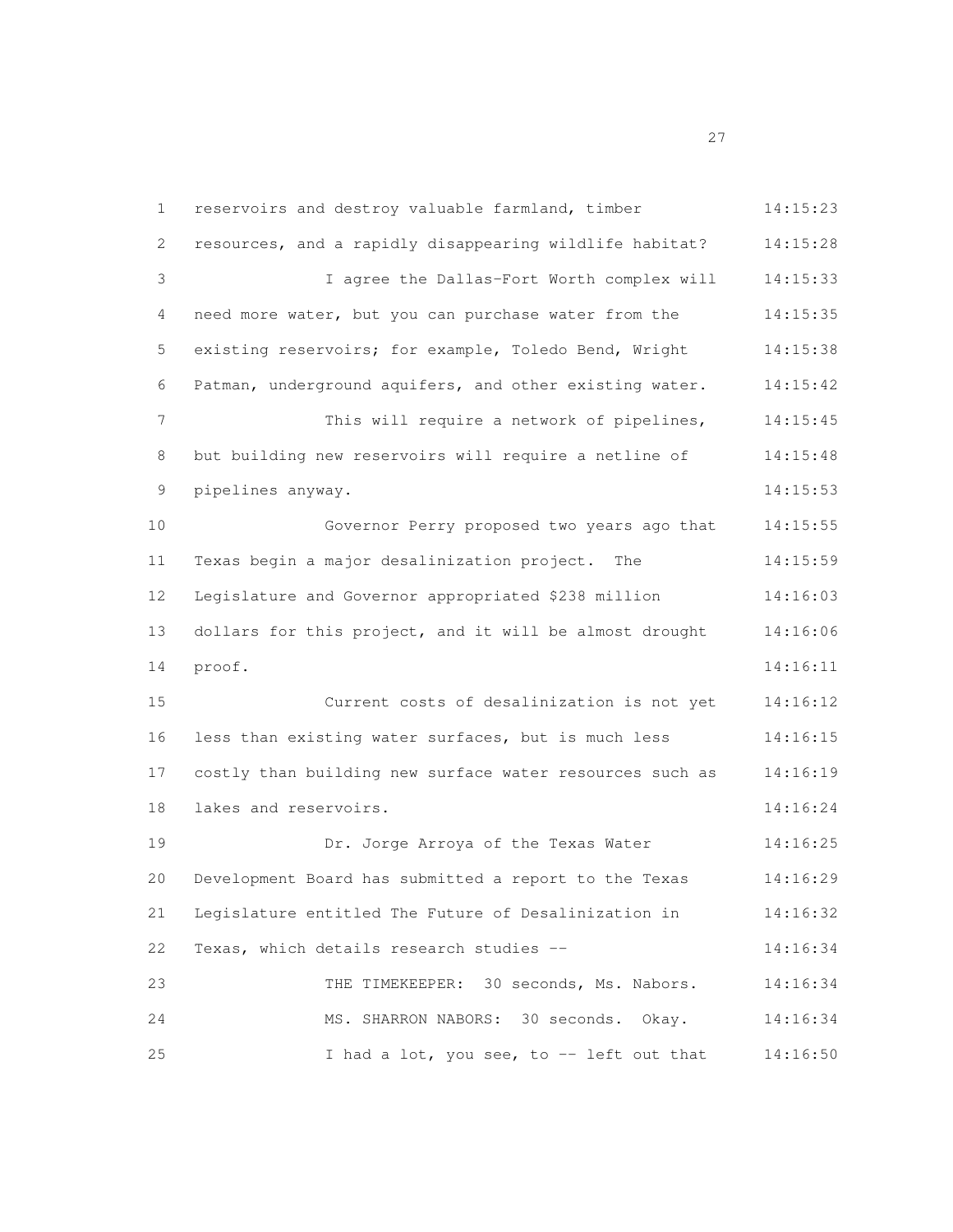reservoirs and destroy valuable farmland, timber resources, and a rapidly disappearing wildlife habitat?

I agree the Dallas-Fort Worth complex will need more water, but you can purchase water from the existing reservoirs; for example, Toledo Bend, Wright Patman, underground aquifers, and other existing water.

This will require a network of pipelines, but building new reservoirs will require a netline of pipelines anyway.

Governor Perry proposed two years ago that Texas begin a major desalinization project. The Legislature and Governor appropriated $238 million dollars for this project, and it will be almost drought proof.

Current costs of desalinization is not yet less than existing water surfaces, but is much less costly than building new surface water resources such as lakes and reservoirs.

Dr. Jorge Arroya of the Texas Water Development Board has submitted a report to the Texas Legislature entitled The Future of Desalinization in Texas, which details research studies --

THE TIMEKEEPER: 30 seconds, Ms. Nabors.

MS. SHARRON NABORS: 30 seconds. Okay.

I had a lot, you see, to -- left out that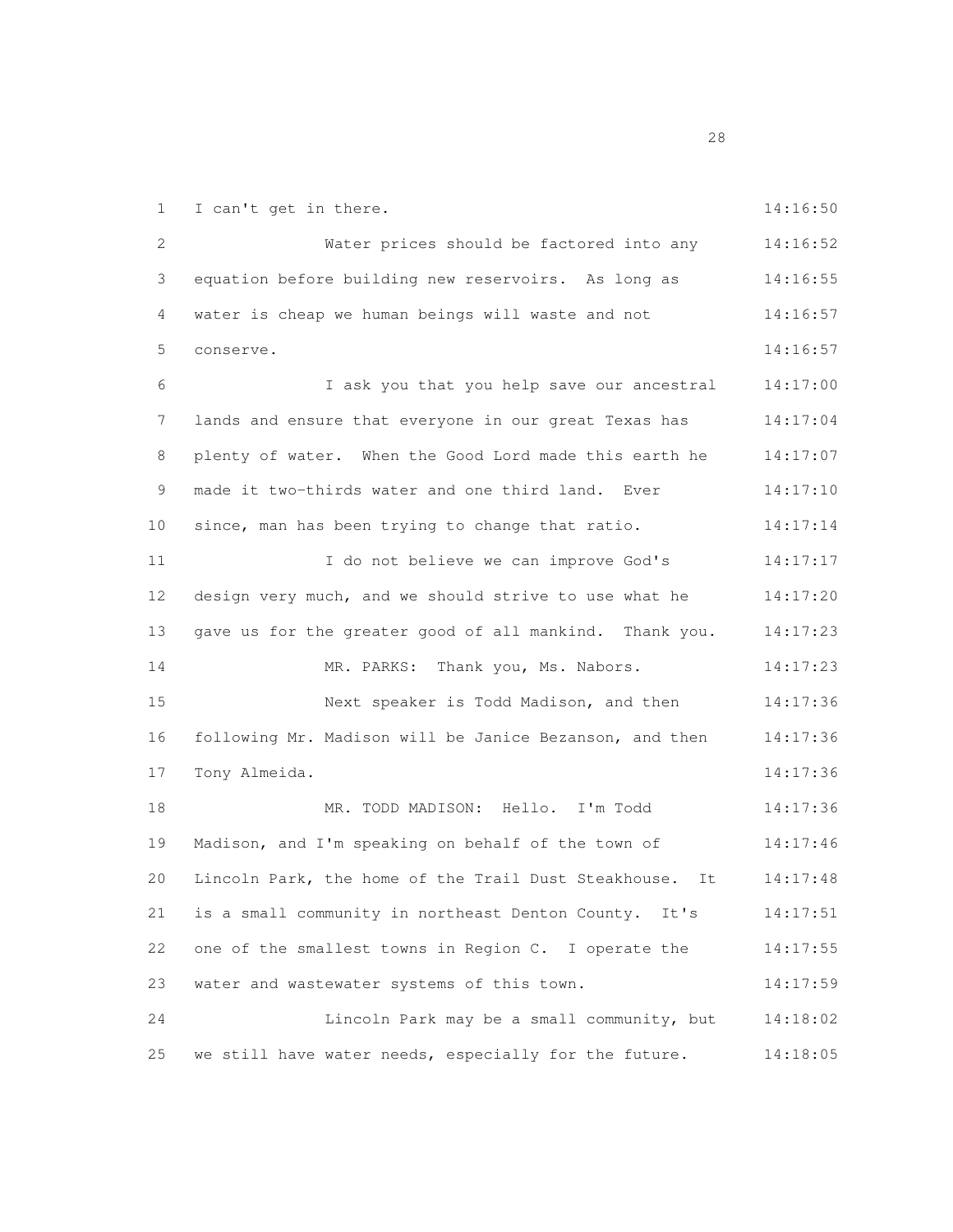I can't get in there.

Water prices should be factored into any equation before building new reservoirs. As long as water is cheap we human beings will waste and not conserve.

I ask you that you help save our ancestral lands and ensure that everyone in our great Texas has plenty of water. When the Good Lord made this earth he made it two-thirds water and one third land. Ever since, man has been trying to change that ratio.

I do not believe we can improve God's design very much, and we should strive to use what he gave us for the greater good of all mankind. Thank you.

MR. PARKS: Thank you, Ms. Nabors.

Next speaker is Todd Madison, and then following Mr. Madison will be Janice Bezanson, and then Tony Almeida.

MR. TODD MADISON: Hello. I'm Todd Madison, and I'm speaking on behalf of the town of Lincoln Park, the home of the Trail Dust Steakhouse. It is a small community in northeast Denton County. It's one of the smallest towns in Region C. I operate the water and wastewater systems of this town.

Lincoln Park may be a small community, but we still have water needs, especially for the future.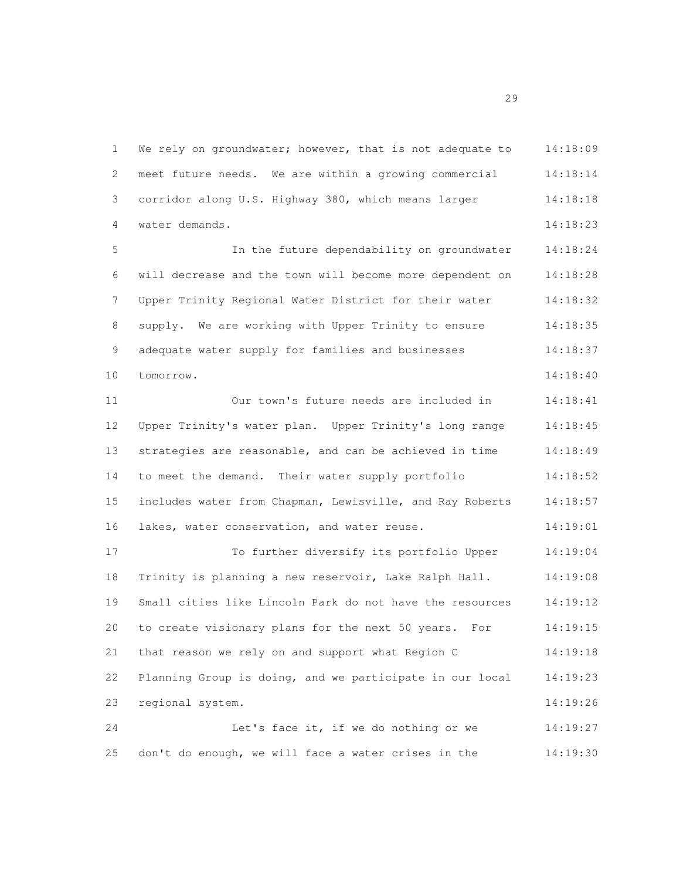We rely on groundwater; however, that is not adequate to meet future needs. We are within a growing commercial corridor along U.S. Highway 380, which means larger water demands.

In the future dependability on groundwater will decrease and the town will become more dependent on Upper Trinity Regional Water District for their water supply. We are working with Upper Trinity to ensure adequate water supply for families and businesses tomorrow.

Our town's future needs are included in Upper Trinity's water plan. Upper Trinity's long range strategies are reasonable, and can be achieved in time to meet the demand. Their water supply portfolio includes water from Chapman, Lewisville, and Ray Roberts lakes, water conservation, and water reuse.

To further diversify its portfolio Upper Trinity is planning a new reservoir, Lake Ralph Hall. Small cities like Lincoln Park do not have the resources to create visionary plans for the next 50 years. For that reason we rely on and support what Region C Planning Group is doing, and we participate in our local regional system.

Let's face it, if we do nothing or we don't do enough, we will face a water crises in the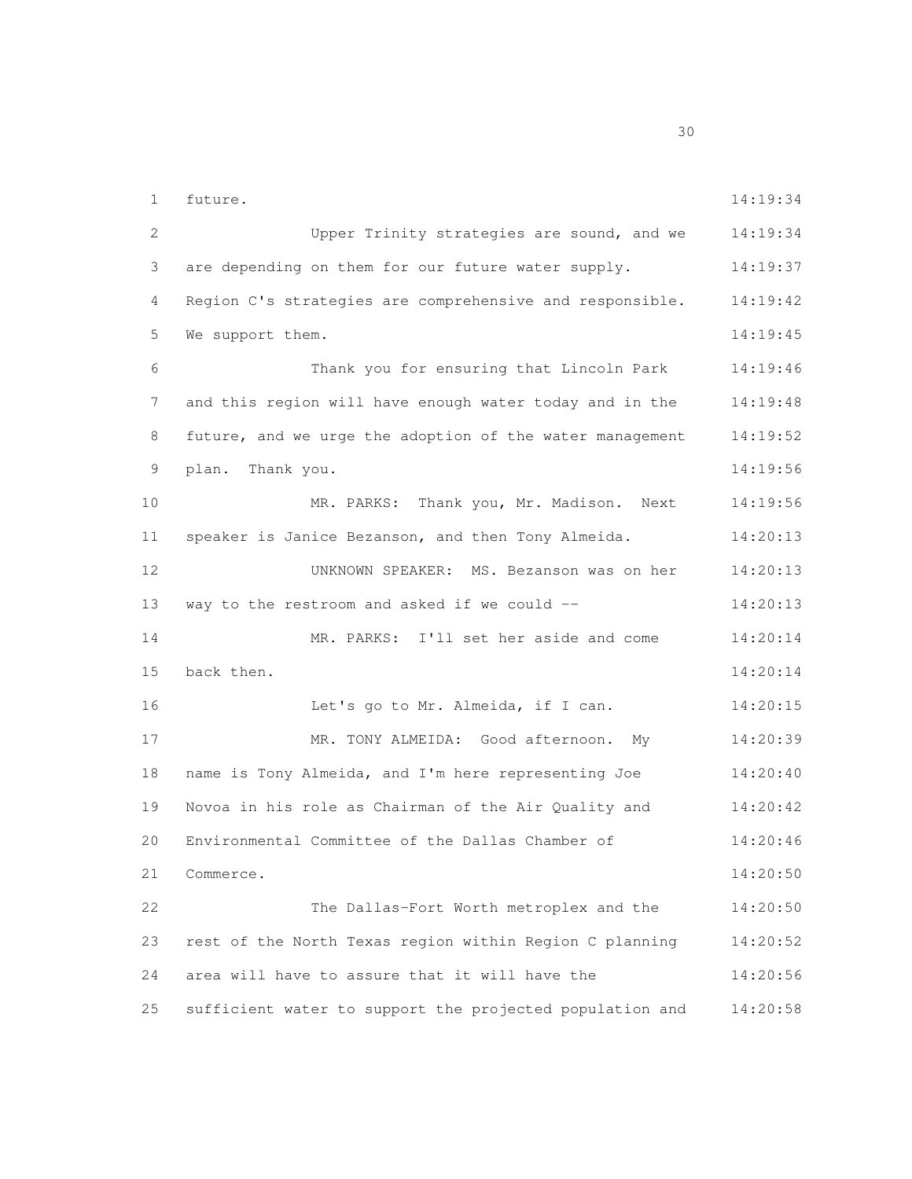future.

Upper Trinity strategies are sound, and we are depending on them for our future water supply. Region C's strategies are comprehensive and responsible. We support them.

Thank you for ensuring that Lincoln Park and this region will have enough water today and in the future, and we urge the adoption of the water management plan. Thank you.

MR. PARKS: Thank you, Mr. Madison. Next speaker is Janice Bezanson, and then Tony Almeida.

UNKNOWN SPEAKER: MS. Bezanson was on her way to the restroom and asked if we could --

MR. PARKS: I'll set her aside and come back then.

Let's go to Mr. Almeida, if I can.

MR. TONY ALMEIDA: Good afternoon. My name is Tony Almeida, and I'm here representing Joe Novoa in his role as Chairman of the Air Quality and Environmental Committee of the Dallas Chamber of Commerce.

The Dallas-Fort Worth metroplex and the rest of the North Texas region within Region C planning area will have to assure that it will have the sufficient water to support the projected population and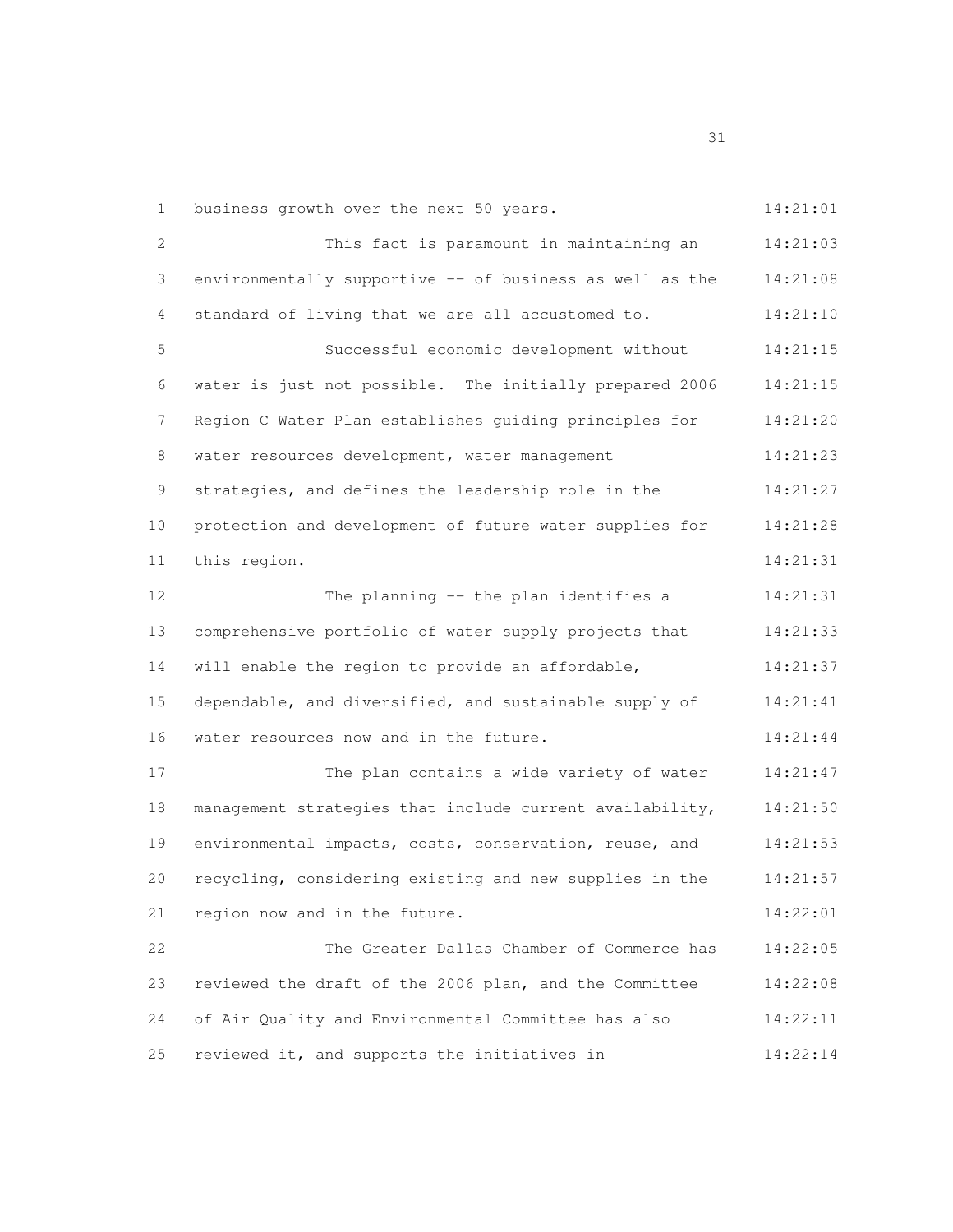1 business growth over the next 50 years. 14:21:01

2 This fact is paramount in maintaining an 14:21:03

3 environmentally supportive -- of business as well as the 14:21:08

4 standard of living that we are all accustomed to. 14:21:10

5 Successful economic development without 14:21:15

6 water is just not possible. The initially prepared 2006 14:21:15

7 Region C Water Plan establishes guiding principles for 14:21:20

8 water resources development, water management 14:21:23

9 strategies, and defines the leadership role in the 14:21:27

10 protection and development of future water supplies for 14:21:28

11 this region. 14:21:31

12 The planning -- the plan identifies a 14:21:31

13 comprehensive portfolio of water supply projects that 14:21:33

14 will enable the region to provide an affordable, 14:21:37

15 dependable, and diversified, and sustainable supply of 14:21:41

16 water resources now and in the future. 14:21:44

17 The plan contains a wide variety of water 14:21:47

18 management strategies that include current availability, 14:21:50

19 environmental impacts, costs, conservation, reuse, and 14:21:53

20 recycling, considering existing and new supplies in the 14:21:57

21 region now and in the future. 14:22:01

22 The Greater Dallas Chamber of Commerce has 14:22:05

23 reviewed the draft of the 2006 plan, and the Committee 14:22:08

24 of Air Quality and Environmental Committee has also 14:22:11

25 reviewed it, and supports the initiatives in 14:22:14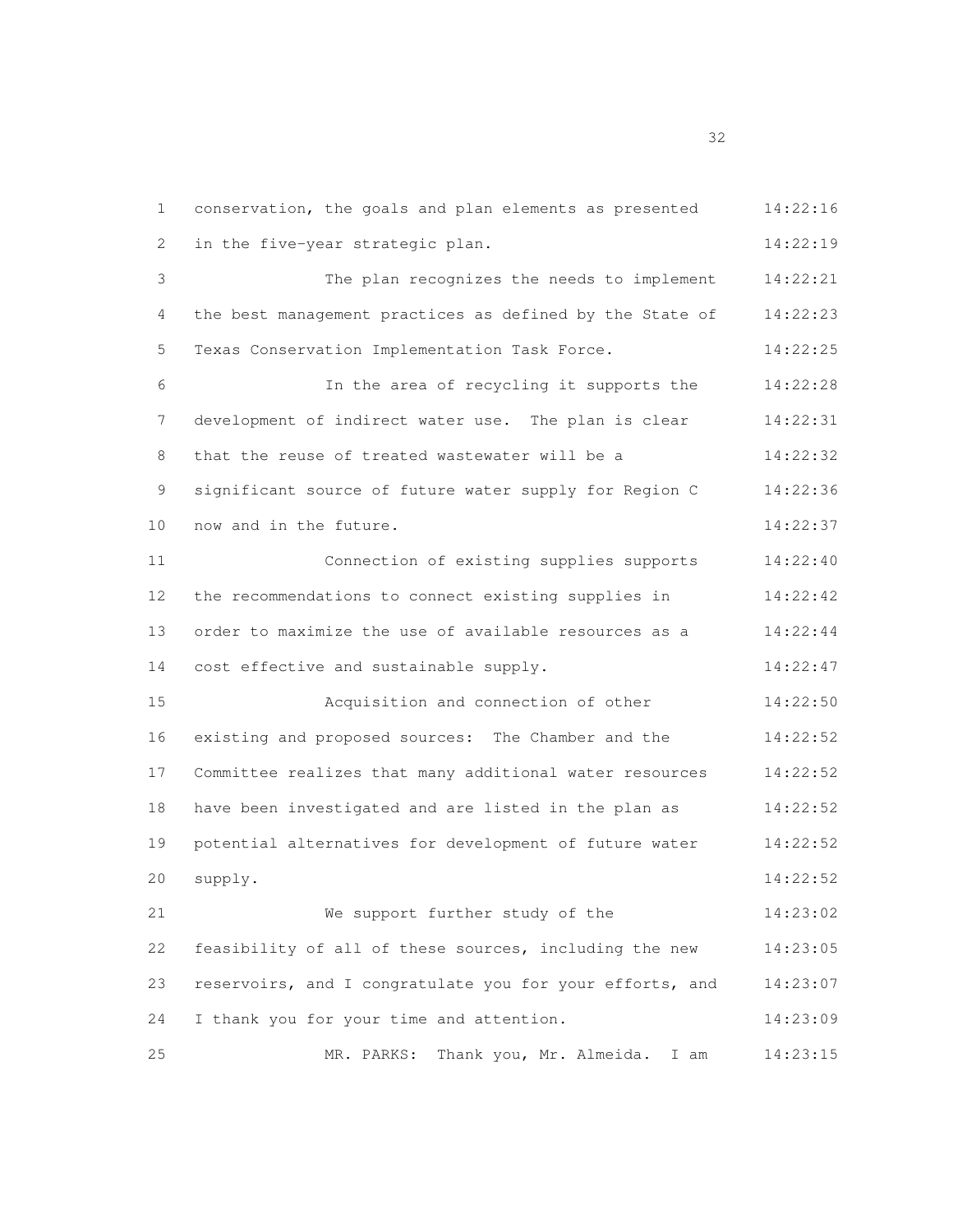conservation, the goals and plan elements as presented in the five-year strategic plan.

The plan recognizes the needs to implement the best management practices as defined by the State of Texas Conservation Implementation Task Force.

In the area of recycling it supports the development of indirect water use. The plan is clear that the reuse of treated wastewater will be a significant source of future water supply for Region C now and in the future.

Connection of existing supplies supports the recommendations to connect existing supplies in order to maximize the use of available resources as a cost effective and sustainable supply.

Acquisition and connection of other existing and proposed sources: The Chamber and the Committee realizes that many additional water resources have been investigated and are listed in the plan as potential alternatives for development of future water supply.

We support further study of the feasibility of all of these sources, including the new reservoirs, and I congratulate you for your efforts, and I thank you for your time and attention.

MR. PARKS: Thank you, Mr. Almeida. I am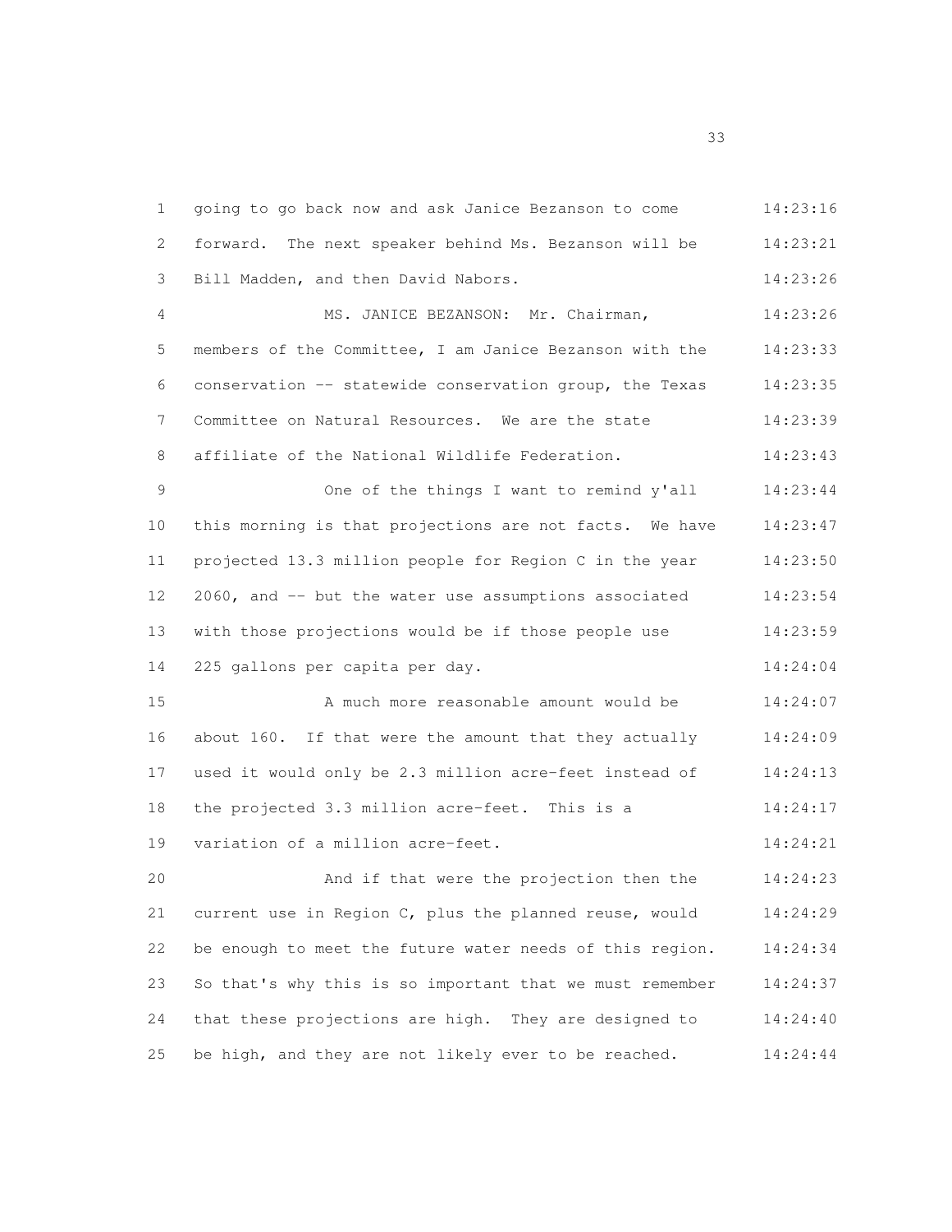1 going to go back now and ask Janice Bezanson to come 14:23:16
2 forward. The next speaker behind Ms. Bezanson will be 14:23:21
3 Bill Madden, and then David Nabors. 14:23:26
4 MS. JANICE BEZANSON: Mr. Chairman, 14:23:26
5 members of the Committee, I am Janice Bezanson with the 14:23:33
6 conservation -- statewide conservation group, the Texas 14:23:35
7 Committee on Natural Resources. We are the state 14:23:39
8 affiliate of the National Wildlife Federation. 14:23:43
9 One of the things I want to remind y'all 14:23:44
10 this morning is that projections are not facts. We have 14:23:47
11 projected 13.3 million people for Region C in the year 14:23:50
12 2060, and -- but the water use assumptions associated 14:23:54
13 with those projections would be if those people use 14:23:59
14 225 gallons per capita per day. 14:24:04
15 A much more reasonable amount would be 14:24:07
16 about 160. If that were the amount that they actually 14:24:09
17 used it would only be 2.3 million acre-feet instead of 14:24:13
18 the projected 3.3 million acre-feet. This is a 14:24:17
19 variation of a million acre-feet. 14:24:21
20 And if that were the projection then the 14:24:23
21 current use in Region C, plus the planned reuse, would 14:24:29
22 be enough to meet the future water needs of this region. 14:24:34
23 So that's why this is so important that we must remember 14:24:37
24 that these projections are high. They are designed to 14:24:40
25 be high, and they are not likely ever to be reached. 14:24:44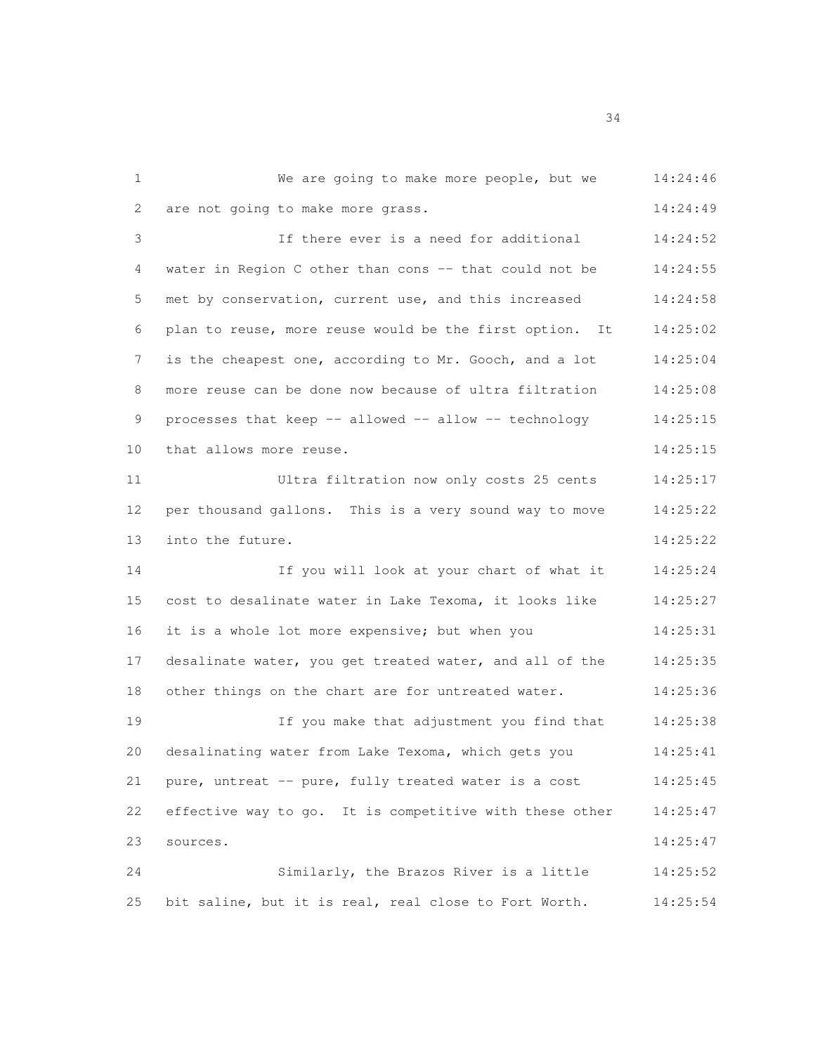1 We are going to make more people, but we 14:24:46
2 are not going to make more grass. 14:24:49
3 If there ever is a need for additional 14:24:52
4 water in Region C other than cons -- that could not be 14:24:55
5 met by conservation, current use, and this increased 14:24:58
6 plan to reuse, more reuse would be the first option. It 14:25:02
7 is the cheapest one, according to Mr. Gooch, and a lot 14:25:04
8 more reuse can be done now because of ultra filtration 14:25:08
9 processes that keep -- allowed -- allow -- technology 14:25:15
10 that allows more reuse. 14:25:15
11 Ultra filtration now only costs 25 cents 14:25:17
12 per thousand gallons. This is a very sound way to move 14:25:22
13 into the future. 14:25:22
14 If you will look at your chart of what it 14:25:24
15 cost to desalinate water in Lake Texoma, it looks like 14:25:27
16 it is a whole lot more expensive; but when you 14:25:31
17 desalinate water, you get treated water, and all of the 14:25:35
18 other things on the chart are for untreated water. 14:25:36
19 If you make that adjustment you find that 14:25:38
20 desalinating water from Lake Texoma, which gets you 14:25:41
21 pure, untreat -- pure, fully treated water is a cost 14:25:45
22 effective way to go. It is competitive with these other 14:25:47
23 sources. 14:25:47
24 Similarly, the Brazos River is a little 14:25:52
25 bit saline, but it is real, real close to Fort Worth. 14:25:54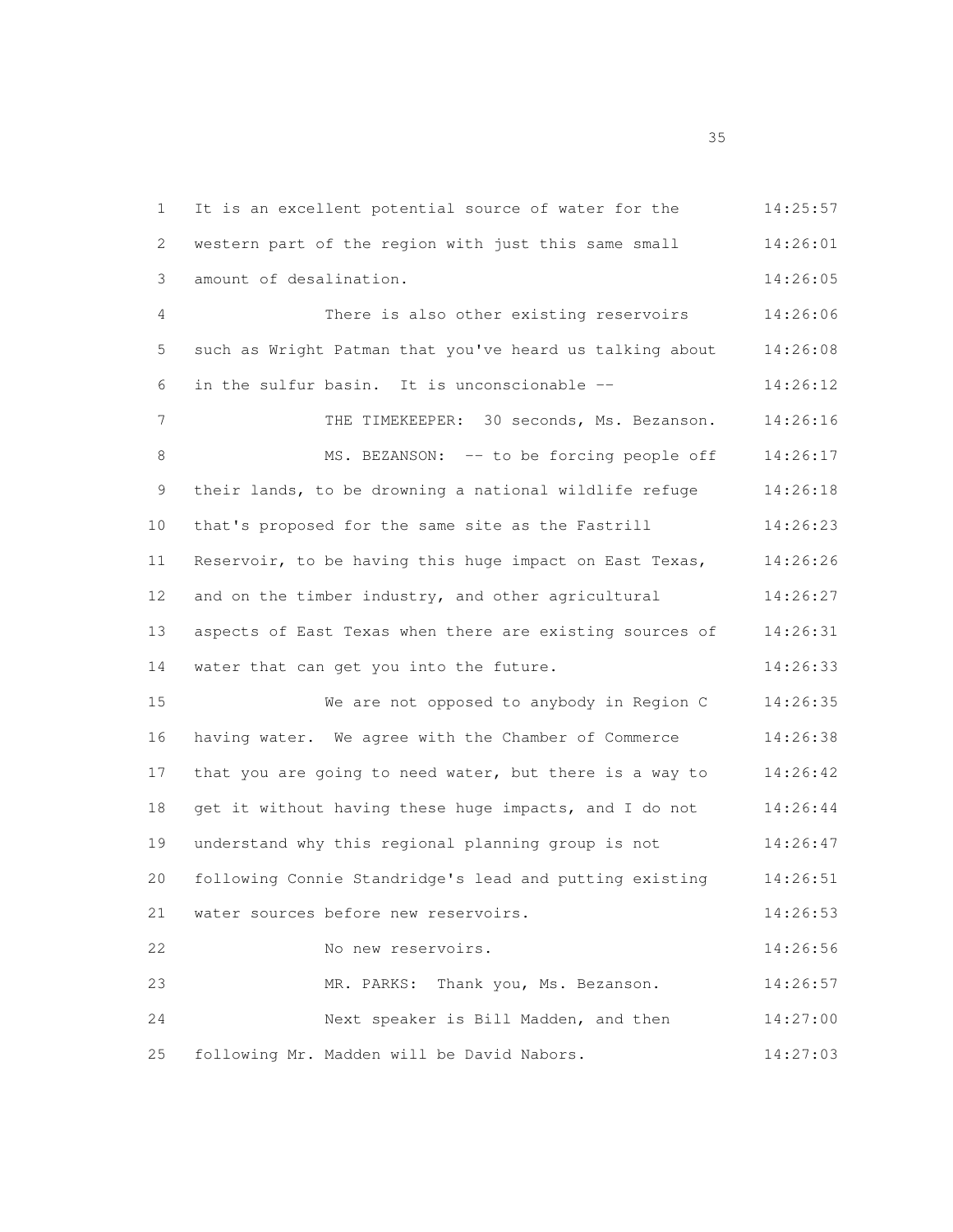It is an excellent potential source of water for the western part of the region with just this same small amount of desalination.

There is also other existing reservoirs such as Wright Patman that you've heard us talking about in the sulfur basin. It is unconscionable --

THE TIMEKEEPER: 30 seconds, Ms. Bezanson.

MS. BEZANSON: -- to be forcing people off their lands, to be drowning a national wildlife refuge that's proposed for the same site as the Fastrill Reservoir, to be having this huge impact on East Texas, and on the timber industry, and other agricultural aspects of East Texas when there are existing sources of water that can get you into the future.

We are not opposed to anybody in Region C having water. We agree with the Chamber of Commerce that you are going to need water, but there is a way to get it without having these huge impacts, and I do not understand why this regional planning group is not following Connie Standridge's lead and putting existing water sources before new reservoirs.

No new reservoirs.

MR. PARKS: Thank you, Ms. Bezanson.

Next speaker is Bill Madden, and then following Mr. Madden will be David Nabors.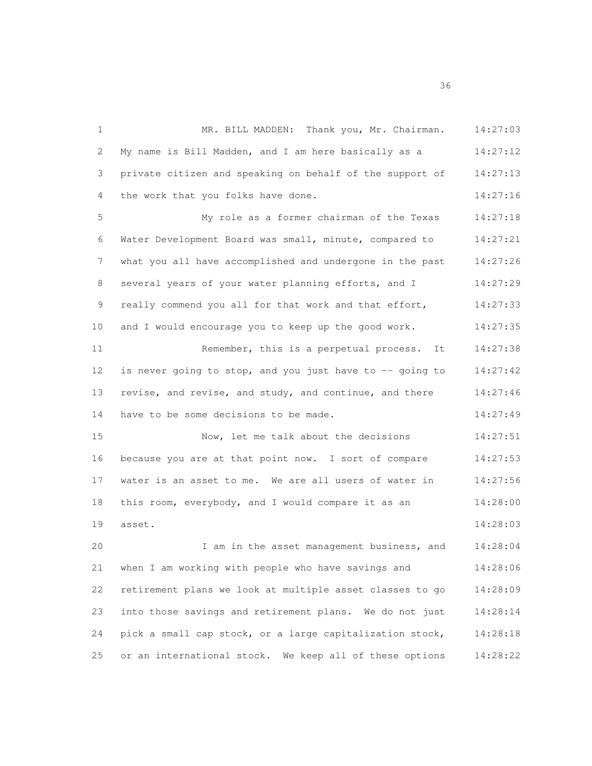MR. BILL MADDEN: Thank you, Mr. Chairman. My name is Bill Madden, and I am here basically as a private citizen and speaking on behalf of the support of the work that you folks have done.

My role as a former chairman of the Texas Water Development Board was small, minute, compared to what you all have accomplished and undergone in the past several years of your water planning efforts, and I really commend you all for that work and that effort, and I would encourage you to keep up the good work.

Remember, this is a perpetual process. It is never going to stop, and you just have to -- going to revise, and revise, and study, and continue, and there have to be some decisions to be made.

Now, let me talk about the decisions because you are at that point now. I sort of compare water is an asset to me. We are all users of water in this room, everybody, and I would compare it as an asset.

I am in the asset management business, and when I am working with people who have savings and retirement plans we look at multiple asset classes to go into those savings and retirement plans. We do not just pick a small cap stock, or a large capitalization stock, or an international stock. We keep all of these options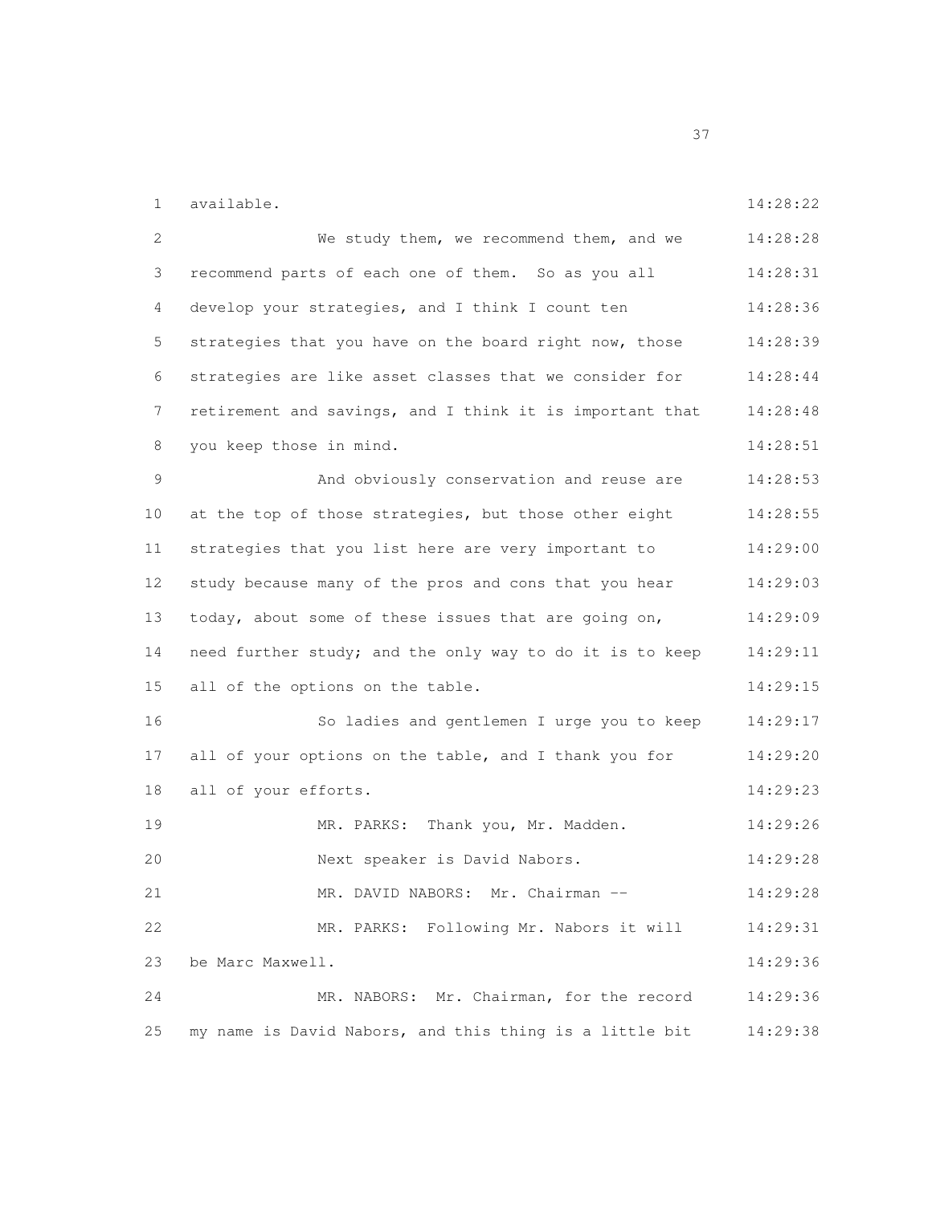available.

We study them, we recommend them, and we recommend parts of each one of them. So as you all develop your strategies, and I think I count ten strategies that you have on the board right now, those strategies are like asset classes that we consider for retirement and savings, and I think it is important that you keep those in mind.

And obviously conservation and reuse are at the top of those strategies, but those other eight strategies that you list here are very important to study because many of the pros and cons that you hear today, about some of these issues that are going on, need further study; and the only way to do it is to keep all of the options on the table.

So ladies and gentlemen I urge you to keep all of your options on the table, and I thank you for all of your efforts.

MR. PARKS: Thank you, Mr. Madden.

Next speaker is David Nabors.

MR. DAVID NABORS: Mr. Chairman --

MR. PARKS: Following Mr. Nabors it will be Marc Maxwell.

MR. NABORS: Mr. Chairman, for the record my name is David Nabors, and this thing is a little bit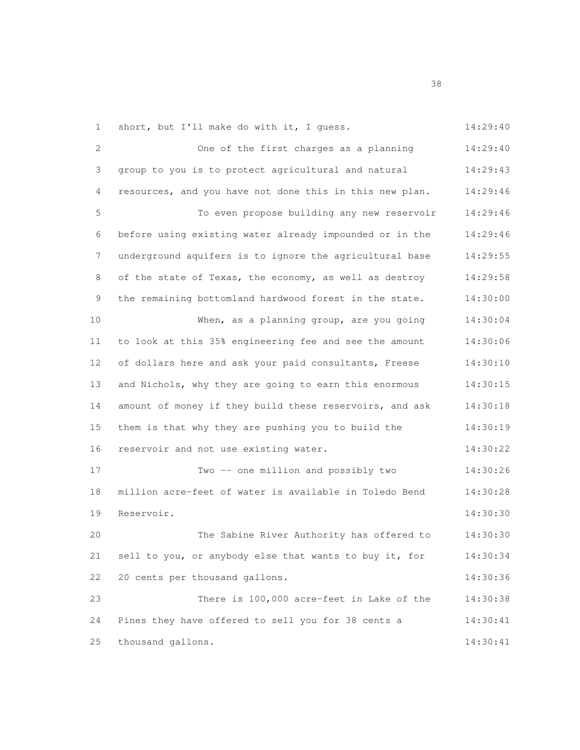short, but I'll make do with it, I guess.

One of the first charges as a planning group to you is to protect agricultural and natural resources, and you have not done this in this new plan.

To even propose building any new reservoir before using existing water already impounded or in the underground aquifers is to ignore the agricultural base of the state of Texas, the economy, as well as destroy the remaining bottomland hardwood forest in the state.

When, as a planning group, are you going to look at this 35% engineering fee and see the amount of dollars here and ask your paid consultants, Freese and Nichols, why they are going to earn this enormous amount of money if they build these reservoirs, and ask them is that why they are pushing you to build the reservoir and not use existing water.

Two -- one million and possibly two million acre-feet of water is available in Toledo Bend Reservoir.

The Sabine River Authority has offered to sell to you, or anybody else that wants to buy it, for 20 cents per thousand gallons.

There is 100,000 acre-feet in Lake of the Pines they have offered to sell you for 38 cents a thousand gallons.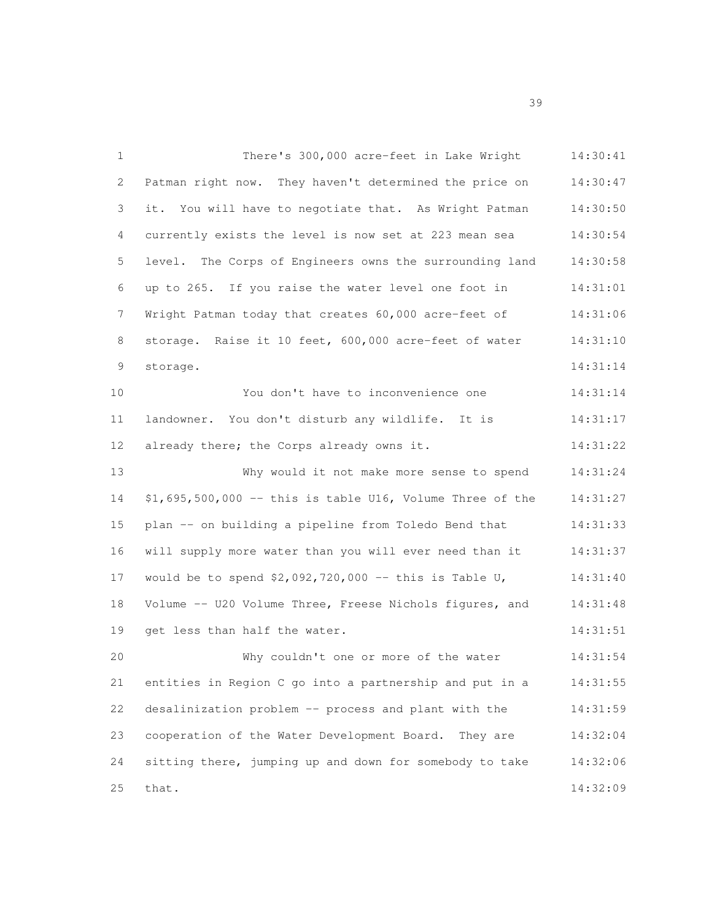There's 300,000 acre-feet in Lake Wright Patman right now. They haven't determined the price on it. You will have to negotiate that. As Wright Patman currently exists the level is now set at 223 mean sea level. The Corps of Engineers owns the surrounding land up to 265. If you raise the water level one foot in Wright Patman today that creates 60,000 acre-feet of storage. Raise it 10 feet, 600,000 acre-feet of water storage.

You don't have to inconvenience one landowner. You don't disturb any wildlife. It is already there; the Corps already owns it.

Why would it not make more sense to spend $1,695,500,000 -- this is table U16, Volume Three of the plan -- on building a pipeline from Toledo Bend that will supply more water than you will ever need than it would be to spend $2,092,720,000 -- this is Table U, Volume -- U20 Volume Three, Freese Nichols figures, and get less than half the water.

Why couldn't one or more of the water entities in Region C go into a partnership and put in a desalinization problem -- process and plant with the cooperation of the Water Development Board. They are sitting there, jumping up and down for somebody to take that.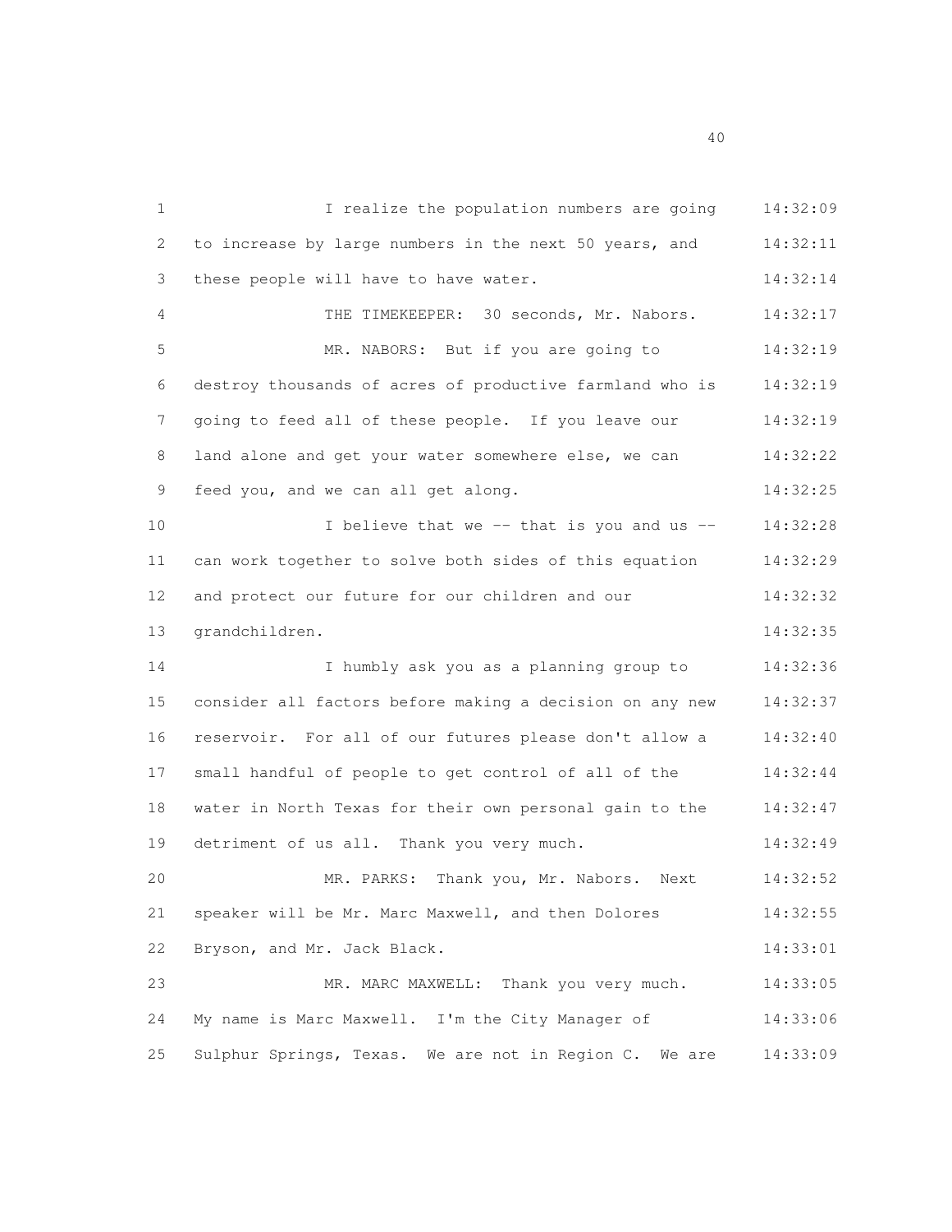I realize the population numbers are going to increase by large numbers in the next 50 years, and these people will have to have water.

THE TIMEKEEPER: 30 seconds, Mr. Nabors.

MR. NABORS: But if you are going to destroy thousands of acres of productive farmland who is going to feed all of these people. If you leave our land alone and get your water somewhere else, we can feed you, and we can all get along.

I believe that we -- that is you and us -- can work together to solve both sides of this equation and protect our future for our children and our grandchildren.

I humbly ask you as a planning group to consider all factors before making a decision on any new reservoir. For all of our futures please don't allow a small handful of people to get control of all of the water in North Texas for their own personal gain to the detriment of us all. Thank you very much.

MR. PARKS: Thank you, Mr. Nabors. Next speaker will be Mr. Marc Maxwell, and then Dolores Bryson, and Mr. Jack Black.

MR. MARC MAXWELL: Thank you very much. My name is Marc Maxwell. I'm the City Manager of Sulphur Springs, Texas. We are not in Region C. We are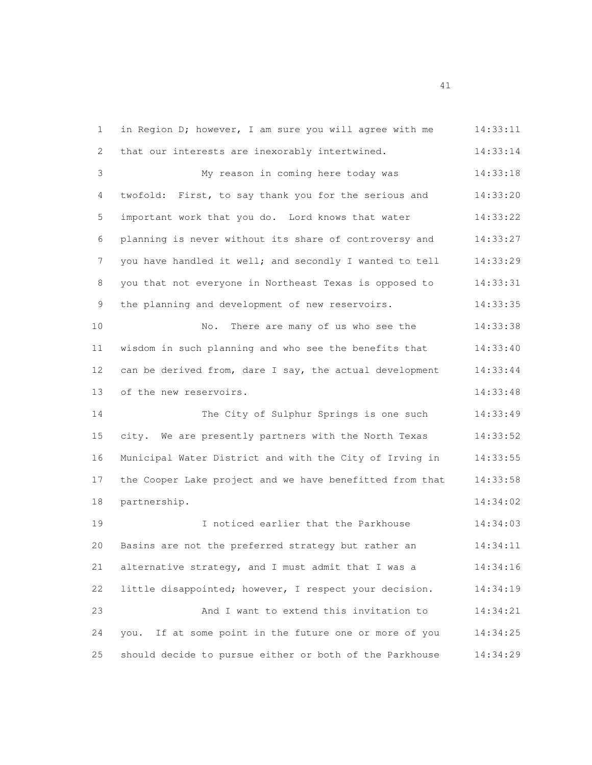1 in Region D; however, I am sure you will agree with me 14:33:11
2 that our interests are inexorably intertwined. 14:33:14
3 My reason in coming here today was 14:33:18
4 twofold: First, to say thank you for the serious and 14:33:20
5 important work that you do. Lord knows that water 14:33:22
6 planning is never without its share of controversy and 14:33:27
7 you have handled it well; and secondly I wanted to tell 14:33:29
8 you that not everyone in Northeast Texas is opposed to 14:33:31
9 the planning and development of new reservoirs. 14:33:35
10 No. There are many of us who see the 14:33:38
11 wisdom in such planning and who see the benefits that 14:33:40
12 can be derived from, dare I say, the actual development 14:33:44
13 of the new reservoirs. 14:33:48
14 The City of Sulphur Springs is one such 14:33:49
15 city. We are presently partners with the North Texas 14:33:52
16 Municipal Water District and with the City of Irving in 14:33:55
17 the Cooper Lake project and we have benefitted from that 14:33:58
18 partnership. 14:34:02
19 I noticed earlier that the Parkhouse 14:34:03
20 Basins are not the preferred strategy but rather an 14:34:11
21 alternative strategy, and I must admit that I was a 14:34:16
22 little disappointed; however, I respect your decision. 14:34:19
23 And I want to extend this invitation to 14:34:21
24 you. If at some point in the future one or more of you 14:34:25
25 should decide to pursue either or both of the Parkhouse 14:34:29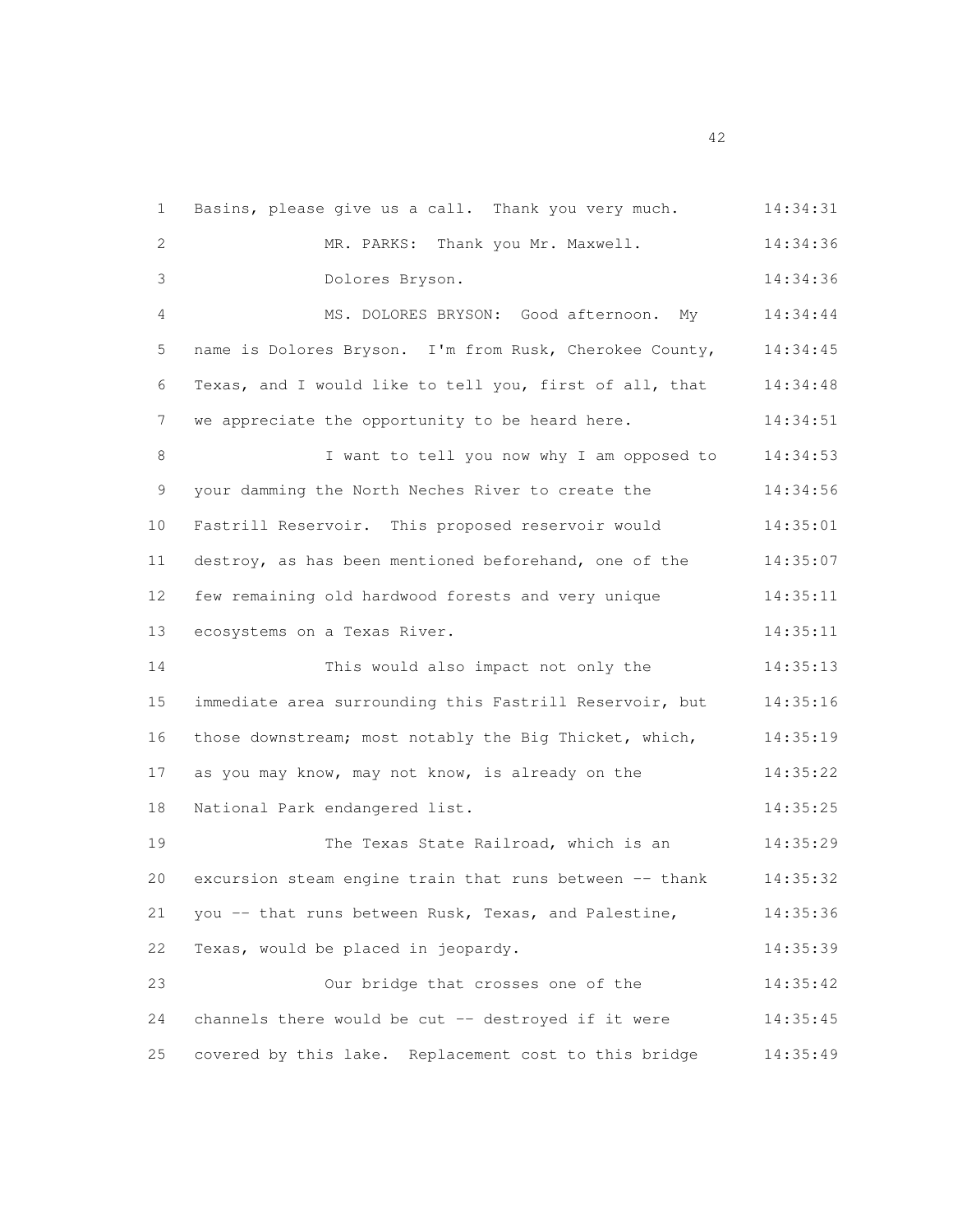1 Basins, please give us a call. Thank you very much. 14:34:31

2 MR. PARKS: Thank you Mr. Maxwell. 14:34:36

3 Dolores Bryson. 14:34:36

4 MS. DOLORES BRYSON: Good afternoon. My 14:34:44

5 name is Dolores Bryson. I'm from Rusk, Cherokee County, 14:34:45

6 Texas, and I would like to tell you, first of all, that 14:34:48

7 we appreciate the opportunity to be heard here. 14:34:51

8 I want to tell you now why I am opposed to 14:34:53

9 your damming the North Neches River to create the 14:34:56

10 Fastrill Reservoir. This proposed reservoir would 14:35:01

11 destroy, as has been mentioned beforehand, one of the 14:35:07

12 few remaining old hardwood forests and very unique 14:35:11

13 ecosystems on a Texas River. 14:35:11

14 This would also impact not only the 14:35:13

15 immediate area surrounding this Fastrill Reservoir, but 14:35:16

16 those downstream; most notably the Big Thicket, which, 14:35:19

17 as you may know, may not know, is already on the 14:35:22

18 National Park endangered list. 14:35:25

19 The Texas State Railroad, which is an 14:35:29

20 excursion steam engine train that runs between -- thank 14:35:32

21 you -- that runs between Rusk, Texas, and Palestine, 14:35:36

22 Texas, would be placed in jeopardy. 14:35:39

23 Our bridge that crosses one of the 14:35:42

24 channels there would be cut -- destroyed if it were 14:35:45

25 covered by this lake. Replacement cost to this bridge 14:35:49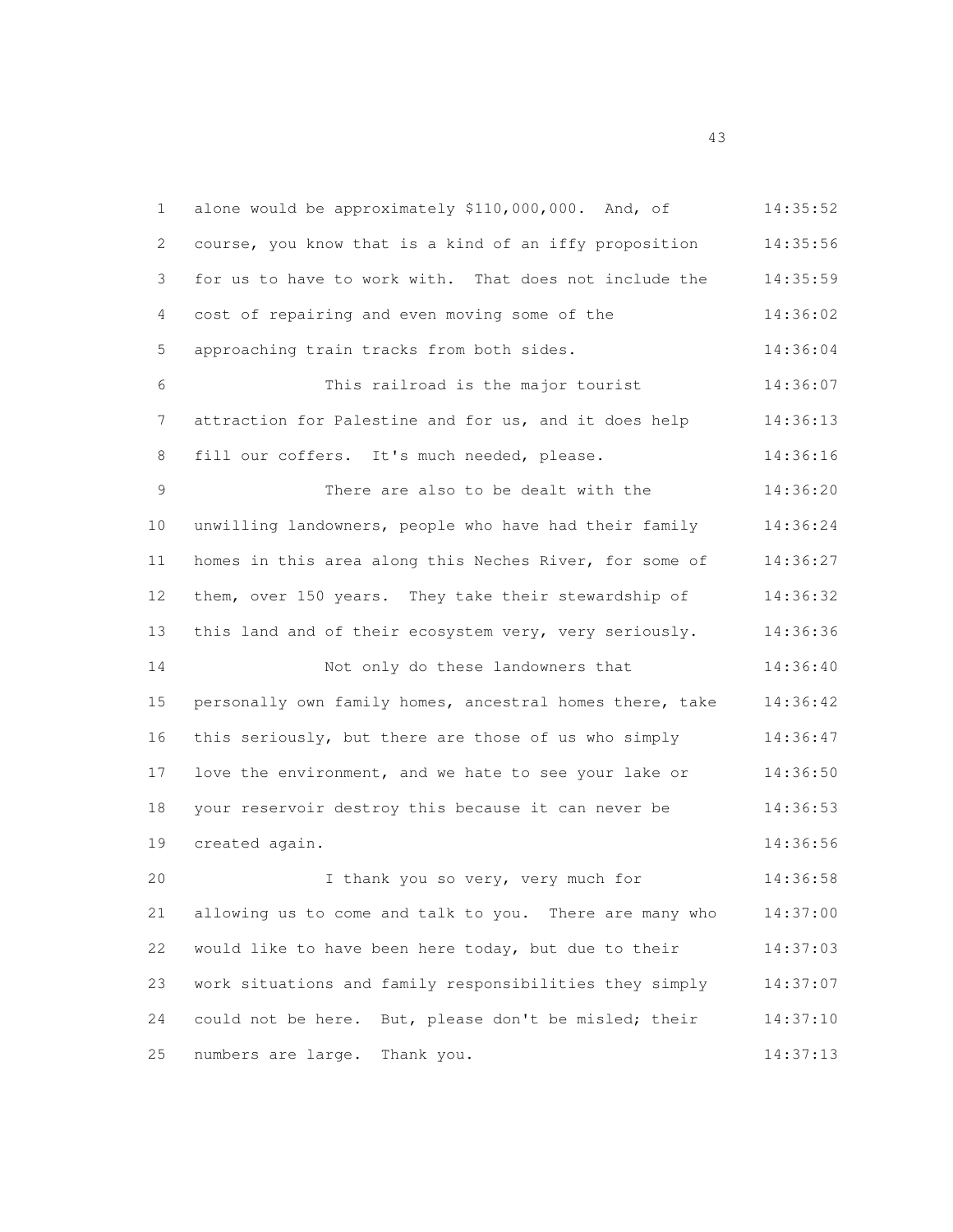alone would be approximately $110,000,000. And, of course, you know that is a kind of an iffy proposition for us to have to work with. That does not include the cost of repairing and even moving some of the approaching train tracks from both sides.

This railroad is the major tourist attraction for Palestine and for us, and it does help fill our coffers. It's much needed, please.

There are also to be dealt with the unwilling landowners, people who have had their family homes in this area along this Neches River, for some of them, over 150 years. They take their stewardship of this land and of their ecosystem very, very seriously.

Not only do these landowners that personally own family homes, ancestral homes there, take this seriously, but there are those of us who simply love the environment, and we hate to see your lake or your reservoir destroy this because it can never be created again.

I thank you so very, very much for allowing us to come and talk to you. There are many who would like to have been here today, but due to their work situations and family responsibilities they simply could not be here. But, please don't be misled; their numbers are large. Thank you.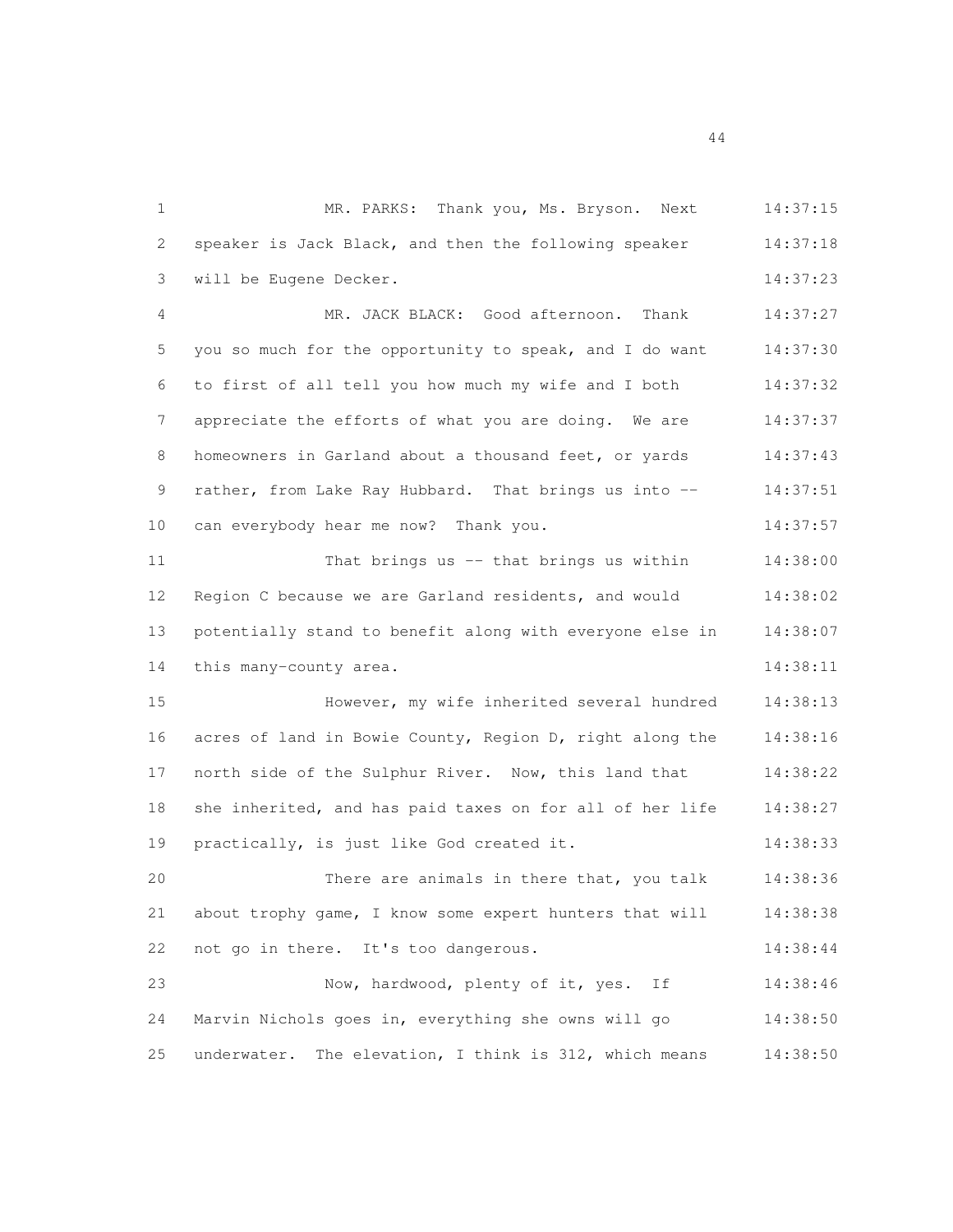MR. PARKS: Thank you, Ms. Bryson. Next speaker is Jack Black, and then the following speaker will be Eugene Decker.

MR. JACK BLACK: Good afternoon. Thank you so much for the opportunity to speak, and I do want to first of all tell you how much my wife and I both appreciate the efforts of what you are doing. We are homeowners in Garland about a thousand feet, or yards rather, from Lake Ray Hubbard. That brings us into -- can everybody hear me now? Thank you.

That brings us -- that brings us within Region C because we are Garland residents, and would potentially stand to benefit along with everyone else in this many-county area.

However, my wife inherited several hundred acres of land in Bowie County, Region D, right along the north side of the Sulphur River. Now, this land that she inherited, and has paid taxes on for all of her life practically, is just like God created it.

There are animals in there that, you talk about trophy game, I know some expert hunters that will not go in there. It's too dangerous.

Now, hardwood, plenty of it, yes. If Marvin Nichols goes in, everything she owns will go underwater. The elevation, I think is 312, which means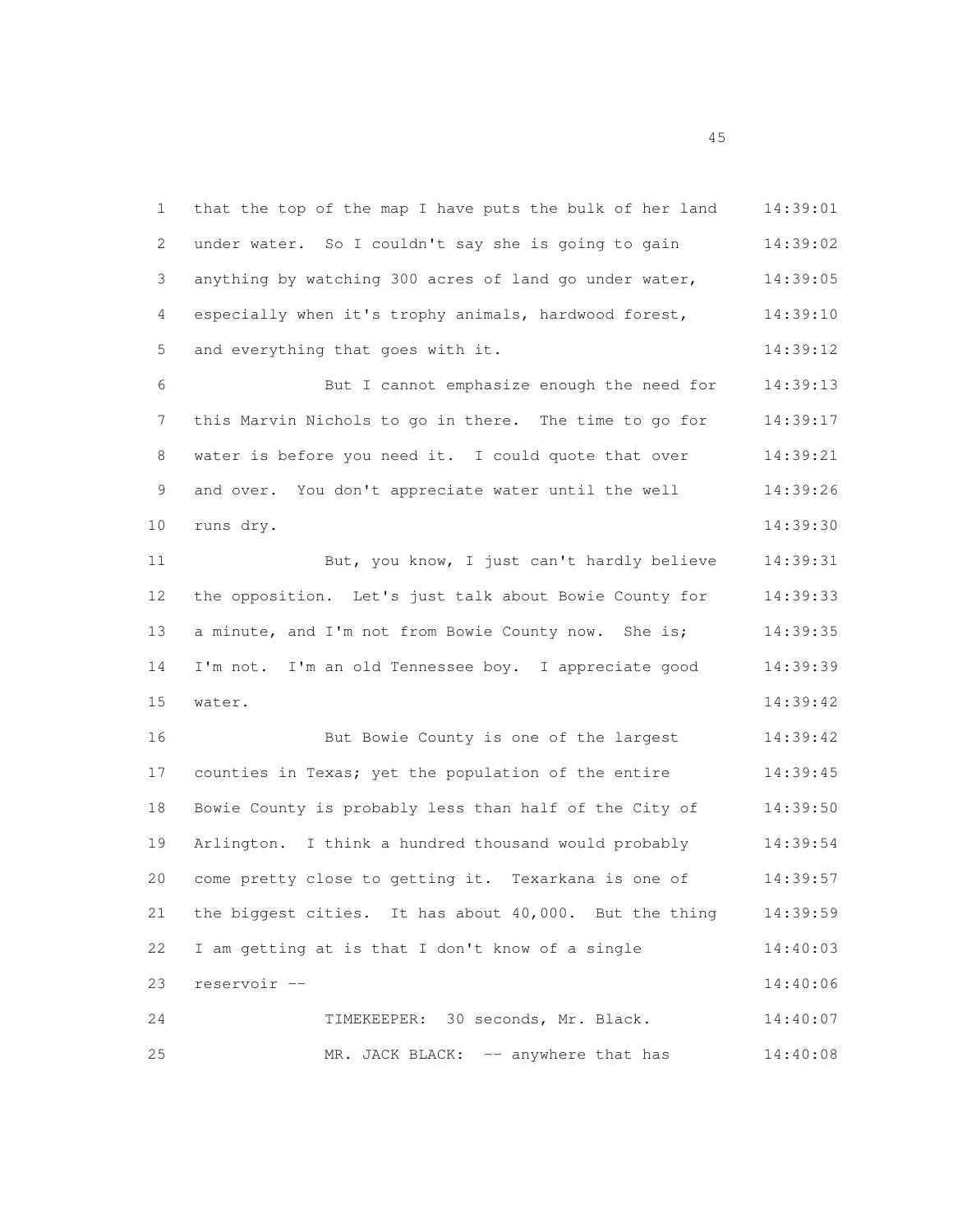that the top of the map I have puts the bulk of her land under water. So I couldn't say she is going to gain anything by watching 300 acres of land go under water, especially when it's trophy animals, hardwood forest, and everything that goes with it.

But I cannot emphasize enough the need for this Marvin Nichols to go in there. The time to go for water is before you need it. I could quote that over and over. You don't appreciate water until the well runs dry.

But, you know, I just can't hardly believe the opposition. Let's just talk about Bowie County for a minute, and I'm not from Bowie County now. She is; I'm not. I'm an old Tennessee boy. I appreciate good water.

But Bowie County is one of the largest counties in Texas; yet the population of the entire Bowie County is probably less than half of the City of Arlington. I think a hundred thousand would probably come pretty close to getting it. Texarkana is one of the biggest cities. It has about 40,000. But the thing I am getting at is that I don't know of a single reservoir --

TIMEKEEPER: 30 seconds, Mr. Black.

MR. JACK BLACK: -- anywhere that has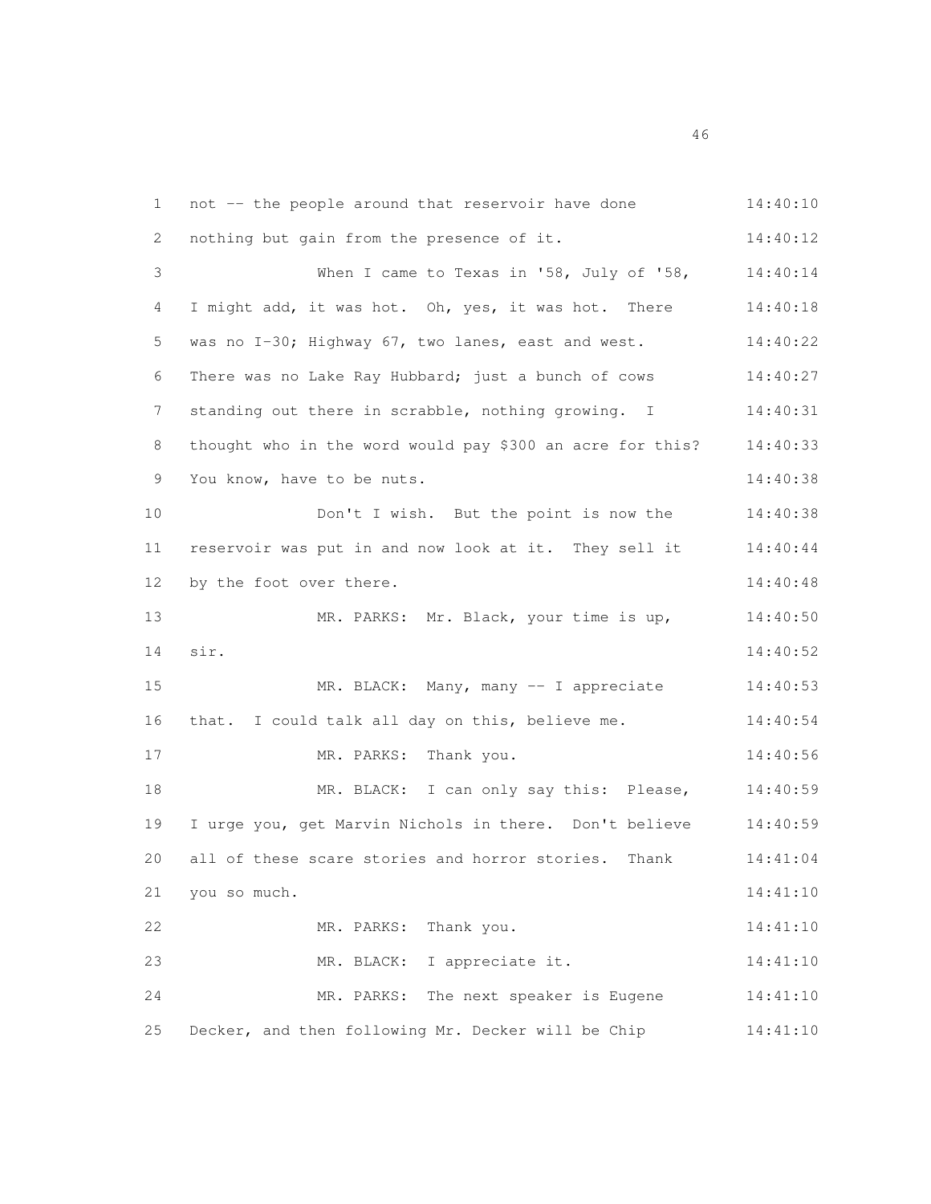not -- the people around that reservoir have done nothing but gain from the presence of it.

When I came to Texas in '58, July of '58, I might add, it was hot. Oh, yes, it was hot. There was no I-30; Highway 67, two lanes, east and west. There was no Lake Ray Hubbard; just a bunch of cows standing out there in scrabble, nothing growing. I thought who in the word would pay $300 an acre for this? You know, have to be nuts.

Don't I wish. But the point is now the reservoir was put in and now look at it. They sell it by the foot over there.

MR. PARKS: Mr. Black, your time is up, sir.

MR. BLACK: Many, many -- I appreciate that. I could talk all day on this, believe me.

MR. PARKS: Thank you.

MR. BLACK: I can only say this: Please, I urge you, get Marvin Nichols in there. Don't believe all of these scare stories and horror stories. Thank you so much.

MR. PARKS: Thank you.

MR. BLACK: I appreciate it.

MR. PARKS: The next speaker is Eugene Decker, and then following Mr. Decker will be Chip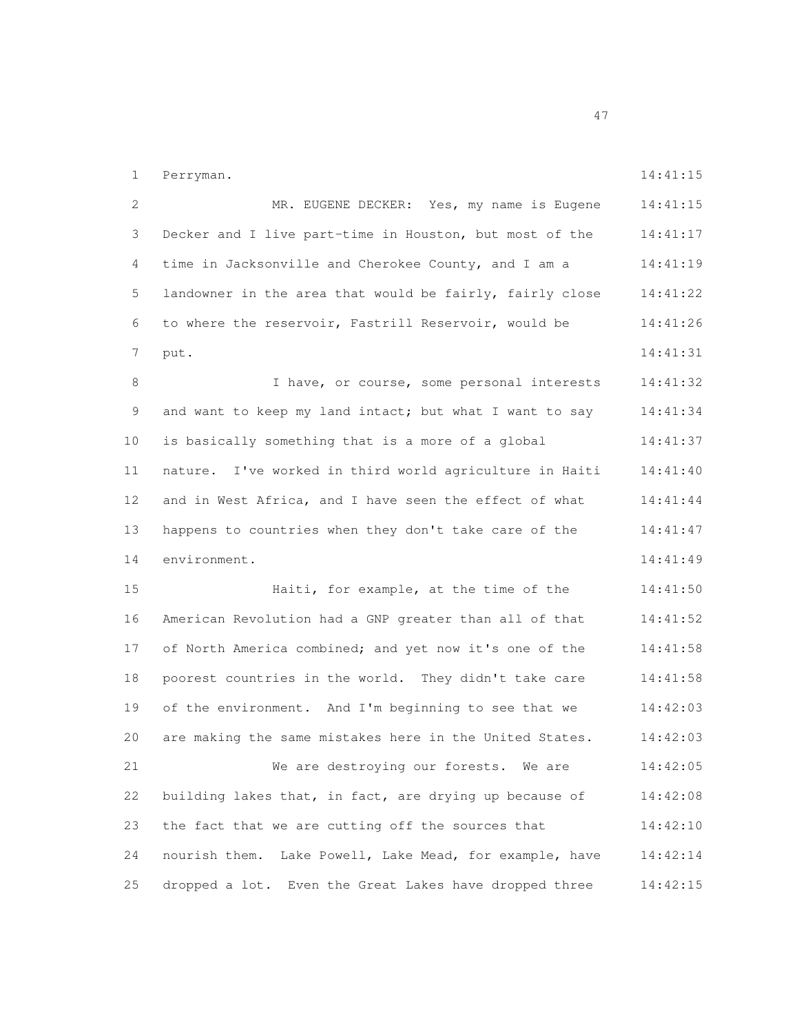Perryman.

MR. EUGENE DECKER: Yes, my name is Eugene Decker and I live part-time in Houston, but most of the time in Jacksonville and Cherokee County, and I am a landowner in the area that would be fairly, fairly close to where the reservoir, Fastrill Reservoir, would be put.

I have, or course, some personal interests and want to keep my land intact; but what I want to say is basically something that is a more of a global nature. I've worked in third world agriculture in Haiti and in West Africa, and I have seen the effect of what happens to countries when they don't take care of the environment.

Haiti, for example, at the time of the American Revolution had a GNP greater than all of that of North America combined; and yet now it's one of the poorest countries in the world. They didn't take care of the environment. And I'm beginning to see that we are making the same mistakes here in the United States.

We are destroying our forests. We are building lakes that, in fact, are drying up because of the fact that we are cutting off the sources that nourish them. Lake Powell, Lake Mead, for example, have dropped a lot. Even the Great Lakes have dropped three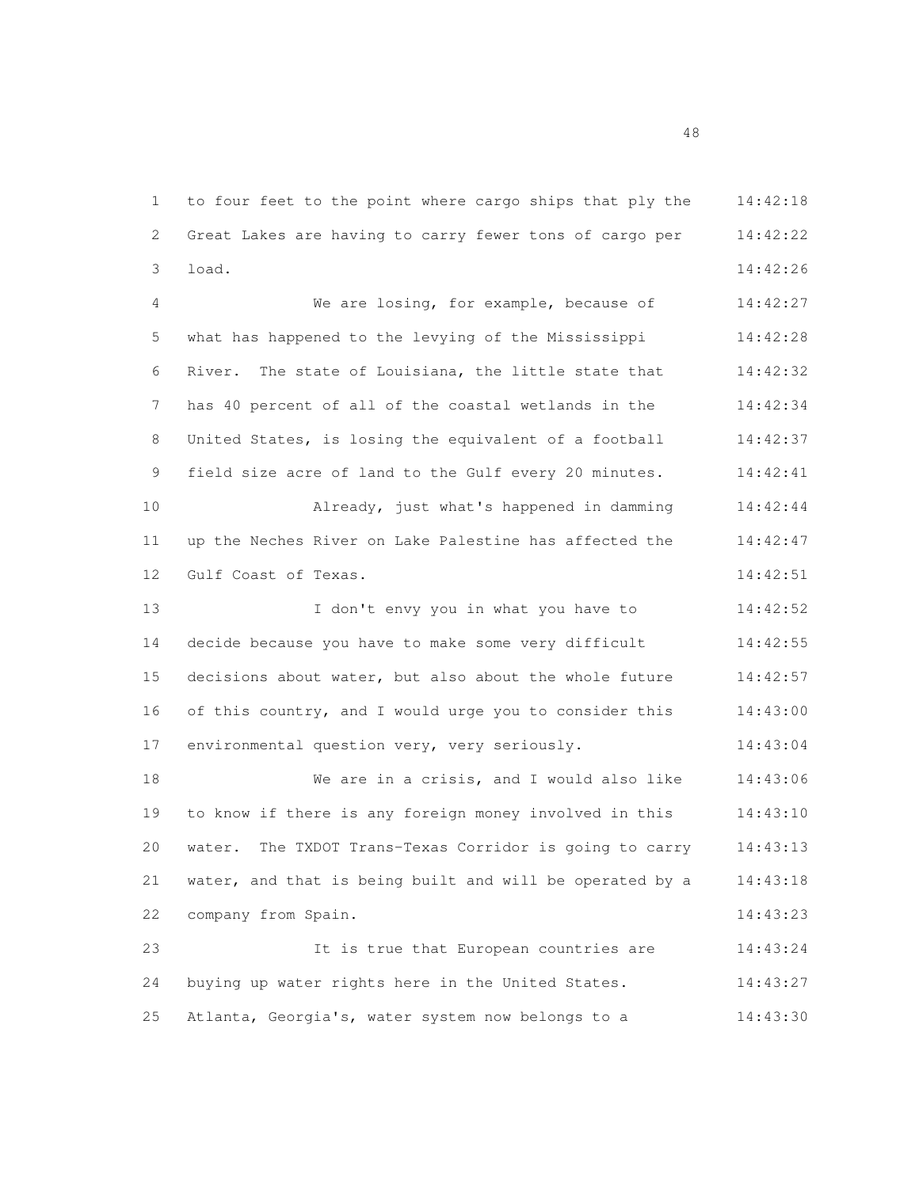to four feet to the point where cargo ships that ply the Great Lakes are having to carry fewer tons of cargo per load.

We are losing, for example, because of what has happened to the levying of the Mississippi River. The state of Louisiana, the little state that has 40 percent of all of the coastal wetlands in the United States, is losing the equivalent of a football field size acre of land to the Gulf every 20 minutes.

Already, just what's happened in damming up the Neches River on Lake Palestine has affected the Gulf Coast of Texas.

I don't envy you in what you have to decide because you have to make some very difficult decisions about water, but also about the whole future of this country, and I would urge you to consider this environmental question very, very seriously.

We are in a crisis, and I would also like to know if there is any foreign money involved in this water. The TXDOT Trans-Texas Corridor is going to carry water, and that is being built and will be operated by a company from Spain.

It is true that European countries are buying up water rights here in the United States. Atlanta, Georgia's, water system now belongs to a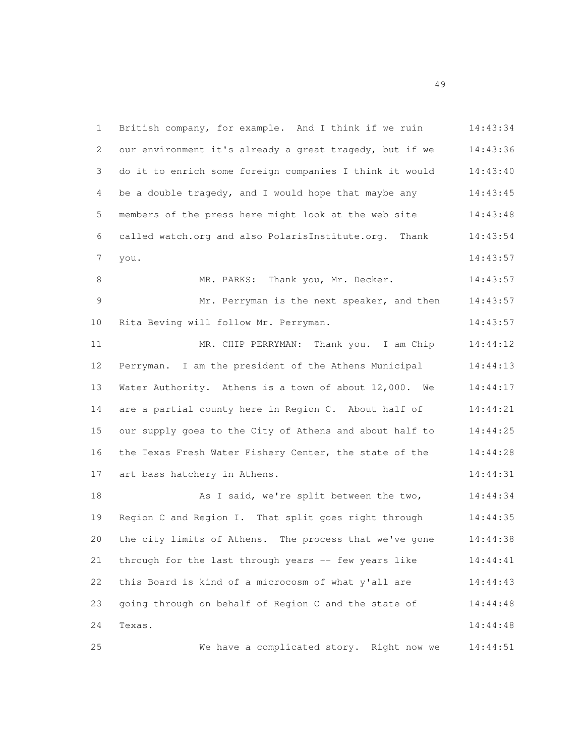British company, for example. And I think if we ruin our environment it's already a great tragedy, but if we do it to enrich some foreign companies I think it would be a double tragedy, and I would hope that maybe any members of the press here might look at the web site called watch.org and also PolarisInstitute.org. Thank you.

MR. PARKS: Thank you, Mr. Decker.

Mr. Perryman is the next speaker, and then Rita Beving will follow Mr. Perryman.

MR. CHIP PERRYMAN: Thank you. I am Chip Perryman. I am the president of the Athens Municipal Water Authority. Athens is a town of about 12,000. We are a partial county here in Region C. About half of our supply goes to the City of Athens and about half to the Texas Fresh Water Fishery Center, the state of the art bass hatchery in Athens.

As I said, we're split between the two, Region C and Region I. That split goes right through the city limits of Athens. The process that we've gone through for the last through years -- few years like this Board is kind of a microcosm of what y'all are going through on behalf of Region C and the state of Texas.

We have a complicated story. Right now we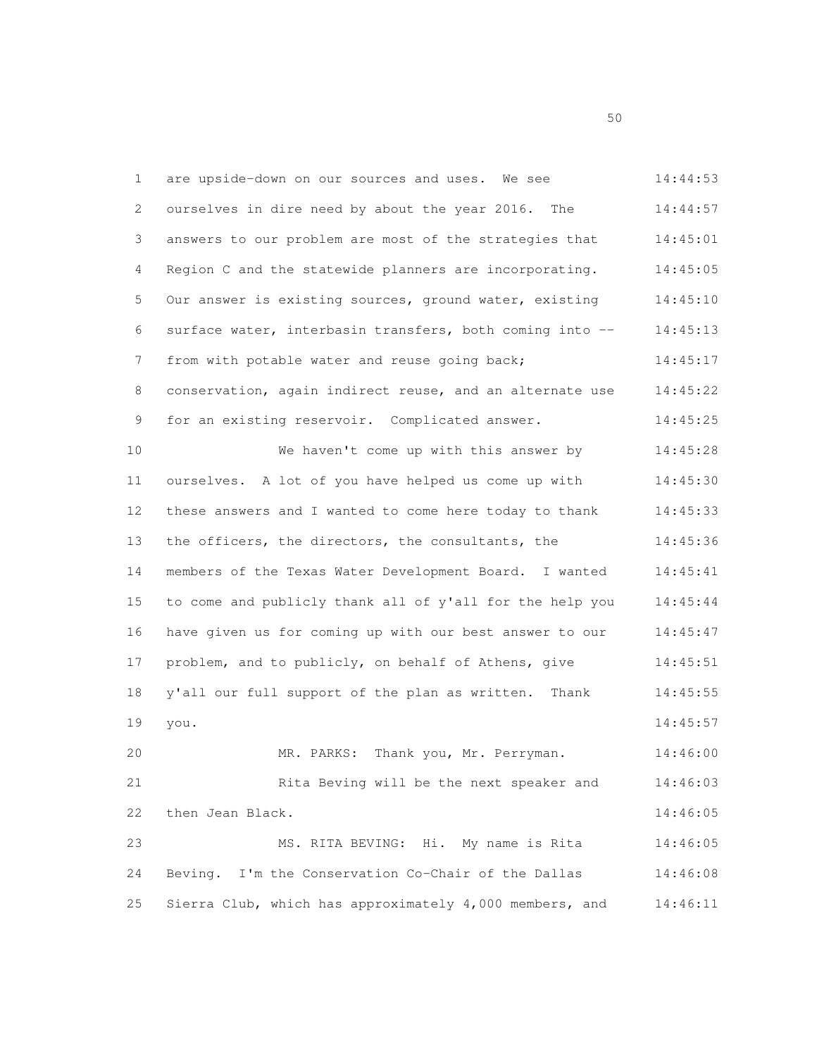1 are upside-down on our sources and uses. We see 14:44:53
2 ourselves in dire need by about the year 2016. The 14:44:57
3 answers to our problem are most of the strategies that 14:45:01
4 Region C and the statewide planners are incorporating. 14:45:05
5 Our answer is existing sources, ground water, existing 14:45:10
6 surface water, interbasin transfers, both coming into -- 14:45:13
7 from with potable water and reuse going back; 14:45:17
8 conservation, again indirect reuse, and an alternate use 14:45:22
9 for an existing reservoir. Complicated answer. 14:45:25
10 We haven't come up with this answer by 14:45:28
11 ourselves. A lot of you have helped us come up with 14:45:30
12 these answers and I wanted to come here today to thank 14:45:33
13 the officers, the directors, the consultants, the 14:45:36
14 members of the Texas Water Development Board. I wanted 14:45:41
15 to come and publicly thank all of y'all for the help you 14:45:44
16 have given us for coming up with our best answer to our 14:45:47
17 problem, and to publicly, on behalf of Athens, give 14:45:51
18 y'all our full support of the plan as written. Thank 14:45:55
19 you. 14:45:57
20 MR. PARKS: Thank you, Mr. Perryman. 14:46:00
21 Rita Beving will be the next speaker and 14:46:03
22 then Jean Black. 14:46:05
23 MS. RITA BEVING: Hi. My name is Rita 14:46:05
24 Beving. I'm the Conservation Co-Chair of the Dallas 14:46:08
25 Sierra Club, which has approximately 4,000 members, and 14:46:11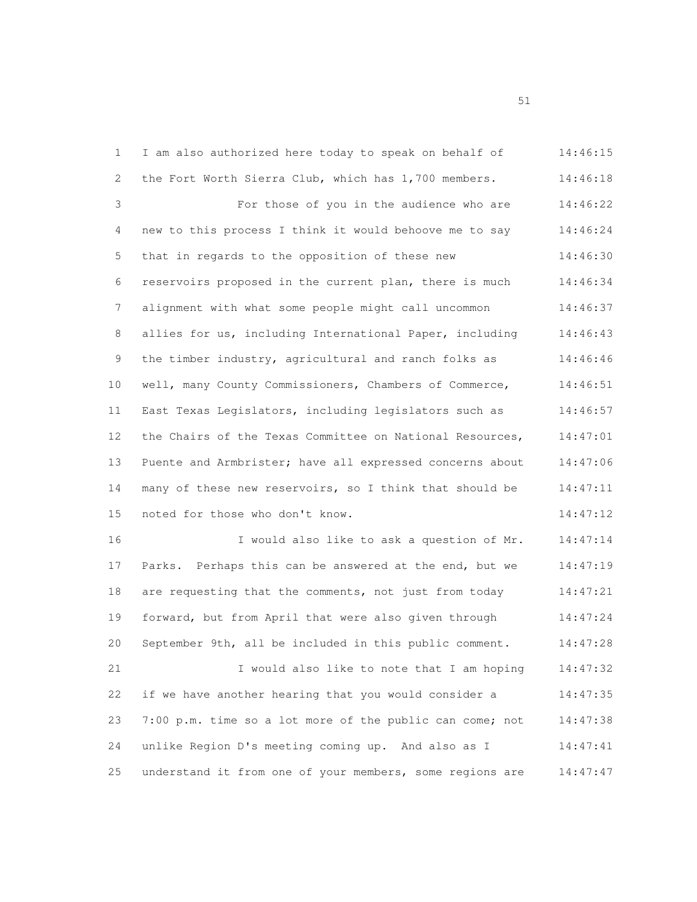1 I am also authorized here today to speak on behalf of 14:46:15
2 the Fort Worth Sierra Club, which has 1,700 members. 14:46:18
3 For those of you in the audience who are 14:46:22
4 new to this process I think it would behoove me to say 14:46:24
5 that in regards to the opposition of these new 14:46:30
6 reservoirs proposed in the current plan, there is much 14:46:34
7 alignment with what some people might call uncommon 14:46:37
8 allies for us, including International Paper, including 14:46:43
9 the timber industry, agricultural and ranch folks as 14:46:46
10 well, many County Commissioners, Chambers of Commerce, 14:46:51
11 East Texas Legislators, including legislators such as 14:46:57
12 the Chairs of the Texas Committee on National Resources, 14:47:01
13 Puente and Armbrister; have all expressed concerns about 14:47:06
14 many of these new reservoirs, so I think that should be 14:47:11
15 noted for those who don't know. 14:47:12
16 I would also like to ask a question of Mr. 14:47:14
17 Parks. Perhaps this can be answered at the end, but we 14:47:19
18 are requesting that the comments, not just from today 14:47:21
19 forward, but from April that were also given through 14:47:24
20 September 9th, all be included in this public comment. 14:47:28
21 I would also like to note that I am hoping 14:47:32
22 if we have another hearing that you would consider a 14:47:35
23 7:00 p.m. time so a lot more of the public can come; not 14:47:38
24 unlike Region D's meeting coming up. And also as I 14:47:41
25 understand it from one of your members, some regions are 14:47:47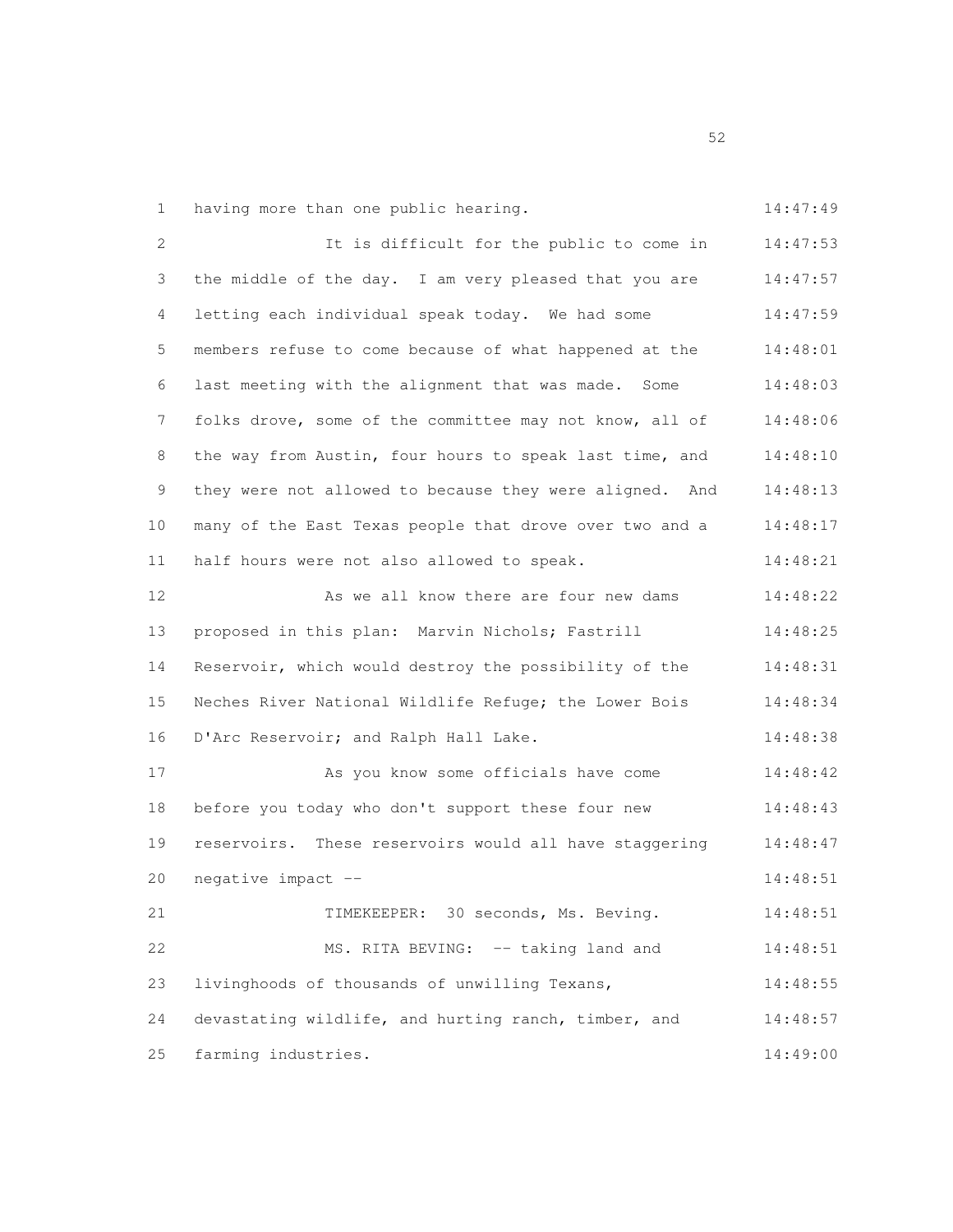having more than one public hearing.

It is difficult for the public to come in the middle of the day. I am very pleased that you are letting each individual speak today. We had some members refuse to come because of what happened at the last meeting with the alignment that was made. Some folks drove, some of the committee may not know, all of the way from Austin, four hours to speak last time, and they were not allowed to because they were aligned. And many of the East Texas people that drove over two and a half hours were not also allowed to speak.

As we all know there are four new dams proposed in this plan: Marvin Nichols; Fastrill Reservoir, which would destroy the possibility of the Neches River National Wildlife Refuge; the Lower Bois D'Arc Reservoir; and Ralph Hall Lake.

As you know some officials have come before you today who don't support these four new reservoirs. These reservoirs would all have staggering negative impact --

TIMEKEEPER: 30 seconds, Ms. Beving.

MS. RITA BEVING: -- taking land and livinghoods of thousands of unwilling Texans, devastating wildlife, and hurting ranch, timber, and farming industries.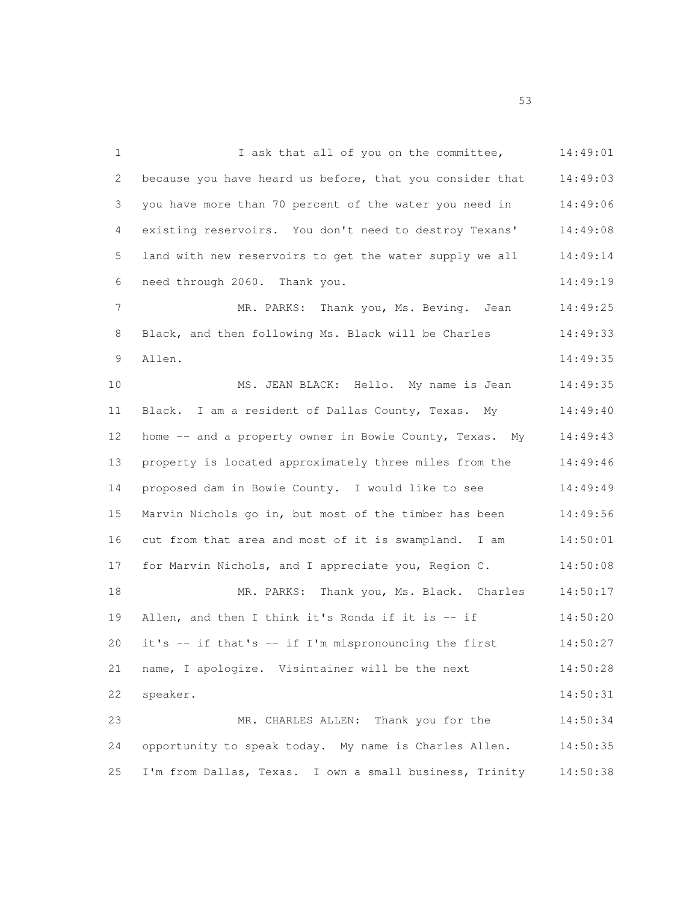1 I ask that all of you on the committee, 14:49:01
2 because you have heard us before, that you consider that 14:49:03
3 you have more than 70 percent of the water you need in 14:49:06
4 existing reservoirs. You don't need to destroy Texans' 14:49:08
5 land with new reservoirs to get the water supply we all 14:49:14
6 need through 2060. Thank you. 14:49:19
7 MR. PARKS: Thank you, Ms. Beving. Jean 14:49:25
8 Black, and then following Ms. Black will be Charles 14:49:33
9 Allen. 14:49:35
10 MS. JEAN BLACK: Hello. My name is Jean 14:49:35
11 Black. I am a resident of Dallas County, Texas. My 14:49:40
12 home -- and a property owner in Bowie County, Texas. My 14:49:43
13 property is located approximately three miles from the 14:49:46
14 proposed dam in Bowie County. I would like to see 14:49:49
15 Marvin Nichols go in, but most of the timber has been 14:49:56
16 cut from that area and most of it is swampland. I am 14:50:01
17 for Marvin Nichols, and I appreciate you, Region C. 14:50:08
18 MR. PARKS: Thank you, Ms. Black. Charles 14:50:17
19 Allen, and then I think it's Ronda if it is -- if 14:50:20
20 it's -- if that's -- if I'm mispronouncing the first 14:50:27
21 name, I apologize. Visintainer will be the next 14:50:28
22 speaker. 14:50:31
23 MR. CHARLES ALLEN: Thank you for the 14:50:34
24 opportunity to speak today. My name is Charles Allen. 14:50:35
25 I'm from Dallas, Texas. I own a small business, Trinity 14:50:38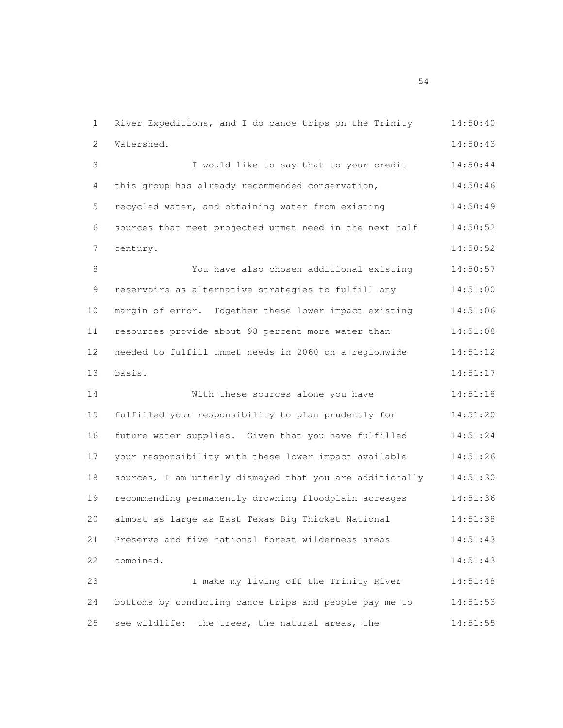River Expeditions, and I do canoe trips on the Trinity Watershed.

I would like to say that to your credit this group has already recommended conservation, recycled water, and obtaining water from existing sources that meet projected unmet need in the next half century.

You have also chosen additional existing reservoirs as alternative strategies to fulfill any margin of error. Together these lower impact existing resources provide about 98 percent more water than needed to fulfill unmet needs in 2060 on a regionwide basis.

With these sources alone you have fulfilled your responsibility to plan prudently for future water supplies. Given that you have fulfilled your responsibility with these lower impact available sources, I am utterly dismayed that you are additionally recommending permanently drowning floodplain acreages almost as large as East Texas Big Thicket National Preserve and five national forest wilderness areas combined.

I make my living off the Trinity River bottoms by conducting canoe trips and people pay me to see wildlife: the trees, the natural areas, the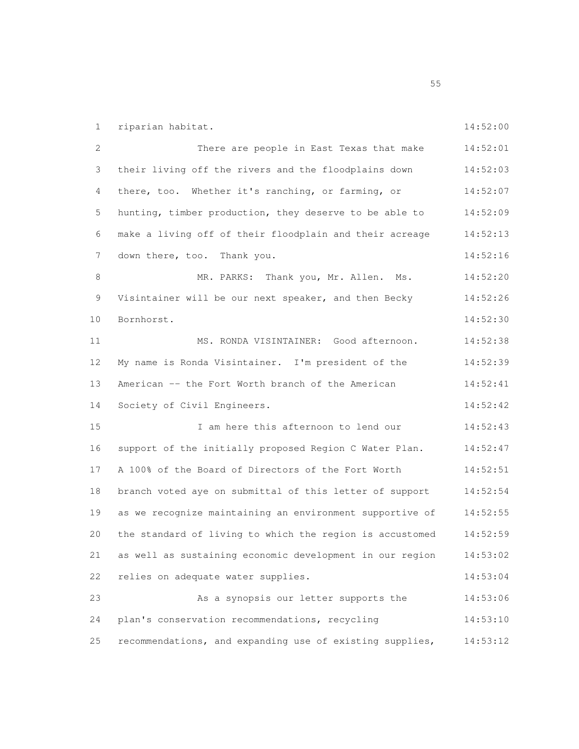riparian habitat.

There are people in East Texas that make their living off the rivers and the floodplains down there, too. Whether it's ranching, or farming, or hunting, timber production, they deserve to be able to make a living off of their floodplain and their acreage down there, too. Thank you.

MR. PARKS: Thank you, Mr. Allen. Ms. Visintainer will be our next speaker, and then Becky Bornhorst.

MS. RONDA VISINTAINER: Good afternoon. My name is Ronda Visintainer. I'm president of the American -- the Fort Worth branch of the American Society of Civil Engineers.

I am here this afternoon to lend our support of the initially proposed Region C Water Plan. A 100% of the Board of Directors of the Fort Worth branch voted aye on submittal of this letter of support as we recognize maintaining an environment supportive of the standard of living to which the region is accustomed as well as sustaining economic development in our region relies on adequate water supplies.

As a synopsis our letter supports the plan's conservation recommendations, recycling recommendations, and expanding use of existing supplies,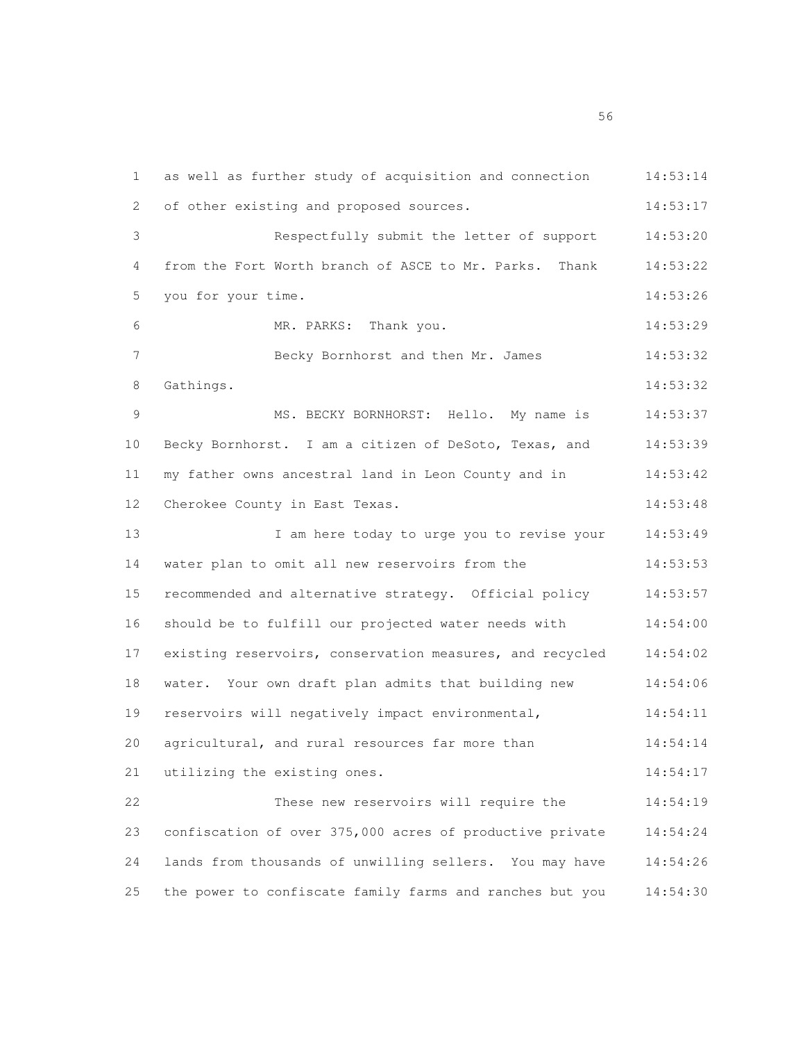as well as further study of acquisition and connection of other existing and proposed sources.

Respectfully submit the letter of support from the Fort Worth branch of ASCE to Mr. Parks. Thank you for your time.

MR. PARKS: Thank you.

Becky Bornhorst and then Mr. James Gathings.

MS. BECKY BORNHORST: Hello. My name is Becky Bornhorst. I am a citizen of DeSoto, Texas, and my father owns ancestral land in Leon County and in Cherokee County in East Texas.

I am here today to urge you to revise your water plan to omit all new reservoirs from the recommended and alternative strategy. Official policy should be to fulfill our projected water needs with existing reservoirs, conservation measures, and recycled water. Your own draft plan admits that building new reservoirs will negatively impact environmental, agricultural, and rural resources far more than utilizing the existing ones.

These new reservoirs will require the confiscation of over 375,000 acres of productive private lands from thousands of unwilling sellers. You may have the power to confiscate family farms and ranches but you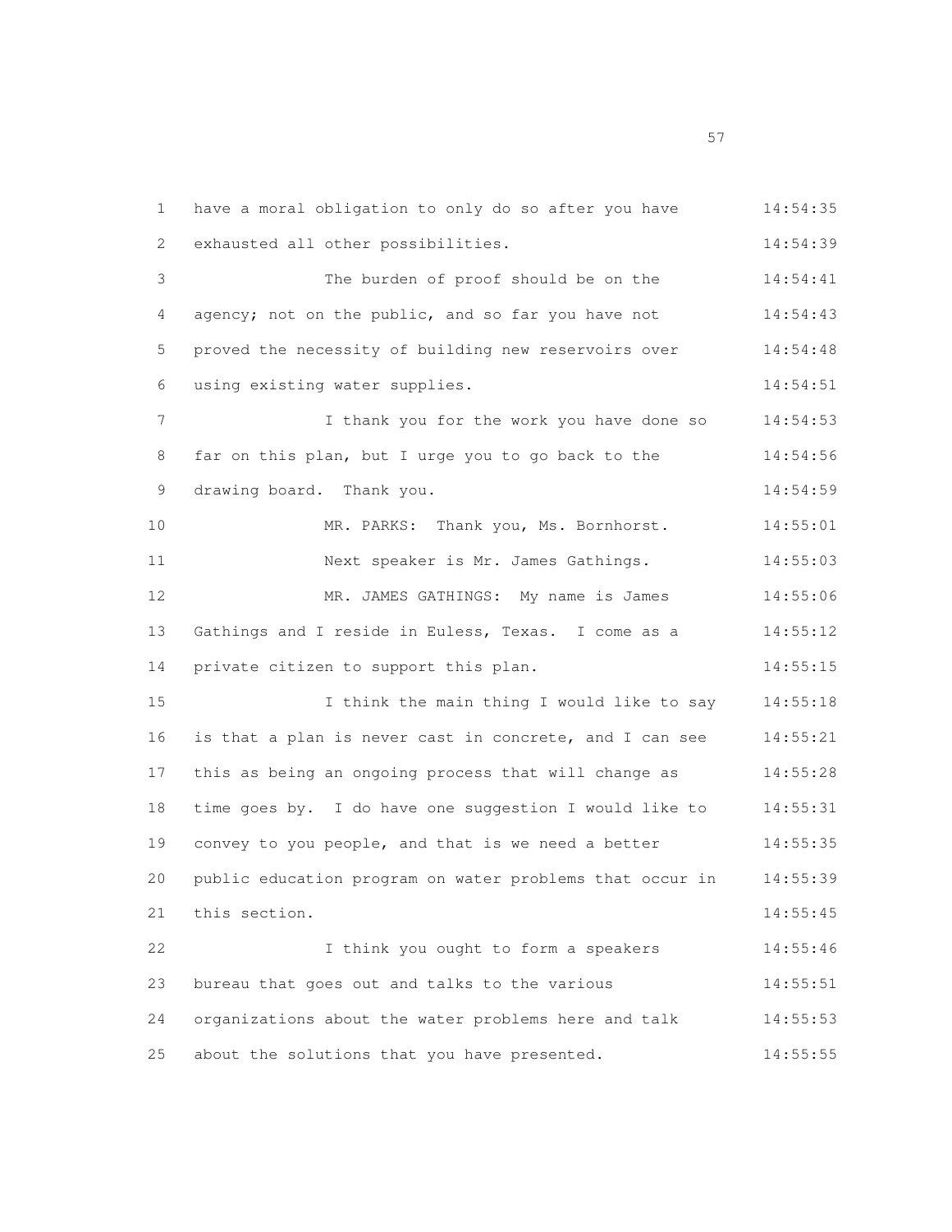have a moral obligation to only do so after you have exhausted all other possibilities.

The burden of proof should be on the agency; not on the public, and so far you have not proved the necessity of building new reservoirs over using existing water supplies.

I thank you for the work you have done so far on this plan, but I urge you to go back to the drawing board. Thank you.

MR. PARKS: Thank you, Ms. Bornhorst.

Next speaker is Mr. James Gathings.

MR. JAMES GATHINGS: My name is James Gathings and I reside in Euless, Texas. I come as a private citizen to support this plan.

I think the main thing I would like to say is that a plan is never cast in concrete, and I can see this as being an ongoing process that will change as time goes by. I do have one suggestion I would like to convey to you people, and that is we need a better public education program on water problems that occur in this section.

I think you ought to form a speakers bureau that goes out and talks to the various organizations about the water problems here and talk about the solutions that you have presented.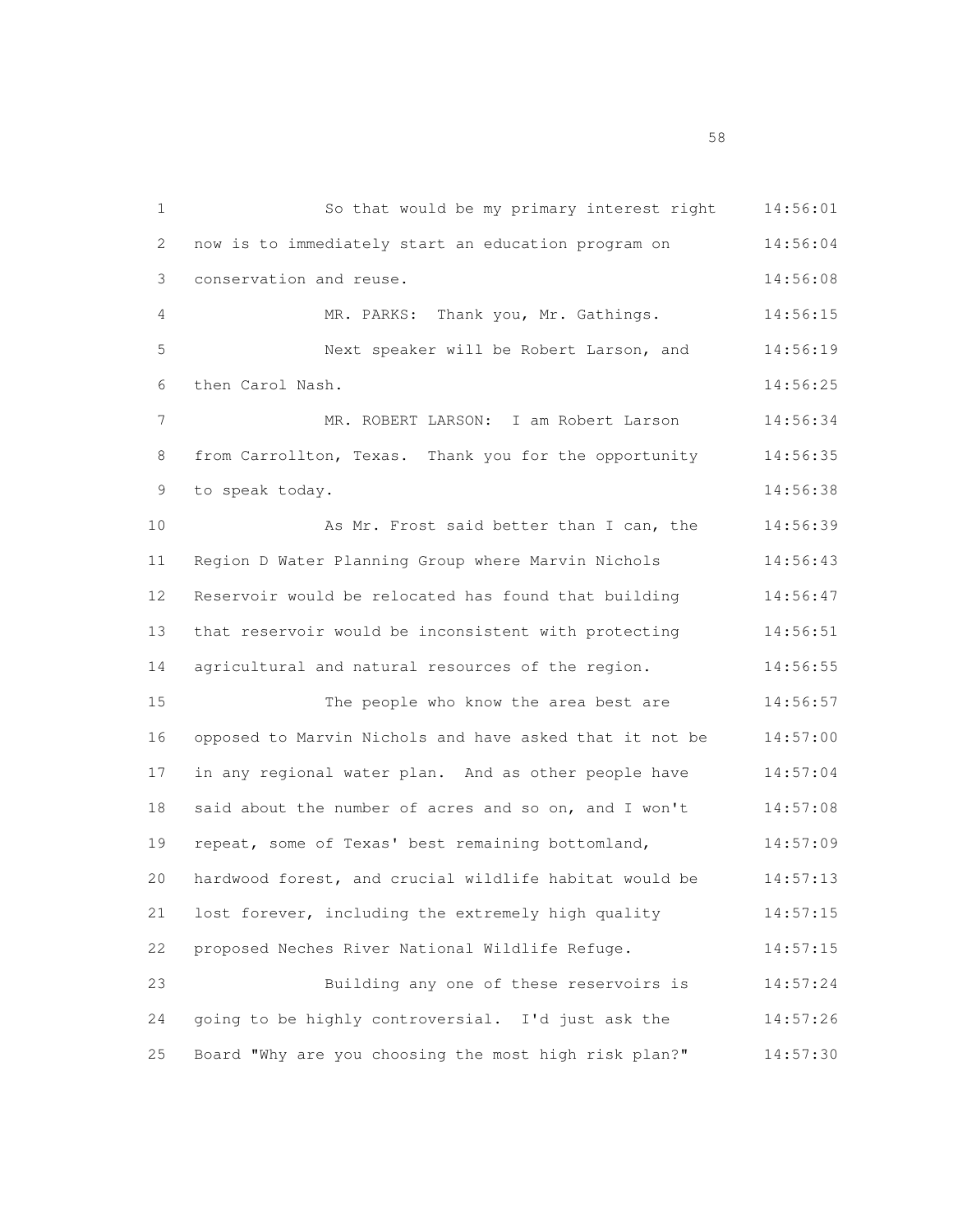So that would be my primary interest right now is to immediately start an education program on conservation and reuse.

MR. PARKS: Thank you, Mr. Gathings.

Next speaker will be Robert Larson, and then Carol Nash.

MR. ROBERT LARSON: I am Robert Larson from Carrollton, Texas. Thank you for the opportunity to speak today.

As Mr. Frost said better than I can, the Region D Water Planning Group where Marvin Nichols Reservoir would be relocated has found that building that reservoir would be inconsistent with protecting agricultural and natural resources of the region.

The people who know the area best are opposed to Marvin Nichols and have asked that it not be in any regional water plan. And as other people have said about the number of acres and so on, and I won't repeat, some of Texas' best remaining bottomland, hardwood forest, and crucial wildlife habitat would be lost forever, including the extremely high quality proposed Neches River National Wildlife Refuge.

Building any one of these reservoirs is going to be highly controversial. I'd just ask the Board "Why are you choosing the most high risk plan?"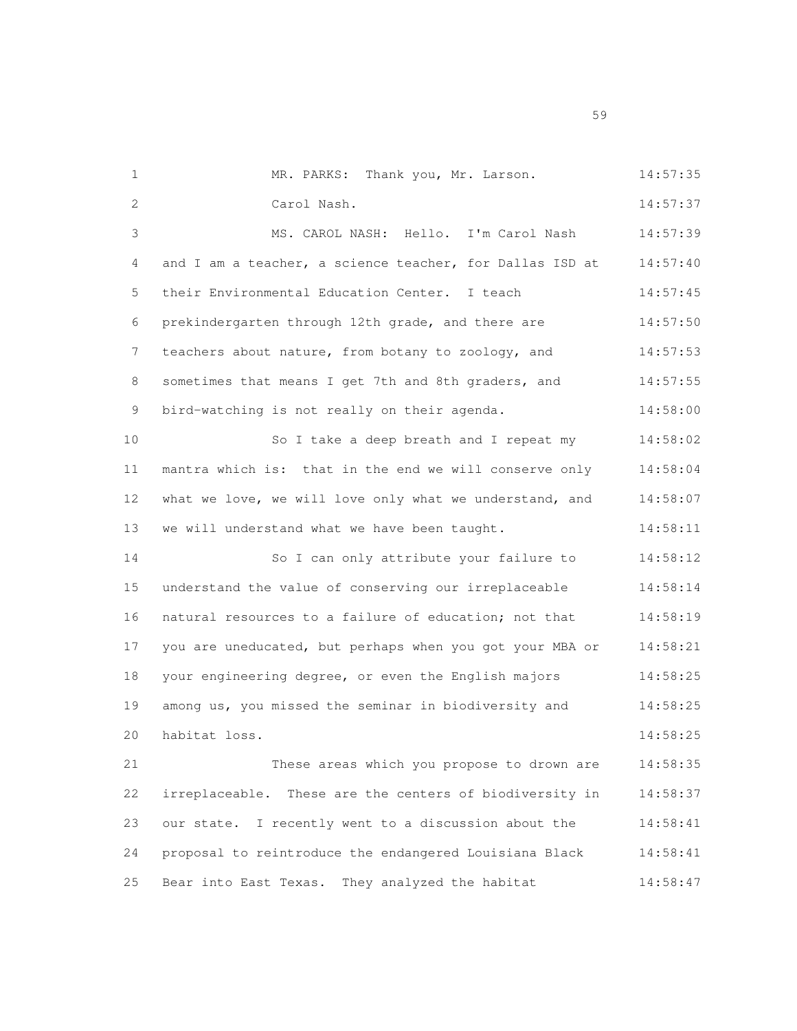MR. PARKS: Thank you, Mr. Larson.

Carol Nash.

MS. CAROL NASH: Hello. I'm Carol Nash and I am a teacher, a science teacher, for Dallas ISD at their Environmental Education Center. I teach prekindergarten through 12th grade, and there are teachers about nature, from botany to zoology, and sometimes that means I get 7th and 8th graders, and bird-watching is not really on their agenda.

So I take a deep breath and I repeat my mantra which is: that in the end we will conserve only what we love, we will love only what we understand, and we will understand what we have been taught.

So I can only attribute your failure to understand the value of conserving our irreplaceable natural resources to a failure of education; not that you are uneducated, but perhaps when you got your MBA or your engineering degree, or even the English majors among us, you missed the seminar in biodiversity and habitat loss.

These areas which you propose to drown are irreplaceable. These are the centers of biodiversity in our state. I recently went to a discussion about the proposal to reintroduce the endangered Louisiana Black Bear into East Texas. They analyzed the habitat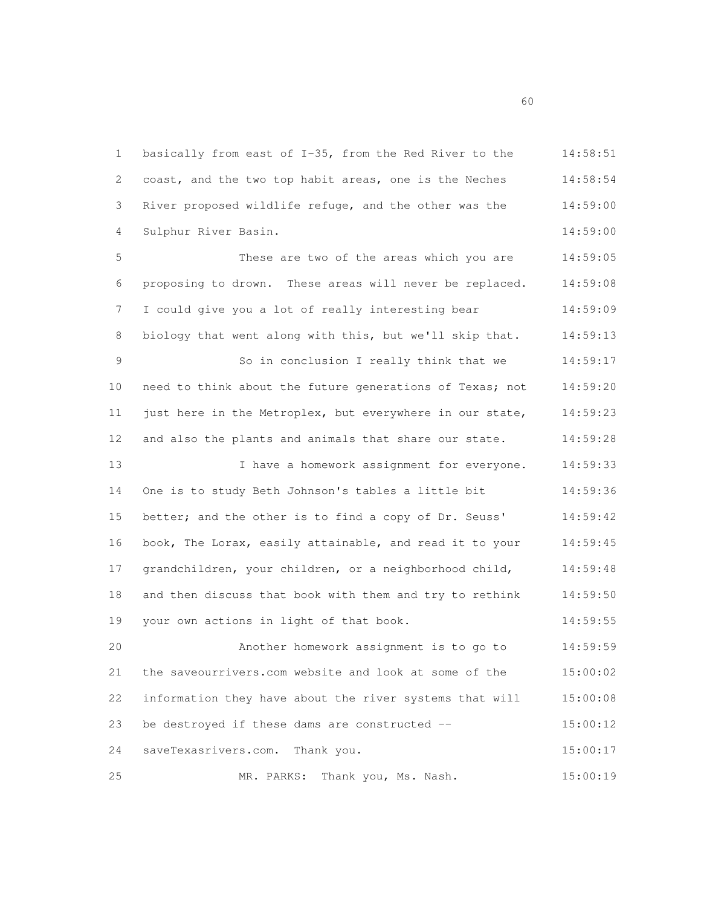1 basically from east of I-35, from the Red River to the 14:58:51
2 coast, and the two top habit areas, one is the Neches 14:58:54
3 River proposed wildlife refuge, and the other was the 14:59:00
4 Sulphur River Basin. 14:59:00
5 These are two of the areas which you are 14:59:05
6 proposing to drown. These areas will never be replaced. 14:59:08
7 I could give you a lot of really interesting bear 14:59:09
8 biology that went along with this, but we'll skip that. 14:59:13
9 So in conclusion I really think that we 14:59:17
10 need to think about the future generations of Texas; not 14:59:20
11 just here in the Metroplex, but everywhere in our state, 14:59:23
12 and also the plants and animals that share our state. 14:59:28
13 I have a homework assignment for everyone. 14:59:33
14 One is to study Beth Johnson's tables a little bit 14:59:36
15 better; and the other is to find a copy of Dr. Seuss' 14:59:42
16 book, The Lorax, easily attainable, and read it to your 14:59:45
17 grandchildren, your children, or a neighborhood child, 14:59:48
18 and then discuss that book with them and try to rethink 14:59:50
19 your own actions in light of that book. 14:59:55
20 Another homework assignment is to go to 14:59:59
21 the saveourrivers.com website and look at some of the 15:00:02
22 information they have about the river systems that will 15:00:08
23 be destroyed if these dams are constructed -- 15:00:12
24 saveTexasrivers.com. Thank you. 15:00:17
25 MR. PARKS: Thank you, Ms. Nash. 15:00:19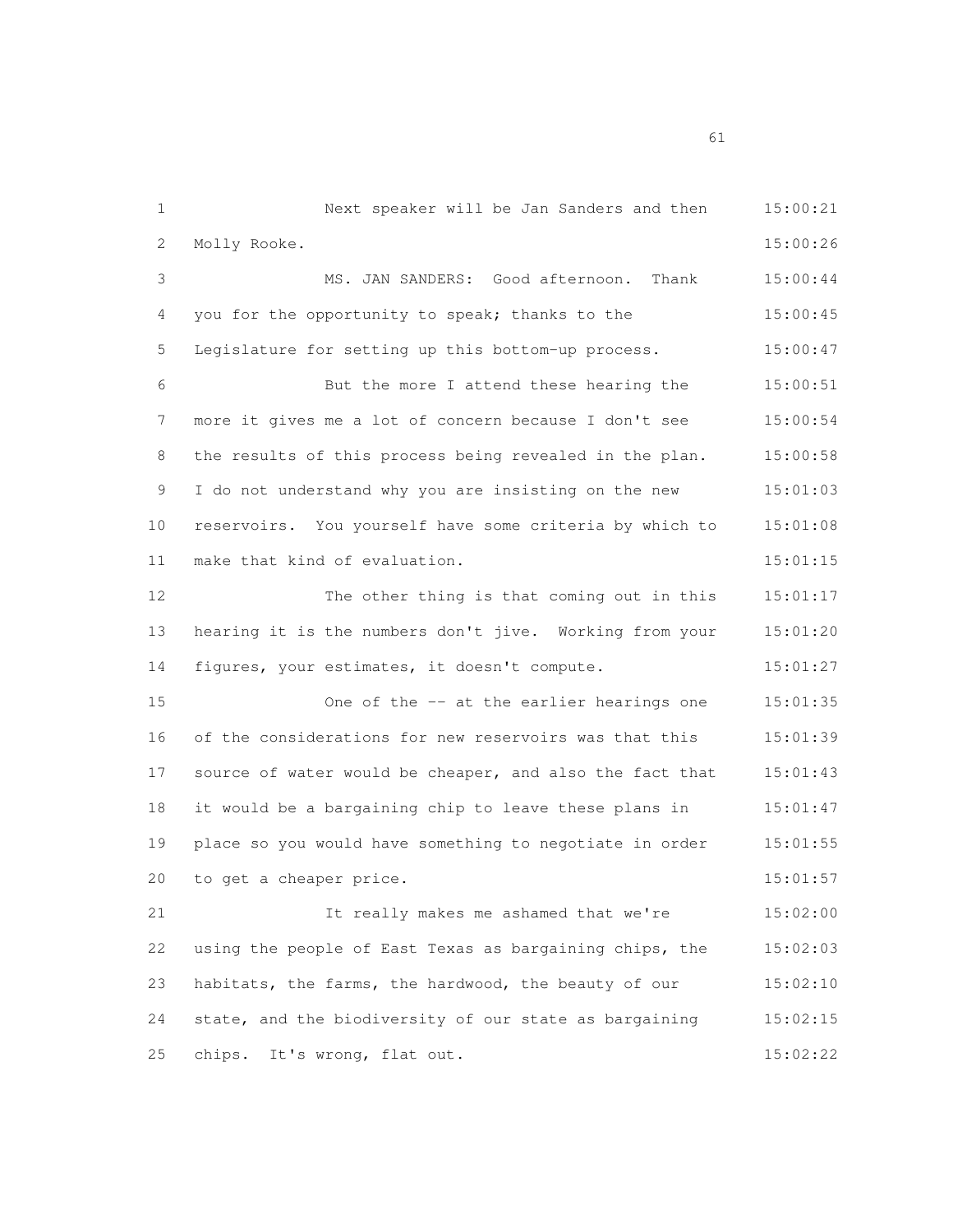Next speaker will be Jan Sanders and then Molly Rooke.

MS. JAN SANDERS: Good afternoon. Thank you for the opportunity to speak; thanks to the Legislature for setting up this bottom-up process.

But the more I attend these hearing the more it gives me a lot of concern because I don't see the results of this process being revealed in the plan. I do not understand why you are insisting on the new reservoirs. You yourself have some criteria by which to make that kind of evaluation.

The other thing is that coming out in this hearing it is the numbers don't jive. Working from your figures, your estimates, it doesn't compute.

One of the -- at the earlier hearings one of the considerations for new reservoirs was that this source of water would be cheaper, and also the fact that it would be a bargaining chip to leave these plans in place so you would have something to negotiate in order to get a cheaper price.

It really makes me ashamed that we're using the people of East Texas as bargaining chips, the habitats, the farms, the hardwood, the beauty of our state, and the biodiversity of our state as bargaining chips. It's wrong, flat out.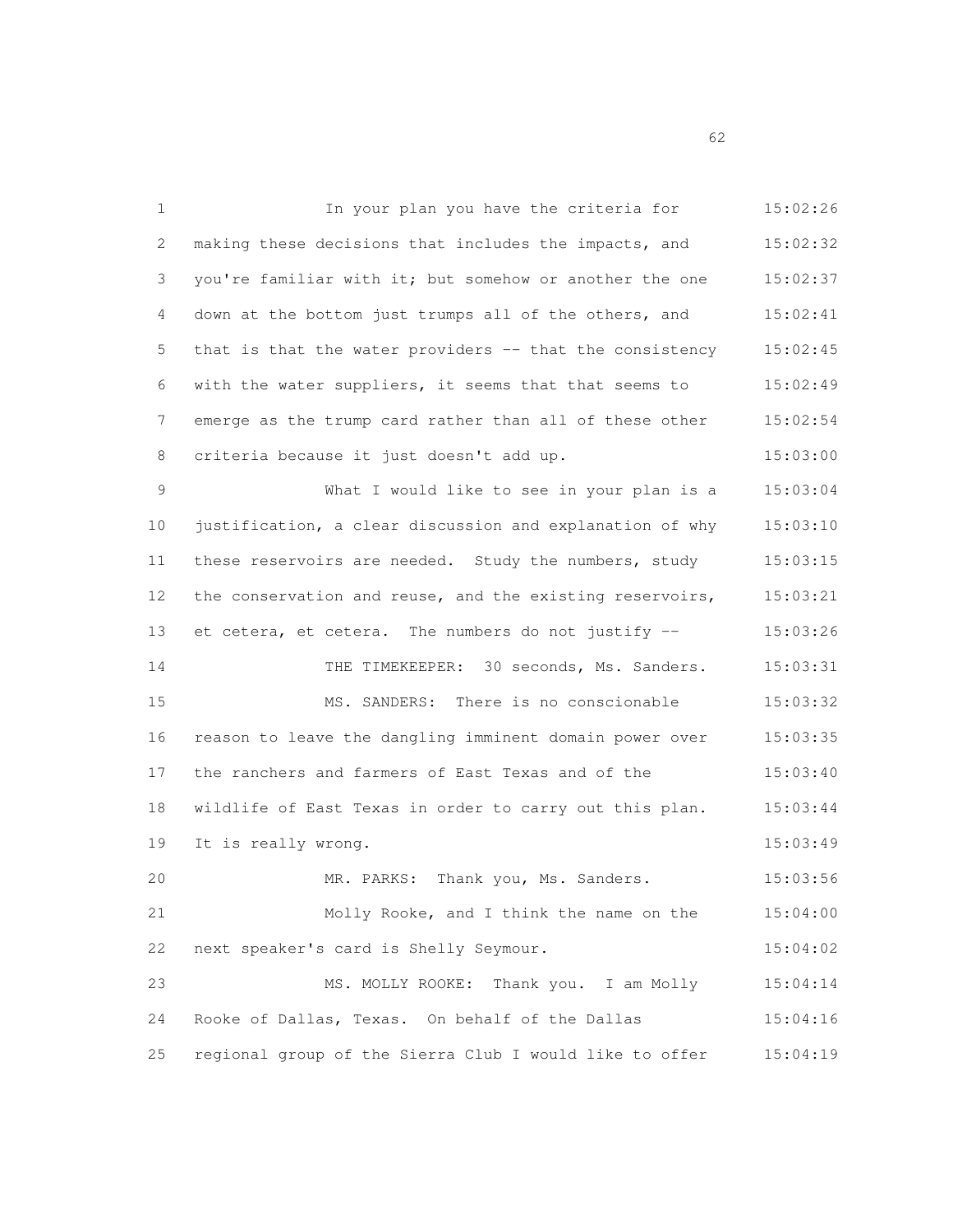In your plan you have the criteria for making these decisions that includes the impacts, and you're familiar with it; but somehow or another the one down at the bottom just trumps all of the others, and that is that the water providers -- that the consistency with the water suppliers, it seems that that seems to emerge as the trump card rather than all of these other criteria because it just doesn't add up.

What I would like to see in your plan is a justification, a clear discussion and explanation of why these reservoirs are needed. Study the numbers, study the conservation and reuse, and the existing reservoirs, et cetera, et cetera. The numbers do not justify --

THE TIMEKEEPER: 30 seconds, Ms. Sanders.

MS. SANDERS: There is no conscionable reason to leave the dangling imminent domain power over the ranchers and farmers of East Texas and of the wildlife of East Texas in order to carry out this plan. It is really wrong.

MR. PARKS: Thank you, Ms. Sanders.

Molly Rooke, and I think the name on the next speaker's card is Shelly Seymour.

MS. MOLLY ROOKE: Thank you. I am Molly Rooke of Dallas, Texas. On behalf of the Dallas regional group of the Sierra Club I would like to offer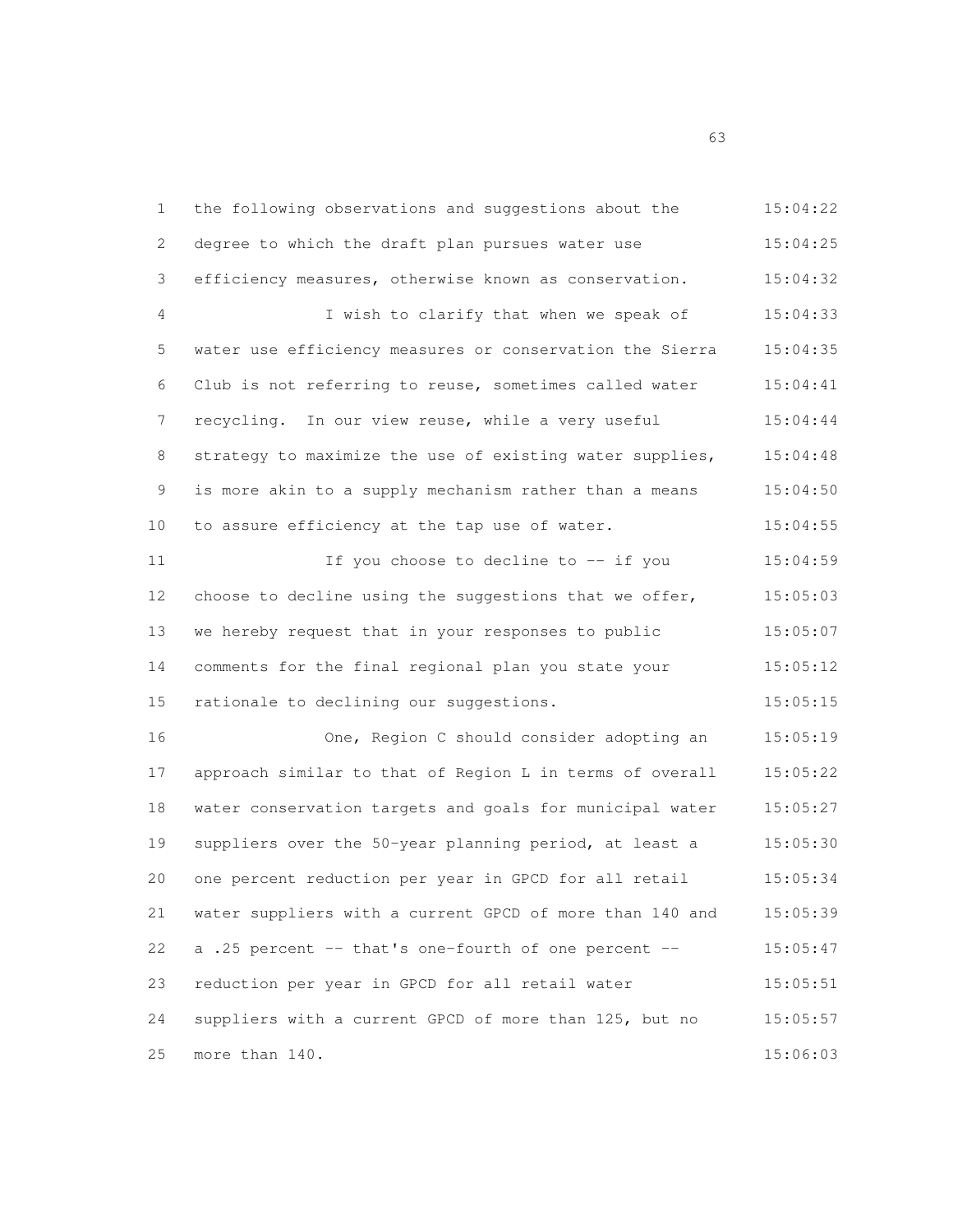the following observations and suggestions about the degree to which the draft plan pursues water use efficiency measures, otherwise known as conservation.

I wish to clarify that when we speak of water use efficiency measures or conservation the Sierra Club is not referring to reuse, sometimes called water recycling. In our view reuse, while a very useful strategy to maximize the use of existing water supplies, is more akin to a supply mechanism rather than a means to assure efficiency at the tap use of water.

If you choose to decline to -- if you choose to decline using the suggestions that we offer, we hereby request that in your responses to public comments for the final regional plan you state your rationale to declining our suggestions.

One, Region C should consider adopting an approach similar to that of Region L in terms of overall water conservation targets and goals for municipal water suppliers over the 50-year planning period, at least a one percent reduction per year in GPCD for all retail water suppliers with a current GPCD of more than 140 and a .25 percent -- that's one-fourth of one percent -- reduction per year in GPCD for all retail water suppliers with a current GPCD of more than 125, but no more than 140.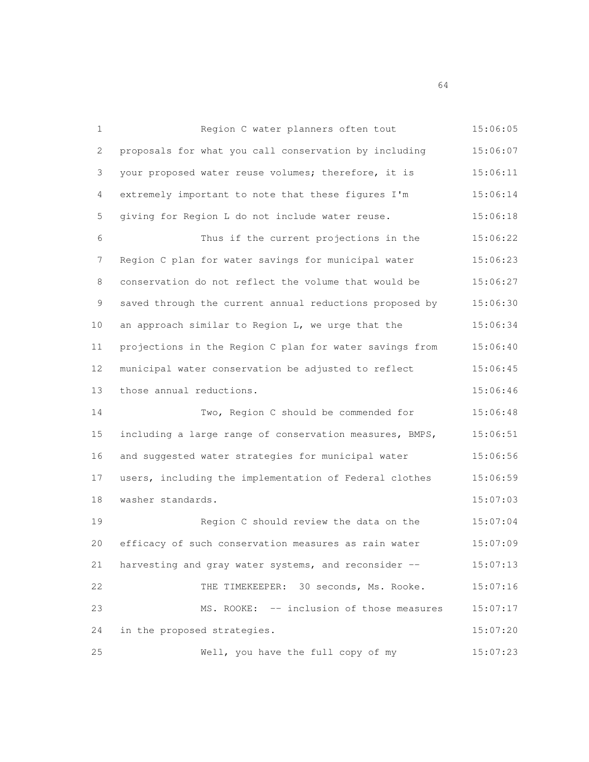Region C water planners often tout proposals for what you call conservation by including your proposed water reuse volumes; therefore, it is extremely important to note that these figures I'm giving for Region L do not include water reuse.

Thus if the current projections in the Region C plan for water savings for municipal water conservation do not reflect the volume that would be saved through the current annual reductions proposed by an approach similar to Region L, we urge that the projections in the Region C plan for water savings from municipal water conservation be adjusted to reflect those annual reductions.

Two, Region C should be commended for including a large range of conservation measures, BMPS, and suggested water strategies for municipal water users, including the implementation of Federal clothes washer standards.

Region C should review the data on the efficacy of such conservation measures as rain water harvesting and gray water systems, and reconsider --

THE TIMEKEEPER: 30 seconds, Ms. Rooke.

MS. ROOKE: -- inclusion of those measures in the proposed strategies.

Well, you have the full copy of my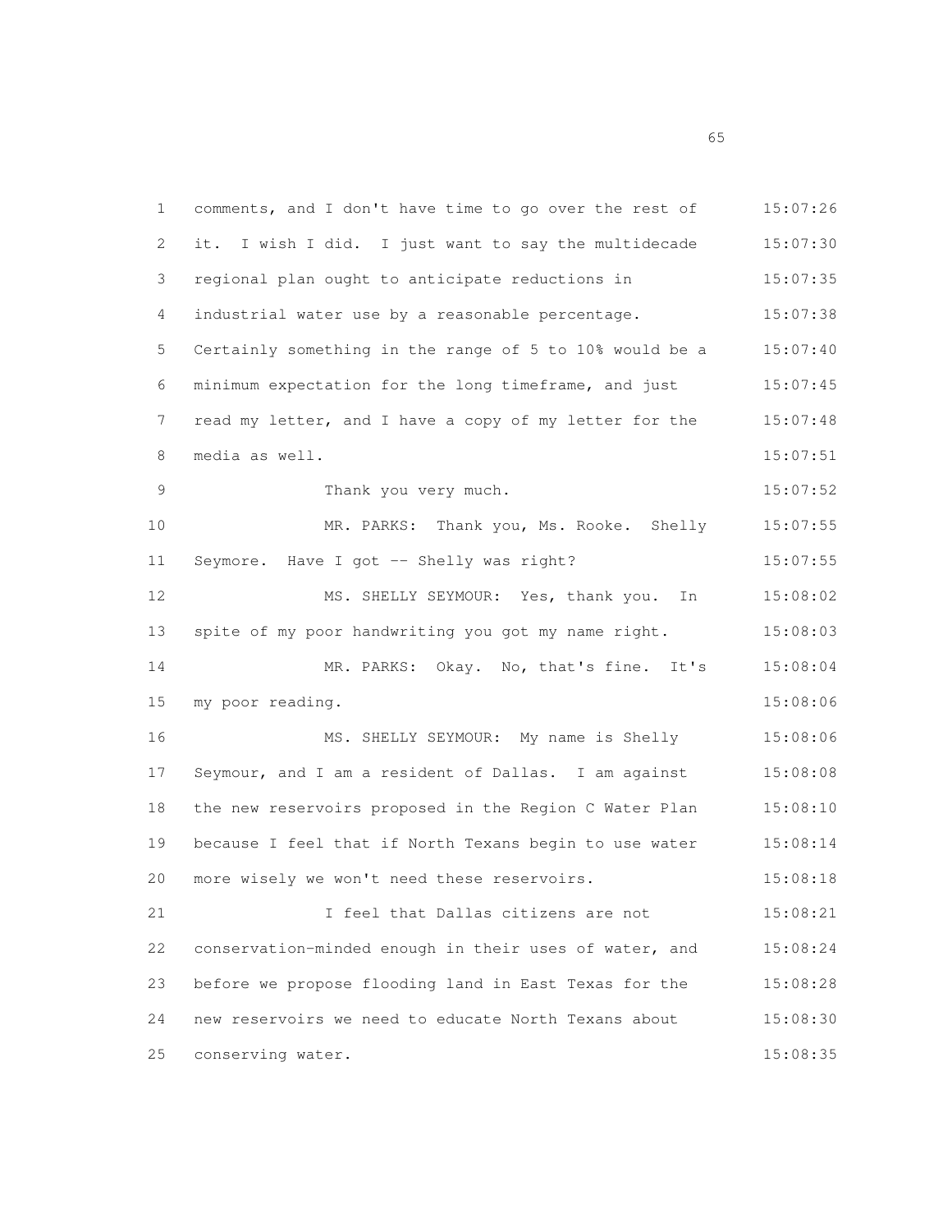1 comments, and I don't have time to go over the rest of 15:07:26
2 it. I wish I did. I just want to say the multidecade 15:07:30
3 regional plan ought to anticipate reductions in 15:07:35
4 industrial water use by a reasonable percentage. 15:07:38
5 Certainly something in the range of 5 to 10% would be a 15:07:40
6 minimum expectation for the long timeframe, and just 15:07:45
7 read my letter, and I have a copy of my letter for the 15:07:48
8 media as well. 15:07:51
9 Thank you very much. 15:07:52
10 MR. PARKS: Thank you, Ms. Rooke. Shelly 15:07:55
11 Seymore. Have I got -- Shelly was right? 15:07:55
12 MS. SHELLY SEYMOUR: Yes, thank you. In 15:08:02
13 spite of my poor handwriting you got my name right. 15:08:03
14 MR. PARKS: Okay. No, that's fine. It's 15:08:04
15 my poor reading. 15:08:06
16 MS. SHELLY SEYMOUR: My name is Shelly 15:08:06
17 Seymour, and I am a resident of Dallas. I am against 15:08:08
18 the new reservoirs proposed in the Region C Water Plan 15:08:10
19 because I feel that if North Texans begin to use water 15:08:14
20 more wisely we won't need these reservoirs. 15:08:18
21 I feel that Dallas citizens are not 15:08:21
22 conservation-minded enough in their uses of water, and 15:08:24
23 before we propose flooding land in East Texas for the 15:08:28
24 new reservoirs we need to educate North Texans about 15:08:30
25 conserving water. 15:08:35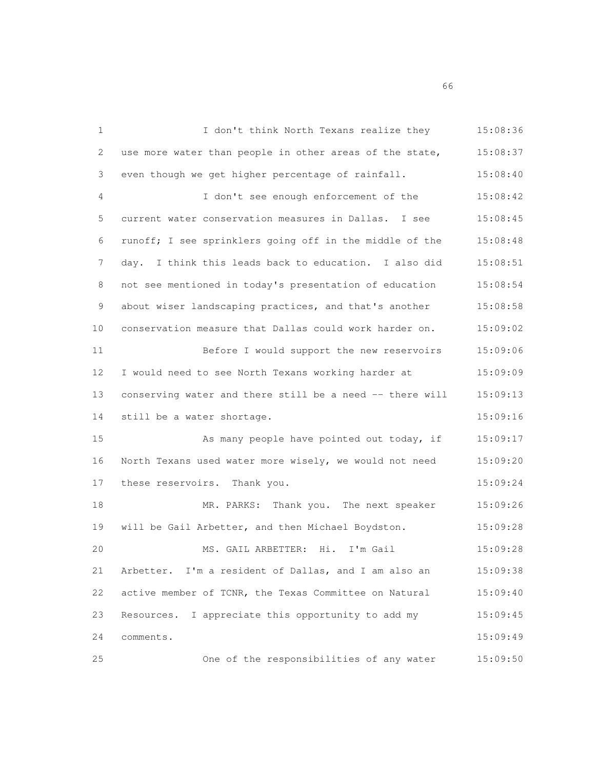I don't think North Texans realize they use more water than people in other areas of the state, even though we get higher percentage of rainfall.

I don't see enough enforcement of the current water conservation measures in Dallas. I see runoff; I see sprinklers going off in the middle of the day. I think this leads back to education. I also did not see mentioned in today's presentation of education about wiser landscaping practices, and that's another conservation measure that Dallas could work harder on.

Before I would support the new reservoirs I would need to see North Texans working harder at conserving water and there still be a need -- there will still be a water shortage.

As many people have pointed out today, if North Texans used water more wisely, we would not need these reservoirs. Thank you.

MR. PARKS: Thank you. The next speaker will be Gail Arbetter, and then Michael Boydston.

MS. GAIL ARBETTER: Hi. I'm Gail Arbetter. I'm a resident of Dallas, and I am also an active member of TCNR, the Texas Committee on Natural Resources. I appreciate this opportunity to add my comments.

One of the responsibilities of any water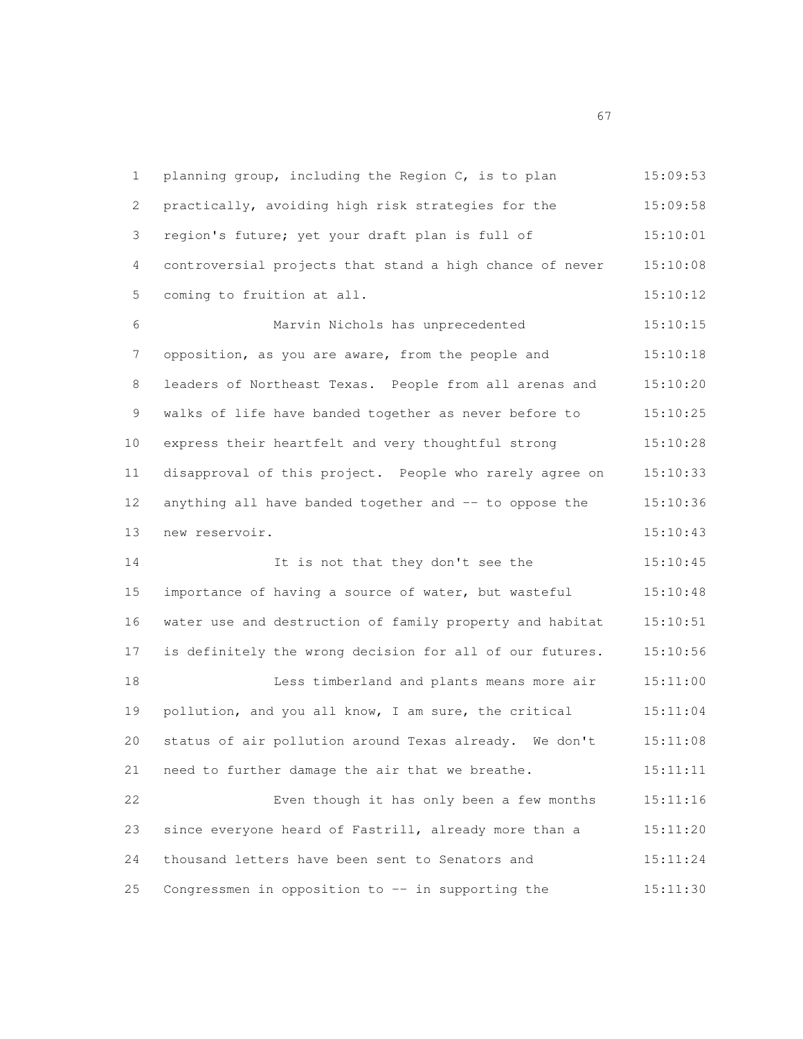planning group, including the Region C, is to plan practically, avoiding high risk strategies for the region's future; yet your draft plan is full of controversial projects that stand a high chance of never coming to fruition at all.

Marvin Nichols has unprecedented opposition, as you are aware, from the people and leaders of Northeast Texas. People from all arenas and walks of life have banded together as never before to express their heartfelt and very thoughtful strong disapproval of this project. People who rarely agree on anything all have banded together and -- to oppose the new reservoir.

It is not that they don't see the importance of having a source of water, but wasteful water use and destruction of family property and habitat is definitely the wrong decision for all of our futures.

Less timberland and plants means more air pollution, and you all know, I am sure, the critical status of air pollution around Texas already. We don't need to further damage the air that we breathe.

Even though it has only been a few months since everyone heard of Fastrill, already more than a thousand letters have been sent to Senators and Congressmen in opposition to -- in supporting the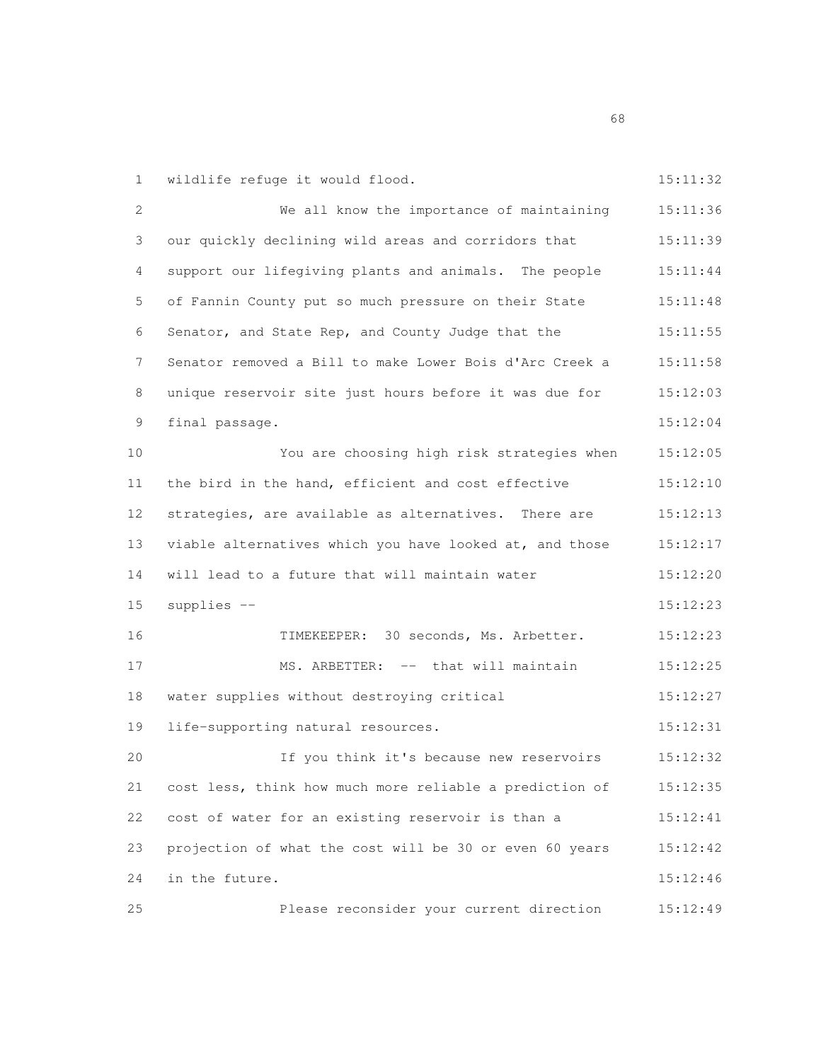1 wildlife refuge it would flood. 15:11:32

2 We all know the importance of maintaining 15:11:36

3 our quickly declining wild areas and corridors that 15:11:39

4 support our lifegiving plants and animals. The people 15:11:44

5 of Fannin County put so much pressure on their State 15:11:48

6 Senator, and State Rep, and County Judge that the 15:11:55

7 Senator removed a Bill to make Lower Bois d'Arc Creek a 15:11:58

8 unique reservoir site just hours before it was due for 15:12:03

9 final passage. 15:12:04

10 You are choosing high risk strategies when 15:12:05

11 the bird in the hand, efficient and cost effective 15:12:10

12 strategies, are available as alternatives. There are 15:12:13

13 viable alternatives which you have looked at, and those 15:12:17

14 will lead to a future that will maintain water 15:12:20

15 supplies -- 15:12:23

16 TIMEKEEPER: 30 seconds, Ms. Arbetter. 15:12:23

17 MS. ARBETTER: -- that will maintain 15:12:25

18 water supplies without destroying critical 15:12:27

19 life-supporting natural resources. 15:12:31

20 If you think it's because new reservoirs 15:12:32

21 cost less, think how much more reliable a prediction of 15:12:35

22 cost of water for an existing reservoir is than a 15:12:41

23 projection of what the cost will be 30 or even 60 years 15:12:42

24 in the future. 15:12:46

25 Please reconsider your current direction 15:12:49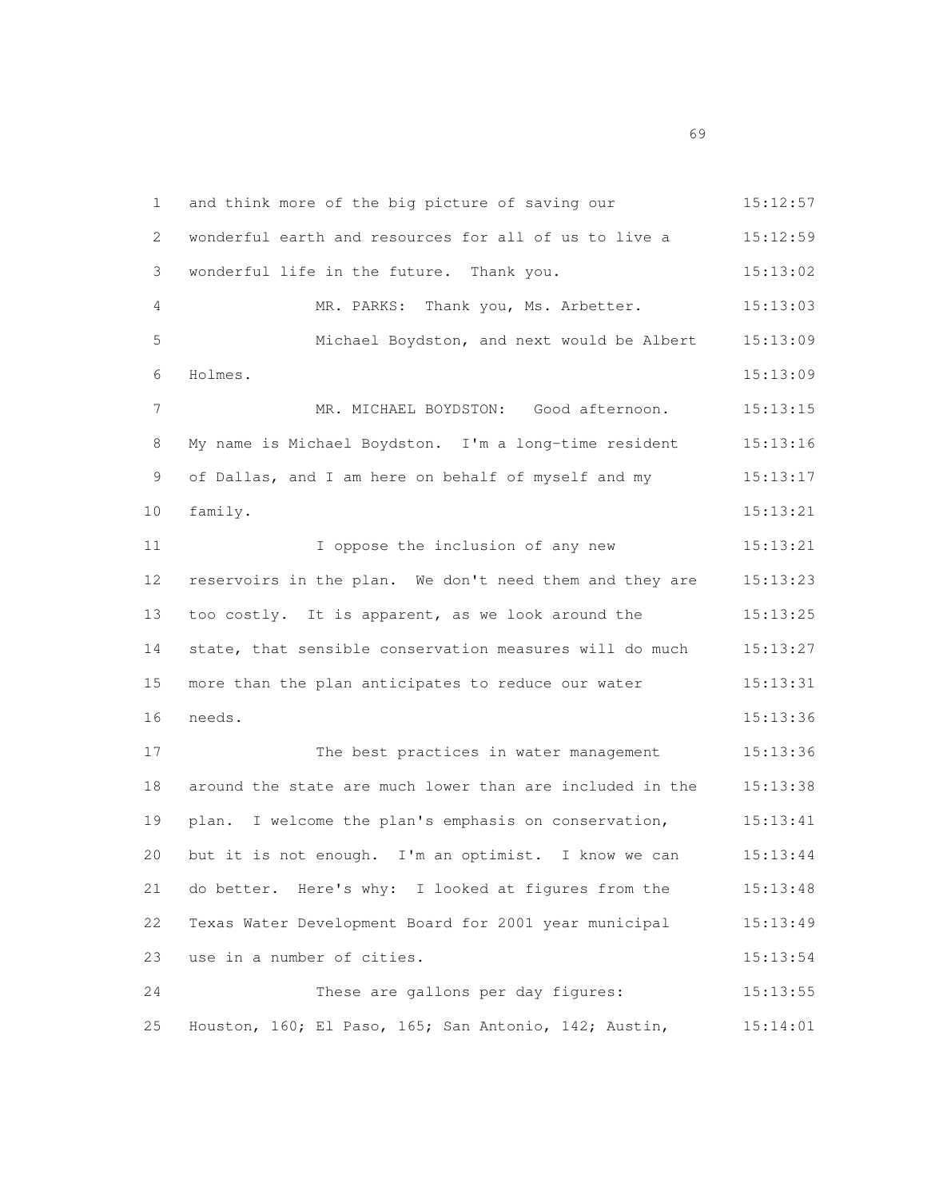and think more of the big picture of saving our wonderful earth and resources for all of us to live a wonderful life in the future. Thank you.

MR. PARKS: Thank you, Ms. Arbetter.

Michael Boydston, and next would be Albert Holmes.

MR. MICHAEL BOYDSTON: Good afternoon. My name is Michael Boydston. I'm a long-time resident of Dallas, and I am here on behalf of myself and my family.

I oppose the inclusion of any new reservoirs in the plan. We don't need them and they are too costly. It is apparent, as we look around the state, that sensible conservation measures will do much more than the plan anticipates to reduce our water needs.

The best practices in water management around the state are much lower than are included in the plan. I welcome the plan's emphasis on conservation, but it is not enough. I'm an optimist. I know we can do better. Here's why: I looked at figures from the Texas Water Development Board for 2001 year municipal use in a number of cities.

These are gallons per day figures: Houston, 160; El Paso, 165; San Antonio, 142; Austin,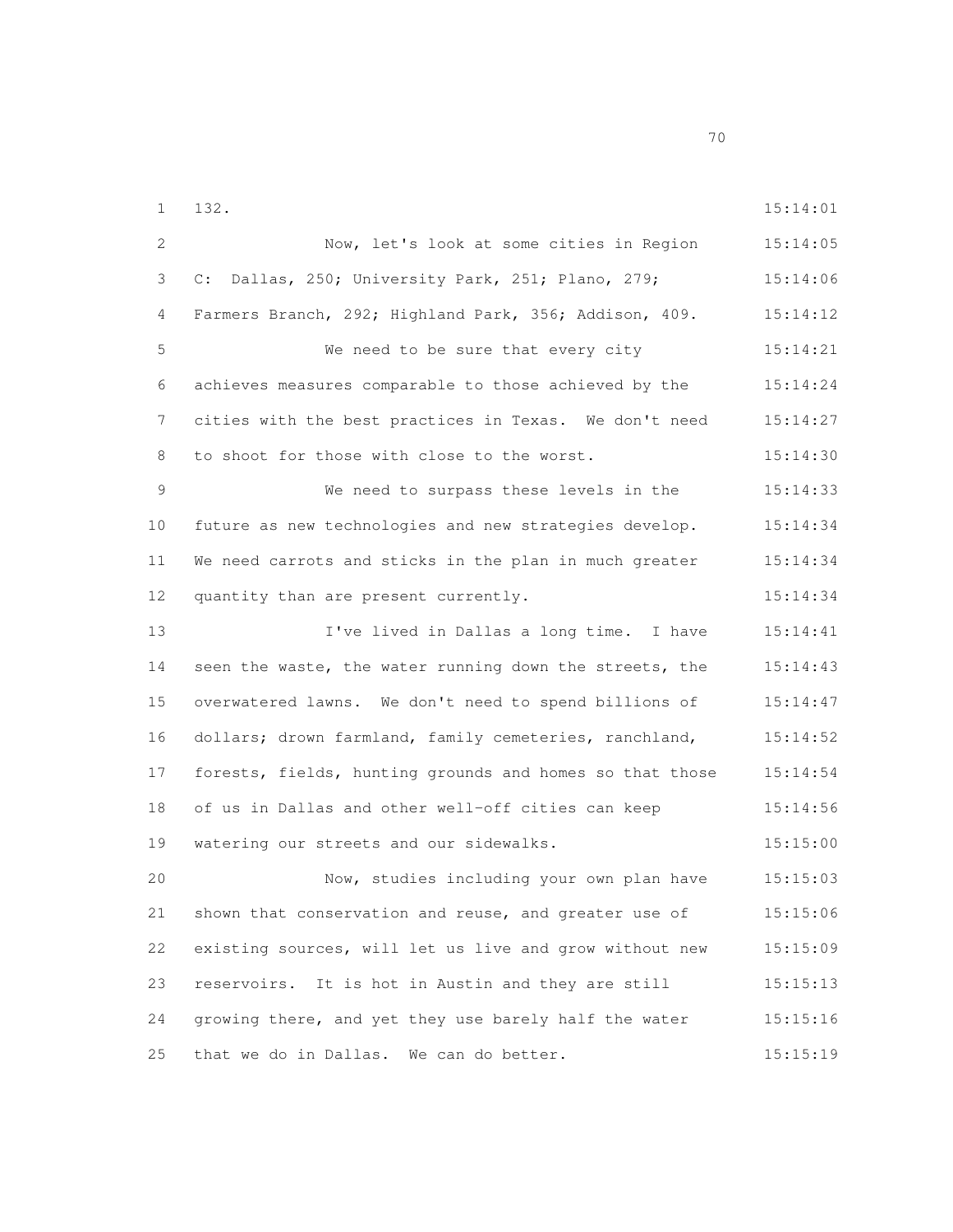132.

Now, let's look at some cities in Region C: Dallas, 250; University Park, 251; Plano, 279; Farmers Branch, 292; Highland Park, 356; Addison, 409.

We need to be sure that every city achieves measures comparable to those achieved by the cities with the best practices in Texas. We don't need to shoot for those with close to the worst.

We need to surpass these levels in the future as new technologies and new strategies develop. We need carrots and sticks in the plan in much greater quantity than are present currently.

I've lived in Dallas a long time. I have seen the waste, the water running down the streets, the overwatered lawns. We don't need to spend billions of dollars; drown farmland, family cemeteries, ranchland, forests, fields, hunting grounds and homes so that those of us in Dallas and other well-off cities can keep watering our streets and our sidewalks.

Now, studies including your own plan have shown that conservation and reuse, and greater use of existing sources, will let us live and grow without new reservoirs. It is hot in Austin and they are still growing there, and yet they use barely half the water that we do in Dallas. We can do better.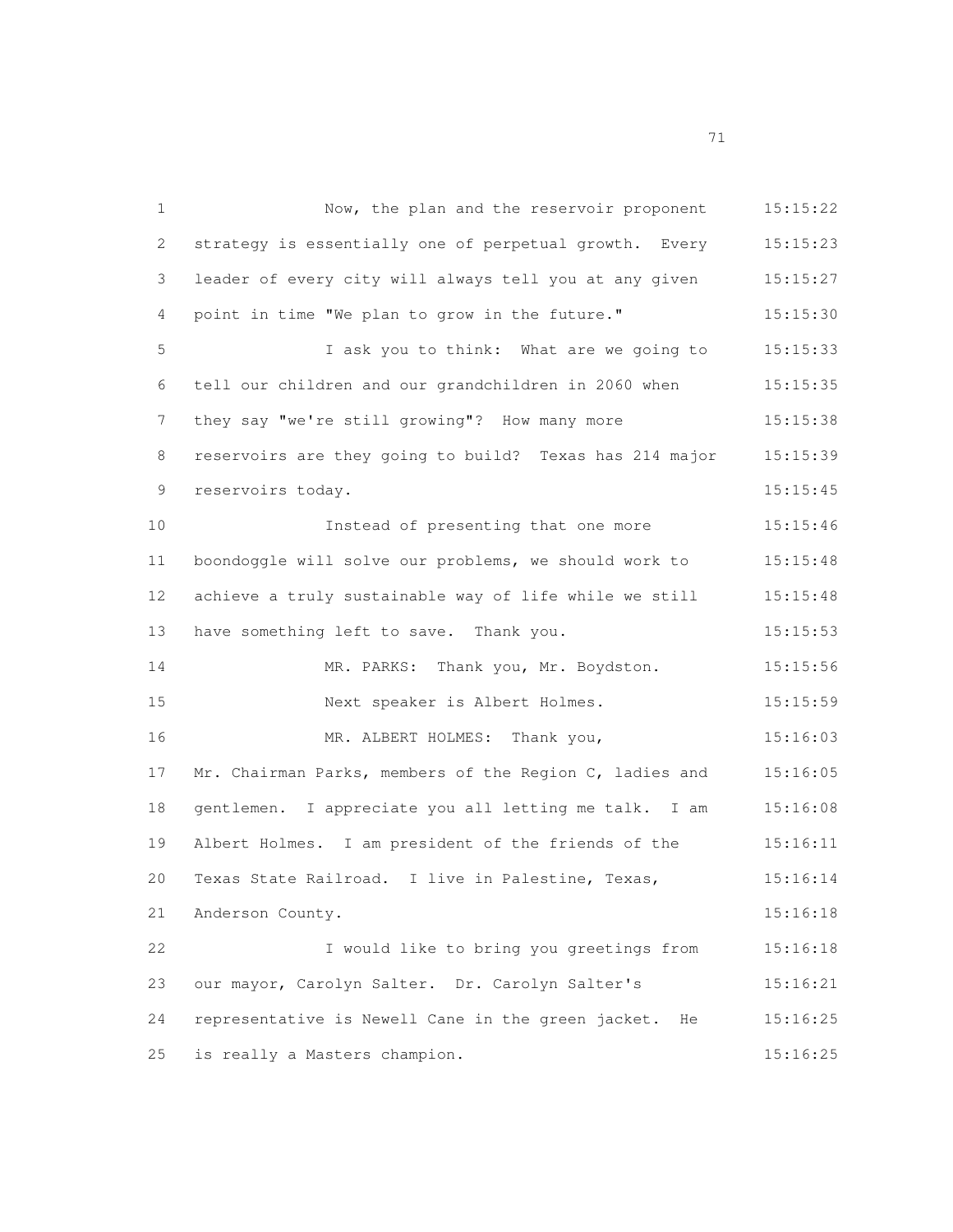Now, the plan and the reservoir proponent strategy is essentially one of perpetual growth. Every leader of every city will always tell you at any given point in time "We plan to grow in the future."

I ask you to think: What are we going to tell our children and our grandchildren in 2060 when they say "we're still growing"? How many more reservoirs are they going to build? Texas has 214 major reservoirs today.

Instead of presenting that one more boondoggle will solve our problems, we should work to achieve a truly sustainable way of life while we still have something left to save. Thank you.

MR. PARKS: Thank you, Mr. Boydston.

Next speaker is Albert Holmes.

MR. ALBERT HOLMES: Thank you, Mr. Chairman Parks, members of the Region C, ladies and gentlemen. I appreciate you all letting me talk. I am Albert Holmes. I am president of the friends of the Texas State Railroad. I live in Palestine, Texas, Anderson County.

I would like to bring you greetings from our mayor, Carolyn Salter. Dr. Carolyn Salter's representative is Newell Cane in the green jacket. He is really a Masters champion.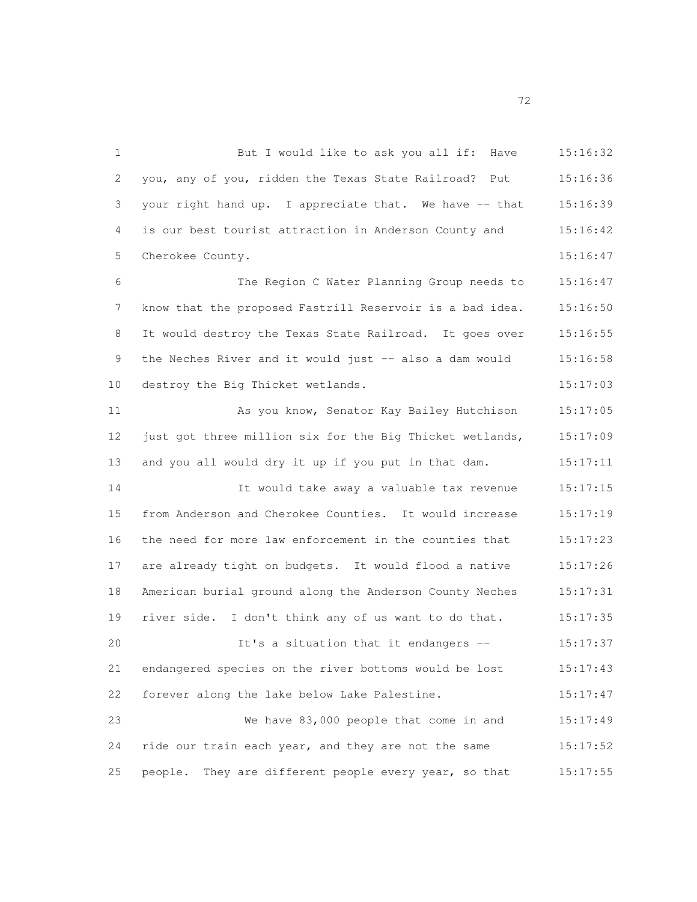But I would like to ask you all if: Have you, any of you, ridden the Texas State Railroad? Put your right hand up. I appreciate that. We have -- that is our best tourist attraction in Anderson County and Cherokee County.

The Region C Water Planning Group needs to know that the proposed Fastrill Reservoir is a bad idea. It would destroy the Texas State Railroad. It goes over the Neches River and it would just -- also a dam would destroy the Big Thicket wetlands.

As you know, Senator Kay Bailey Hutchison just got three million six for the Big Thicket wetlands, and you all would dry it up if you put in that dam.

It would take away a valuable tax revenue from Anderson and Cherokee Counties. It would increase the need for more law enforcement in the counties that are already tight on budgets. It would flood a native American burial ground along the Anderson County Neches river side. I don't think any of us want to do that.

It's a situation that it endangers -- endangered species on the river bottoms would be lost forever along the lake below Lake Palestine.

We have 83,000 people that come in and ride our train each year, and they are not the same people. They are different people every year, so that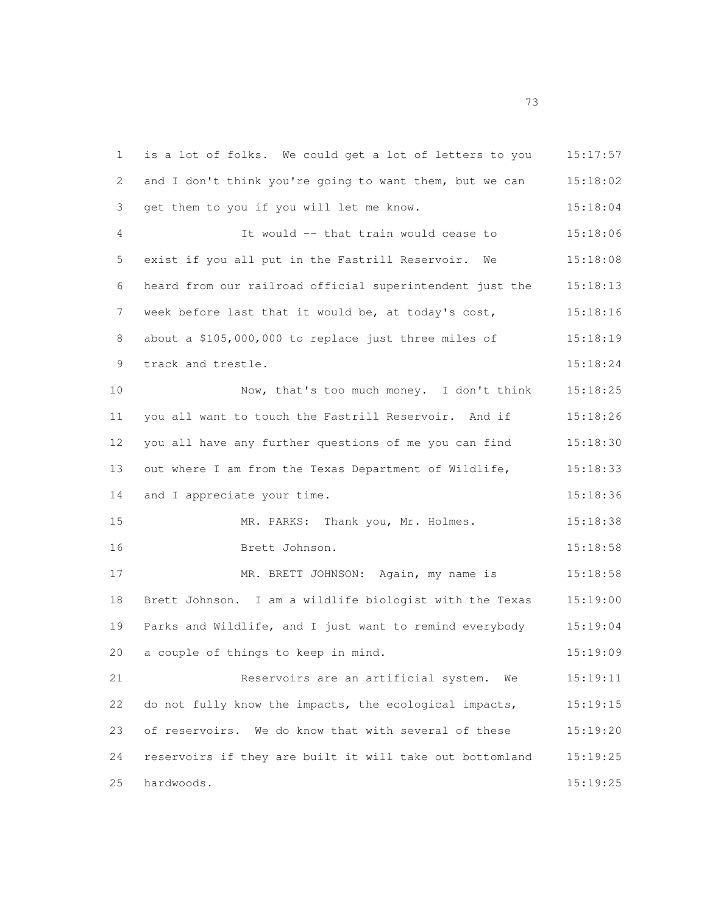1 is a lot of folks. We could get a lot of letters to you 15:17:57
2 and I don't think you're going to want them, but we can 15:18:02
3 get them to you if you will let me know. 15:18:04
4 It would -- that train would cease to 15:18:06
5 exist if you all put in the Fastrill Reservoir. We 15:18:08
6 heard from our railroad official superintendent just the 15:18:13
7 week before last that it would be, at today's cost, 15:18:16
8 about a $105,000,000 to replace just three miles of 15:18:19
9 track and trestle. 15:18:24
10 Now, that's too much money. I don't think 15:18:25
11 you all want to touch the Fastrill Reservoir. And if 15:18:26
12 you all have any further questions of me you can find 15:18:30
13 out where I am from the Texas Department of Wildlife, 15:18:33
14 and I appreciate your time. 15:18:36
15 MR. PARKS: Thank you, Mr. Holmes. 15:18:38
16 Brett Johnson. 15:18:58
17 MR. BRETT JOHNSON: Again, my name is 15:18:58
18 Brett Johnson. I am a wildlife biologist with the Texas 15:19:00
19 Parks and Wildlife, and I just want to remind everybody 15:19:04
20 a couple of things to keep in mind. 15:19:09
21 Reservoirs are an artificial system. We 15:19:11
22 do not fully know the impacts, the ecological impacts, 15:19:15
23 of reservoirs. We do know that with several of these 15:19:20
24 reservoirs if they are built it will take out bottomland 15:19:25
25 hardwoods. 15:19:25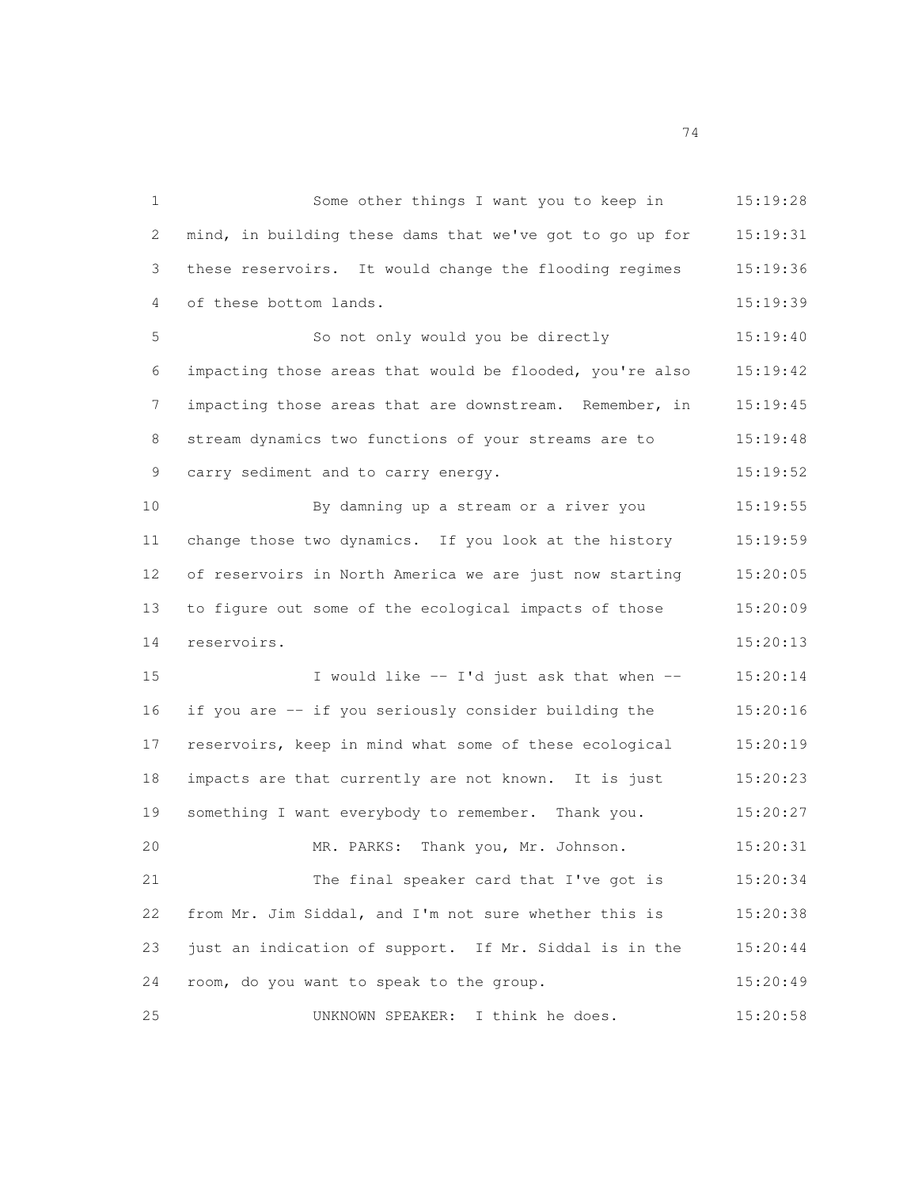Some other things I want you to keep in mind, in building these dams that we've got to go up for these reservoirs. It would change the flooding regimes of these bottom lands.

So not only would you be directly impacting those areas that would be flooded, you're also impacting those areas that are downstream. Remember, in stream dynamics two functions of your streams are to carry sediment and to carry energy.

By damning up a stream or a river you change those two dynamics. If you look at the history of reservoirs in North America we are just now starting to figure out some of the ecological impacts of those reservoirs.

I would like -- I'd just ask that when -- if you are -- if you seriously consider building the reservoirs, keep in mind what some of these ecological impacts are that currently are not known. It is just something I want everybody to remember. Thank you.

MR. PARKS: Thank you, Mr. Johnson.

The final speaker card that I've got is from Mr. Jim Siddal, and I'm not sure whether this is just an indication of support. If Mr. Siddal is in the room, do you want to speak to the group.

UNKNOWN SPEAKER: I think he does.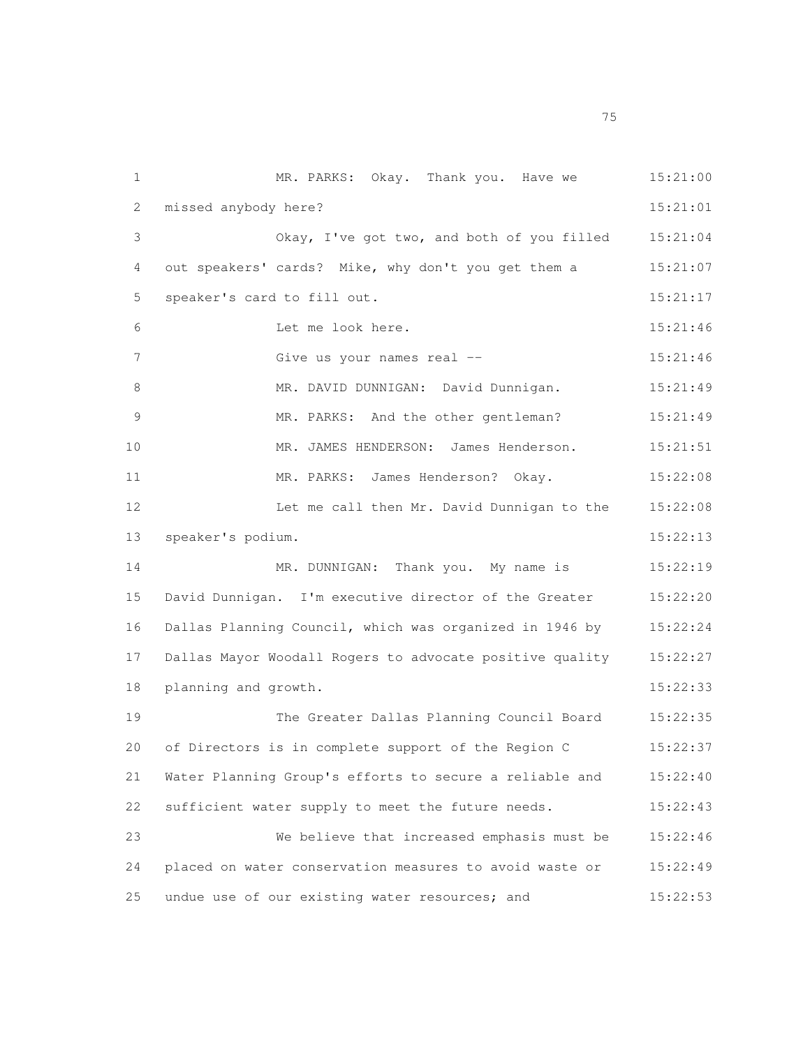MR. PARKS: Okay. Thank you. Have we missed anybody here?

Okay, I've got two, and both of you filled out speakers' cards? Mike, why don't you get them a speaker's card to fill out.

Let me look here.

Give us your names real --

MR. DAVID DUNNIGAN: David Dunnigan.

MR. PARKS: And the other gentleman?

MR. JAMES HENDERSON: James Henderson.

MR. PARKS: James Henderson? Okay.

Let me call then Mr. David Dunnigan to the speaker's podium.

MR. DUNNIGAN: Thank you. My name is David Dunnigan. I'm executive director of the Greater Dallas Planning Council, which was organized in 1946 by Dallas Mayor Woodall Rogers to advocate positive quality planning and growth.

The Greater Dallas Planning Council Board of Directors is in complete support of the Region C Water Planning Group's efforts to secure a reliable and sufficient water supply to meet the future needs.

We believe that increased emphasis must be placed on water conservation measures to avoid waste or undue use of our existing water resources; and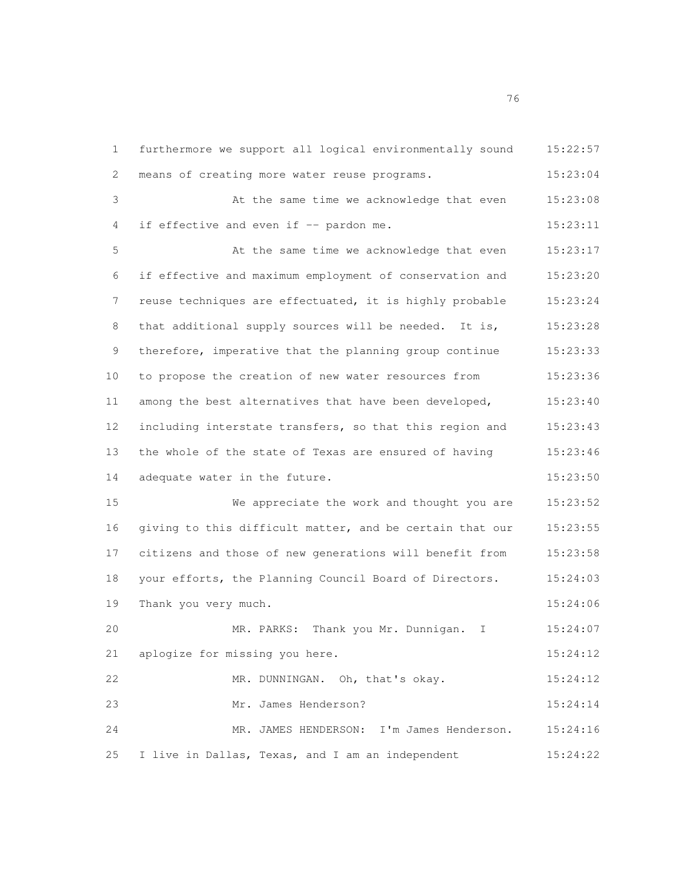1 furthermore we support all logical environmentally sound 15:22:57
2 means of creating more water reuse programs. 15:23:04
3 At the same time we acknowledge that even 15:23:08
4 if effective and even if -- pardon me. 15:23:11
5 At the same time we acknowledge that even 15:23:17
6 if effective and maximum employment of conservation and 15:23:20
7 reuse techniques are effectuated, it is highly probable 15:23:24
8 that additional supply sources will be needed. It is, 15:23:28
9 therefore, imperative that the planning group continue 15:23:33
10 to propose the creation of new water resources from 15:23:36
11 among the best alternatives that have been developed, 15:23:40
12 including interstate transfers, so that this region and 15:23:43
13 the whole of the state of Texas are ensured of having 15:23:46
14 adequate water in the future. 15:23:50
15 We appreciate the work and thought you are 15:23:52
16 giving to this difficult matter, and be certain that our 15:23:55
17 citizens and those of new generations will benefit from 15:23:58
18 your efforts, the Planning Council Board of Directors. 15:24:03
19 Thank you very much. 15:24:06
20 MR. PARKS: Thank you Mr. Dunnigan. I 15:24:07
21 aplogize for missing you here. 15:24:12
22 MR. DUNNINGAN. Oh, that's okay. 15:24:12
23 Mr. James Henderson? 15:24:14
24 MR. JAMES HENDERSON: I'm James Henderson. 15:24:16
25 I live in Dallas, Texas, and I am an independent 15:24:22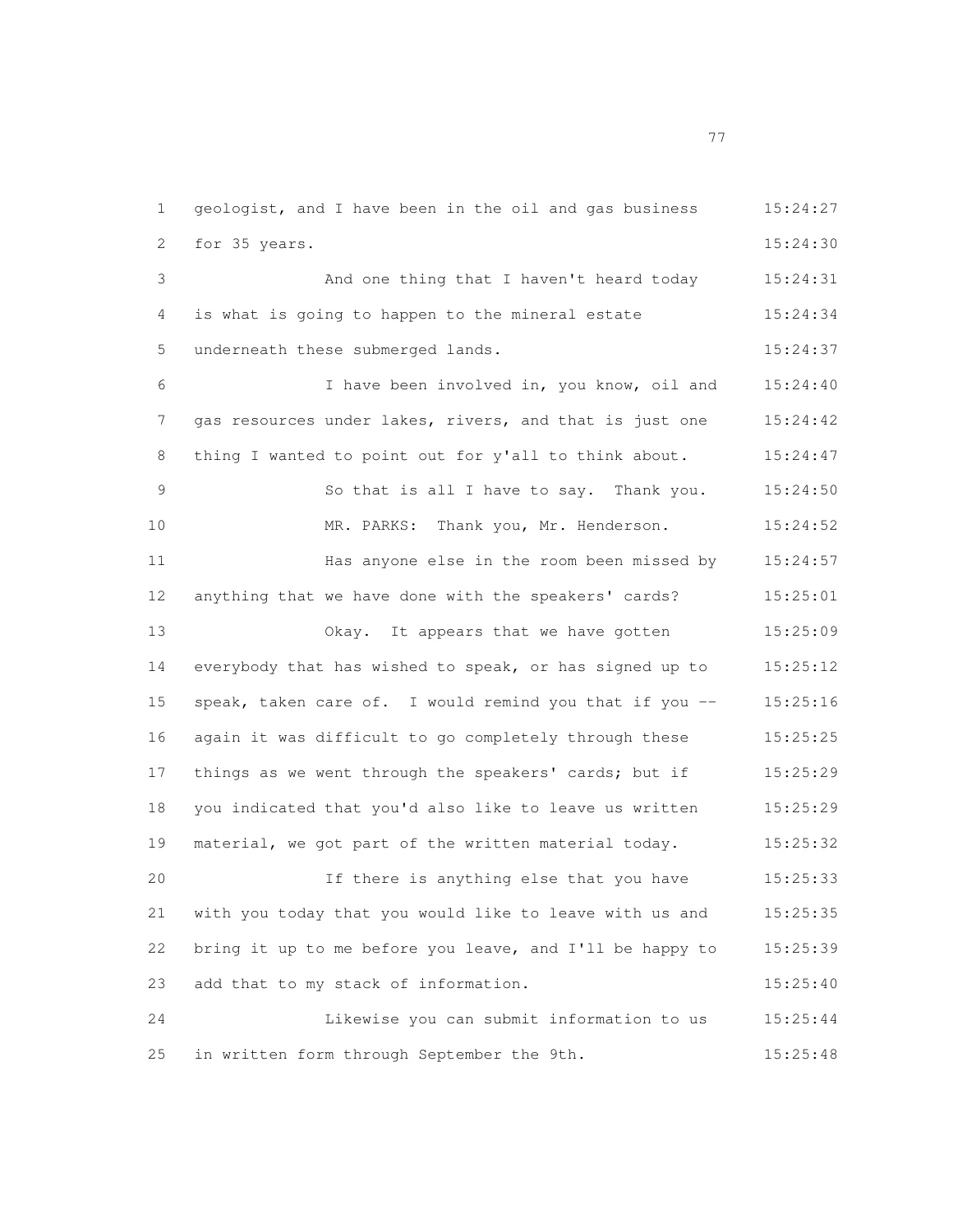geologist, and I have been in the oil and gas business for 35 years.

And one thing that I haven't heard today is what is going to happen to the mineral estate underneath these submerged lands.

I have been involved in, you know, oil and gas resources under lakes, rivers, and that is just one thing I wanted to point out for y'all to think about.

So that is all I have to say. Thank you.

MR. PARKS: Thank you, Mr. Henderson.

Has anyone else in the room been missed by anything that we have done with the speakers' cards?

Okay. It appears that we have gotten everybody that has wished to speak, or has signed up to speak, taken care of. I would remind you that if you -- again it was difficult to go completely through these things as we went through the speakers' cards; but if you indicated that you'd also like to leave us written material, we got part of the written material today.

If there is anything else that you have with you today that you would like to leave with us and bring it up to me before you leave, and I'll be happy to add that to my stack of information.

Likewise you can submit information to us in written form through September the 9th.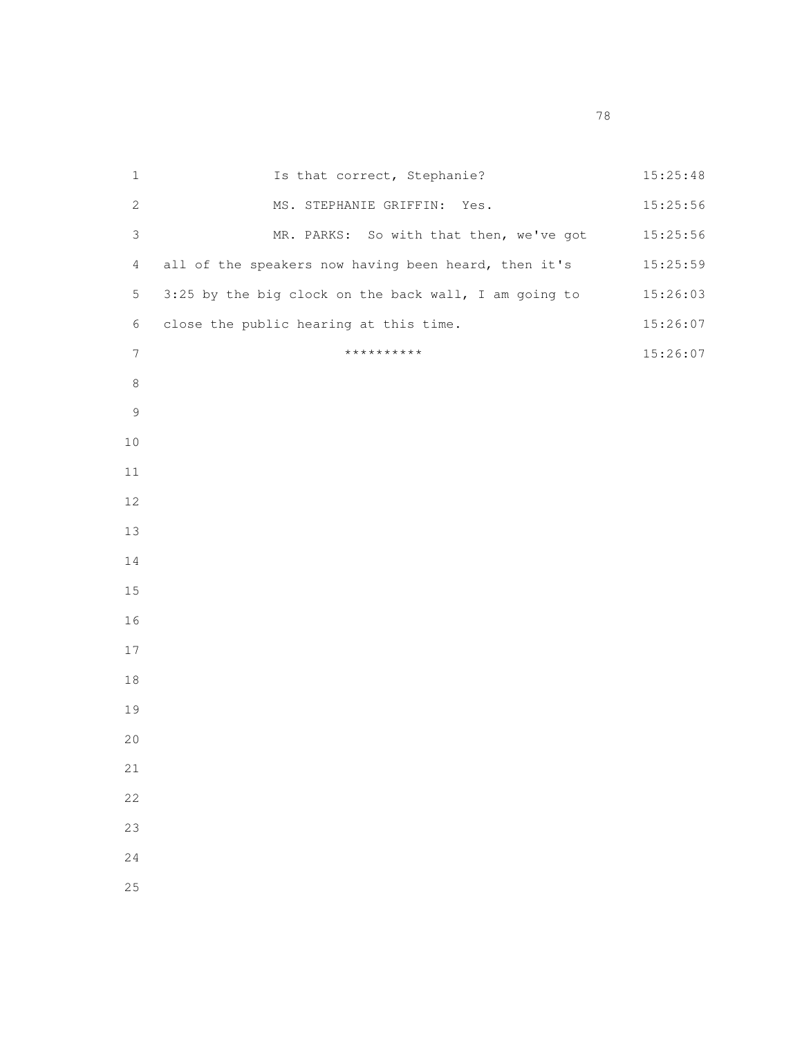Is that correct, Stephanie?

MS. STEPHANIE GRIFFIN: Yes.

MR. PARKS: So with that then, we've got all of the speakers now having been heard, then it's 3:25 by the big clock on the back wall, I am going to close the public hearing at this time.

**********